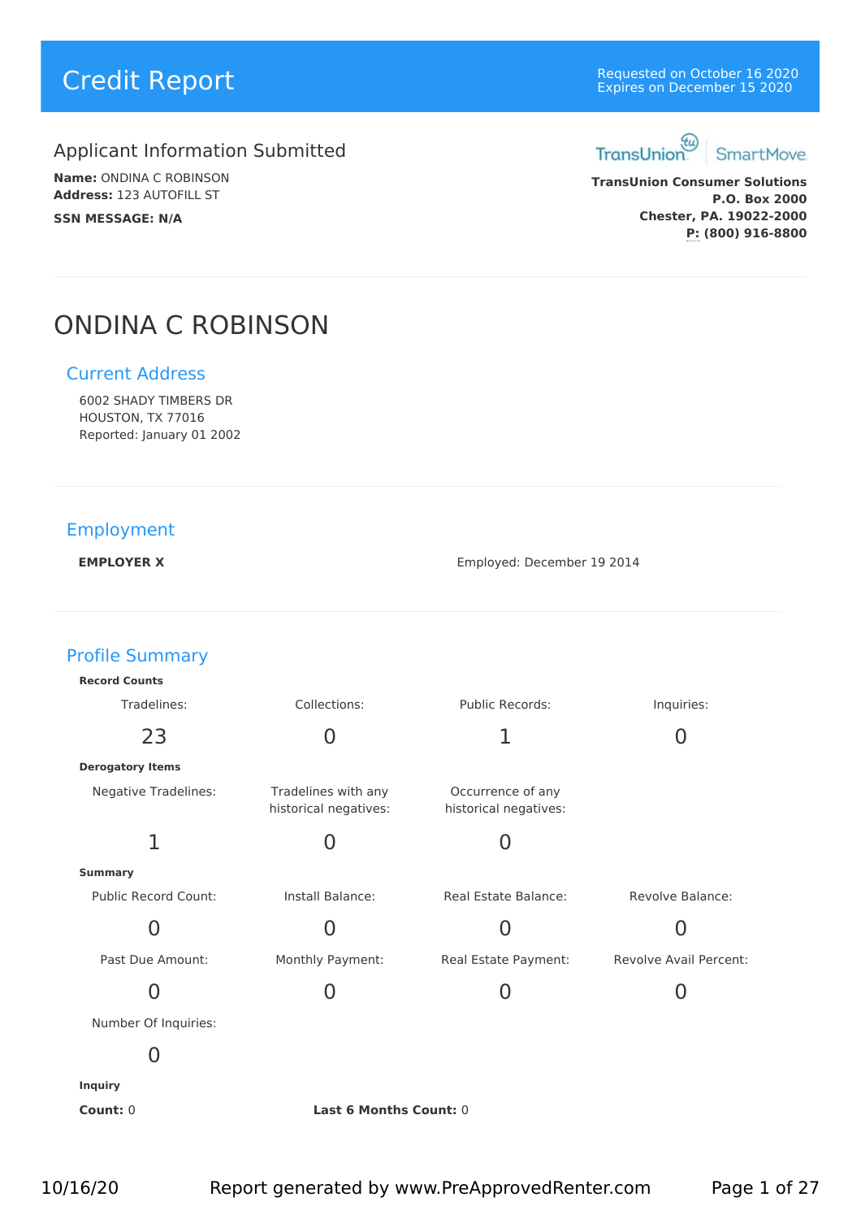# Credit Report

Requested on October 16 2020
Expires on December 15 2020

## Applicant Information Submitted

**Name:** ONDINA C ROBINSON
**Address:** 123 AUTOFILL ST

**SSN MESSAGE: N/A**

TransUnion SmartMove

**TransUnion Consumer Solutions**
**P.O. Box 2000**
**Chester, PA. 19022-2000**
**P: (800) 916-8800**

# ONDINA C ROBINSON

## Current Address

6002 SHADY TIMBERS DR
HOUSTON, TX 77016
Reported: January 01 2002

## Employment

**EMPLOYER X** — Employed: December 19 2014

## Profile Summary

**Record Counts**

| Tradelines: | Collections: | Public Records: | Inquiries: |
|---|---|---|---|
| 23 | 0 | 1 | 0 |

**Derogatory Items**

| Negative Tradelines: | Tradelines with any historical negatives: | Occurrence of any historical negatives: |
|---|---|---|
| 1 | 0 | 0 |

**Summary**

| Public Record Count: | Install Balance: | Real Estate Balance: | Revolve Balance: |
|---|---|---|---|
| 0 | 0 | 0 | 0 |
| **Past Due Amount:** | **Monthly Payment:** | **Real Estate Payment:** | **Revolve Avail Percent:** |
| 0 | 0 | 0 | 0 |
| **Number Of Inquiries:** | | | |
| 0 | | | |

**Inquiry**

**Count:** 0 **Last 6 Months Count:** 0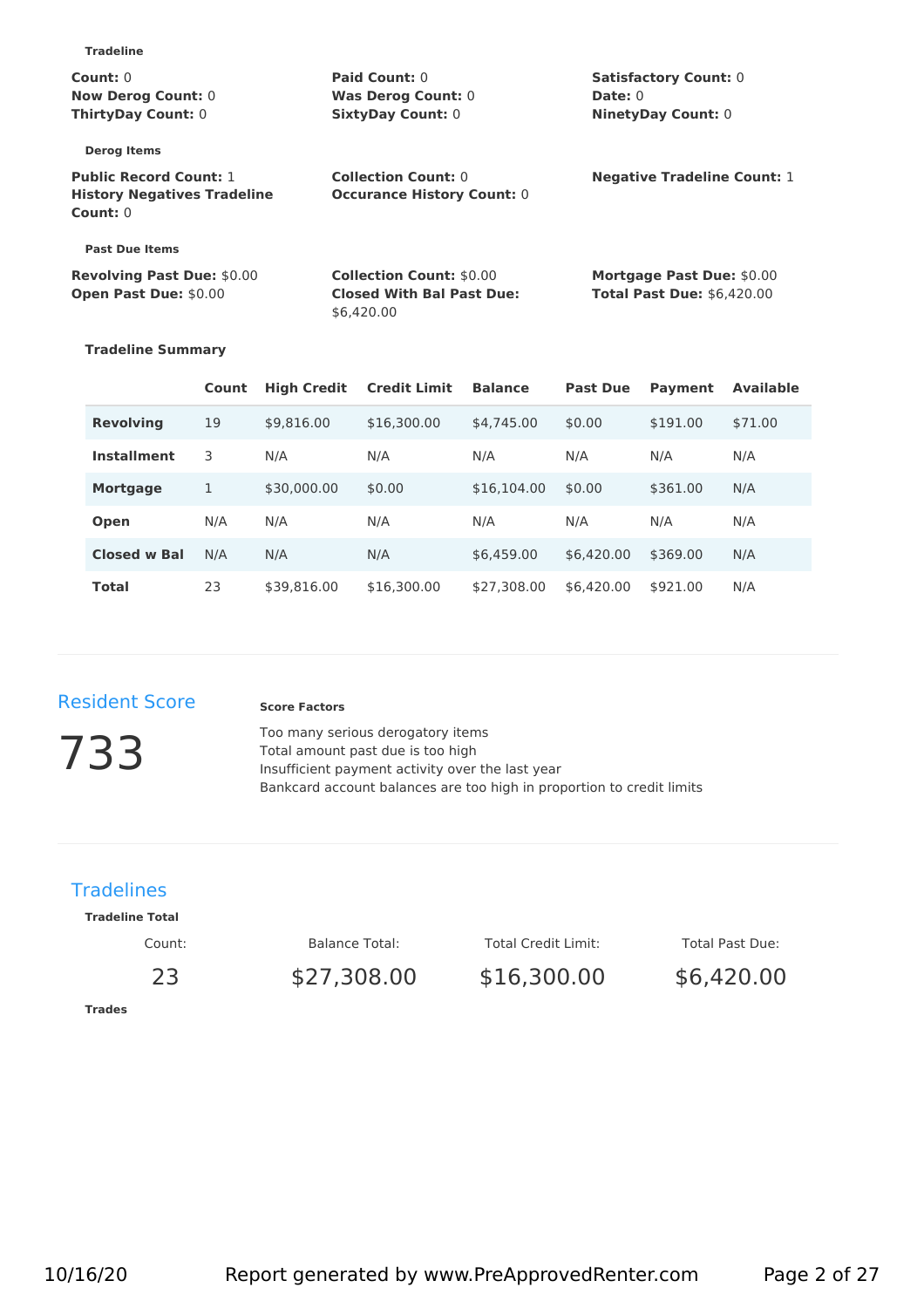### Tradeline

**Count:** 0
**Paid Count:** 0
**Satisfactory Count:** 0
**Now Derog Count:** 0
**Was Derog Count:** 0
**Date:** 0
**ThirtyDay Count:** 0
**SixtyDay Count:** 0
**NinetyDay Count:** 0

### Derog Items

**Public Record Count:** 1
**Collection Count:** 0
**Negative Tradeline Count:** 1
**History Negatives Tradeline Count:** 0
**Occurance History Count:** 0

### Past Due Items

**Revolving Past Due:** $0.00
**Collection Count:** $0.00
**Mortgage Past Due:** $0.00
**Open Past Due:** $0.00
**Closed With Bal Past Due:** $6,420.00
**Total Past Due:** $6,420.00

### Tradeline Summary

| | Count | High Credit | Credit Limit | Balance | Past Due | Payment | Available |
|---|---|---|---|---|---|---|---|
| **Revolving** | 19 | $9,816.00 | $16,300.00 | $4,745.00 | $0.00 | $191.00 | $71.00 |
| **Installment** | 3 | N/A | N/A | N/A | N/A | N/A | N/A |
| **Mortgage** | 1 | $30,000.00 | $0.00 | $16,104.00 | $0.00 | $361.00 | N/A |
| **Open** | N/A | N/A | N/A | N/A | N/A | N/A | N/A |
| **Closed w Bal** | N/A | N/A | N/A | $6,459.00 | $6,420.00 | $369.00 | N/A |
| **Total** | 23 | $39,816.00 | $16,300.00 | $27,308.00 | $6,420.00 | $921.00 | N/A |

## Resident Score

# 733

### Score Factors

Too many serious derogatory items
Total amount past due is too high
Insufficient payment activity over the last year
Bankcard account balances are too high in proportion to credit limits

## Tradelines

### Tradeline Total

| Count: | Balance Total: | Total Credit Limit: | Total Past Due: |
|---|---|---|---|
| 23 | $27,308.00 | $16,300.00 | $6,420.00 |

### Trades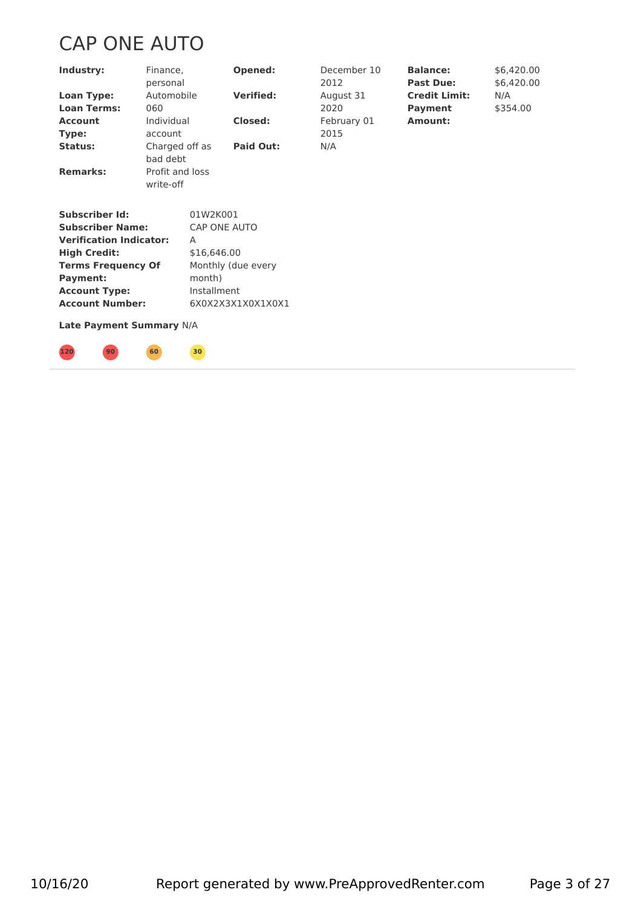# CAP ONE AUTO

| | | | | | |
|---|---|---|---|---|---|
| **Industry:** | Finance, personal | **Opened:** | December 10 2012 | **Balance:** | $6,420.00 |
| | | | | **Past Due:** | $6,420.00 |
| **Loan Type:** | Automobile | **Verified:** | August 31 2020 | **Credit Limit:** | N/A |
| **Loan Terms:** | 060 | | | **Payment Amount:** | $354.00 |
| **Account Type:** | Individual account | **Closed:** | February 01 2015 | | |
| **Status:** | Charged off as bad debt | **Paid Out:** | N/A | | |
| **Remarks:** | Profit and loss write-off | | | | |

| | |
|---|---|
| **Subscriber Id:** | 01W2K001 |
| **Subscriber Name:** | CAP ONE AUTO |
| **Verification Indicator:** | A |
| **High Credit:** | $16,646.00 |
| **Terms Frequency Of Payment:** | Monthly (due every month) |
| **Account Type:** | Installment |
| **Account Number:** | 6X0X2X3X1X0X1X0X1 |

**Late Payment Summary** N/A

120 90 60 30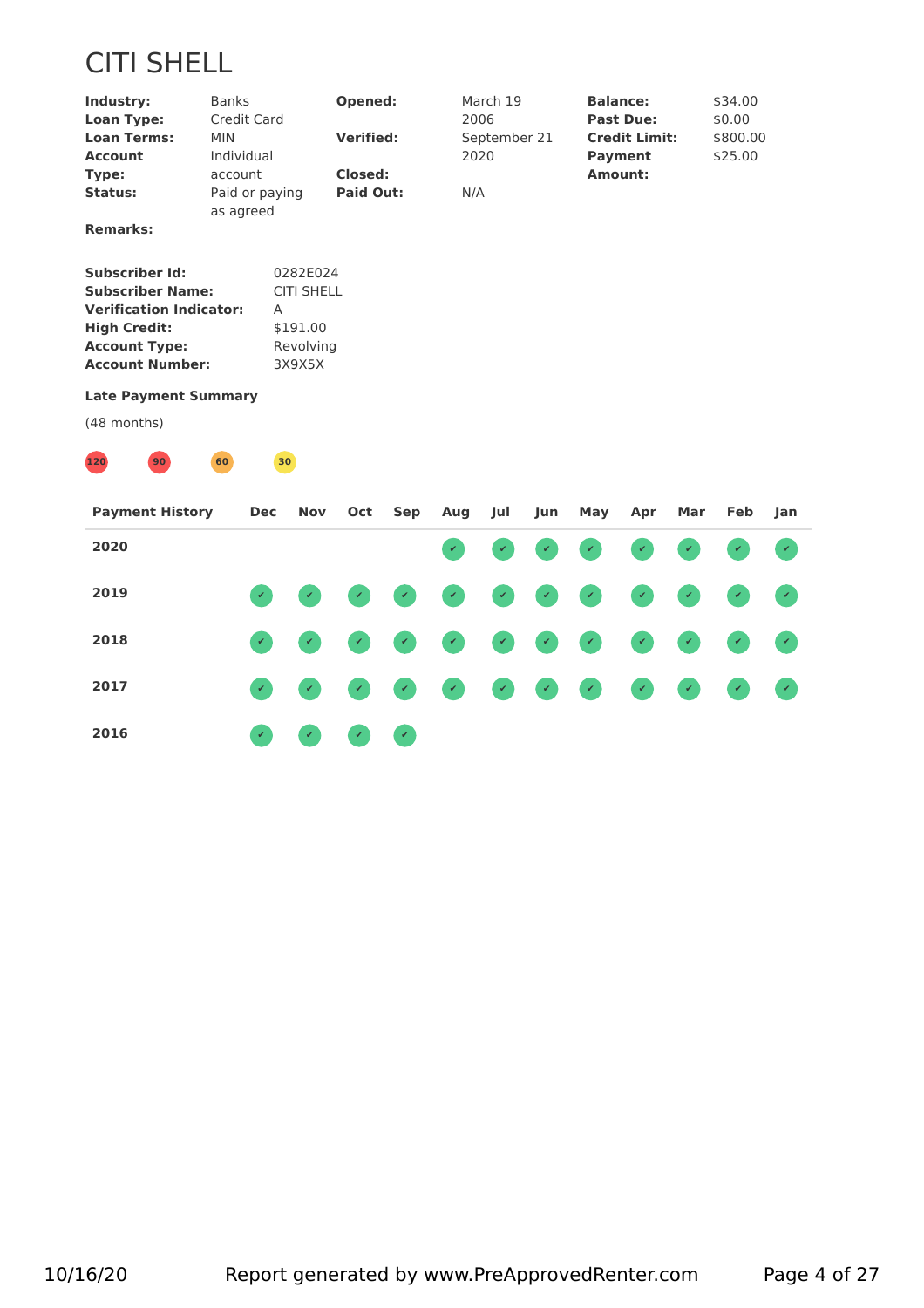# CITI SHELL

| | | | | | |
|---|---|---|---|---|---|
| **Industry:** | Banks | **Opened:** | March 19 2006 | **Balance:** | $34.00 |
| **Loan Type:** | Credit Card | | | **Past Due:** | $0.00 |
| **Loan Terms:** | MIN | **Verified:** | September 21 2020 | **Credit Limit:** | $800.00 |
| **Account Type:** | Individual account | **Closed:** | | **Payment Amount:** | $25.00 |
| **Status:** | Paid or paying as agreed | **Paid Out:** | N/A | | |

**Remarks:**

| | |
|---|---|
| **Subscriber Id:** | 0282E024 |
| **Subscriber Name:** | CITI SHELL |
| **Verification Indicator:** | A |
| **High Credit:** | $191.00 |
| **Account Type:** | Revolving |
| **Account Number:** | 3X9X5X |

**Late Payment Summary**

(48 months)

120 90 60 30

| Payment History | Dec | Nov | Oct | Sep | Aug | Jul | Jun | May | Apr | Mar | Feb | Jan |
|---|---|---|---|---|---|---|---|---|---|---|---|---|
| **2020** | | | | | ✔ | ✔ | ✔ | ✔ | ✔ | ✔ | ✔ | ✔ |
| **2019** | ✔ | ✔ | ✔ | ✔ | ✔ | ✔ | ✔ | ✔ | ✔ | ✔ | ✔ | ✔ |
| **2018** | ✔ | ✔ | ✔ | ✔ | ✔ | ✔ | ✔ | ✔ | ✔ | ✔ | ✔ | ✔ |
| **2017** | ✔ | ✔ | ✔ | ✔ | ✔ | ✔ | ✔ | ✔ | ✔ | ✔ | ✔ | ✔ |
| **2016** | ✔ | ✔ | ✔ | ✔ | | | | | | | | |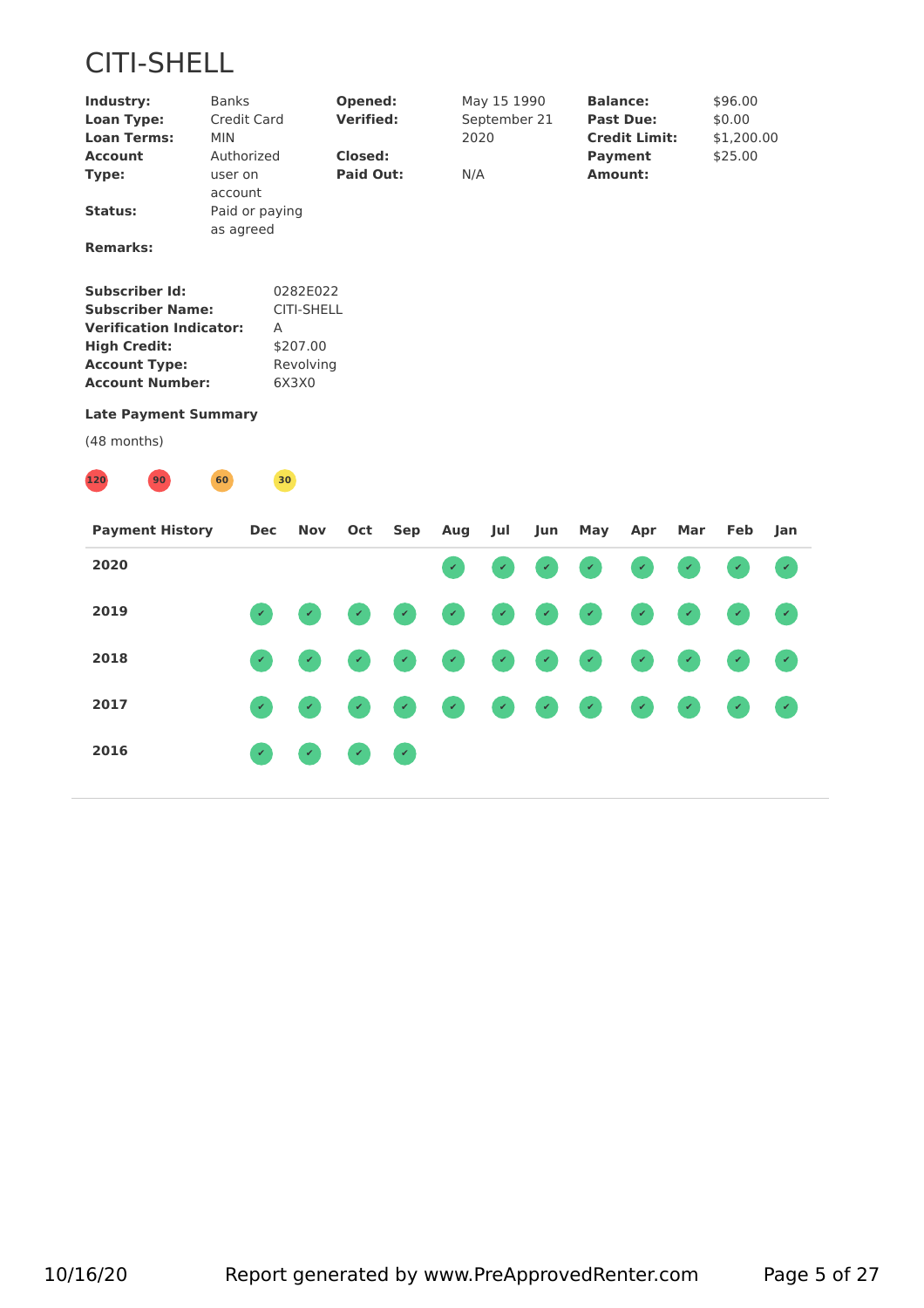# CITI-SHELL

| | | | | | |
|---|---|---|---|---|---|
| **Industry:** | Banks | **Opened:** | May 15 1990 | **Balance:** | $96.00 |
| **Loan Type:** | Credit Card | **Verified:** | September 21 2020 | **Past Due:** | $0.00 |
| **Loan Terms:** | MIN | | | **Credit Limit:** | $1,200.00 |
| **Account Type:** | Authorized user on account | **Closed:** | | **Payment Amount:** | $25.00 |
| | | **Paid Out:** | N/A | | |
| **Status:** | Paid or paying as agreed | | | | |
| **Remarks:** | | | | | |

**Subscriber Id:** 0282E022
**Subscriber Name:** CITI-SHELL
**Verification Indicator:** A
**High Credit:** $207.00
**Account Type:** Revolving
**Account Number:** 6X3X0

**Late Payment Summary**

(48 months)

120 90 60 30

| Payment History | Dec | Nov | Oct | Sep | Aug | Jul | Jun | May | Apr | Mar | Feb | Jan |
|---|---|---|---|---|---|---|---|---|---|---|---|---|
| 2020 | | | | | ✔ | ✔ | ✔ | ✔ | ✔ | ✔ | ✔ | ✔ |
| 2019 | ✔ | ✔ | ✔ | ✔ | ✔ | ✔ | ✔ | ✔ | ✔ | ✔ | ✔ | ✔ |
| 2018 | ✔ | ✔ | ✔ | ✔ | ✔ | ✔ | ✔ | ✔ | ✔ | ✔ | ✔ | ✔ |
| 2017 | ✔ | ✔ | ✔ | ✔ | ✔ | ✔ | ✔ | ✔ | ✔ | ✔ | ✔ | ✔ |
| 2016 | ✔ | ✔ | ✔ | ✔ | | | | | | | | |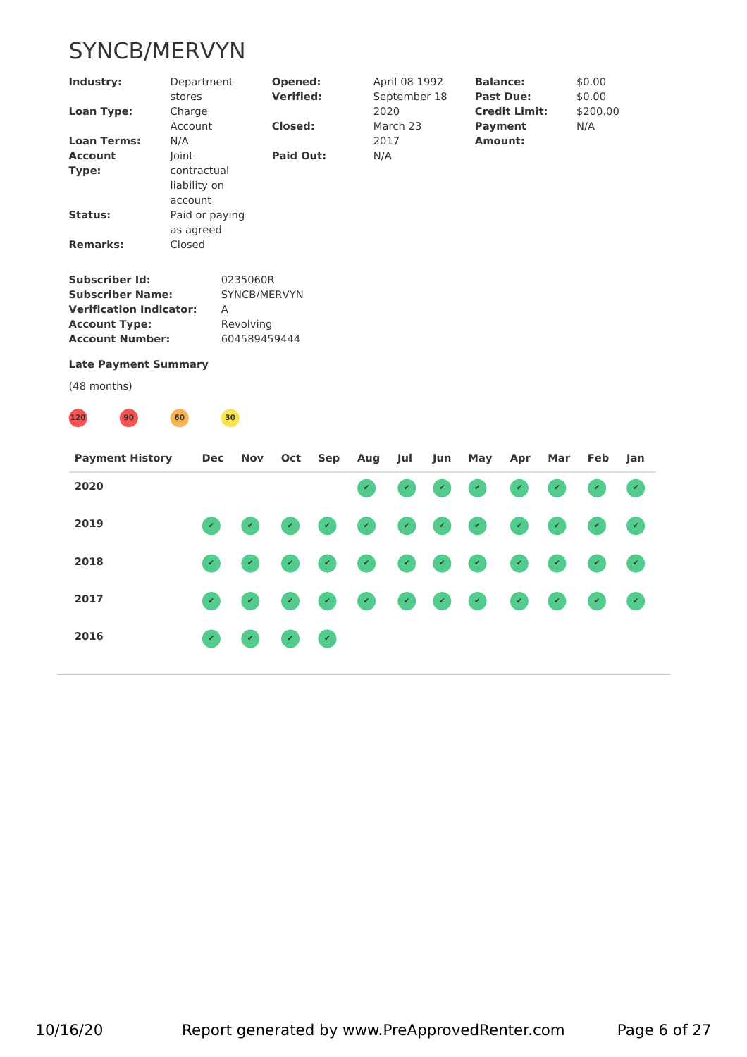# SYNCB/MERVYN

| | | | | | |
|---|---|---|---|---|---|
| **Industry:** | Department stores | **Opened:** | April 08 1992 | **Balance:** | $0.00 |
| **Loan Type:** | Charge Account | **Verified:** | September 18 2020 | **Past Due:** | $0.00 |
| **Loan Terms:** | N/A | **Closed:** | March 23 2017 | **Credit Limit:** | $200.00 |
| **Account Type:** | Joint contractual liability on account | **Paid Out:** | N/A | **Payment Amount:** | N/A |
| **Status:** | Paid or paying as agreed | | | | |
| **Remarks:** | Closed | | | | |

**Subscriber Id:** 0235060R
**Subscriber Name:** SYNCB/MERVYN
**Verification Indicator:** A
**Account Type:** Revolving
**Account Number:** 604589459444

**Late Payment Summary**

(48 months)

120 90 60 30

| Payment History | Dec | Nov | Oct | Sep | Aug | Jul | Jun | May | Apr | Mar | Feb | Jan |
|---|---|---|---|---|---|---|---|---|---|---|---|---|
| 2020 | | | | | ✔ | ✔ | ✔ | ✔ | ✔ | ✔ | ✔ | ✔ |
| 2019 | ✔ | ✔ | ✔ | ✔ | ✔ | ✔ | ✔ | ✔ | ✔ | ✔ | ✔ | ✔ |
| 2018 | ✔ | ✔ | ✔ | ✔ | ✔ | ✔ | ✔ | ✔ | ✔ | ✔ | ✔ | ✔ |
| 2017 | ✔ | ✔ | ✔ | ✔ | ✔ | ✔ | ✔ | ✔ | ✔ | ✔ | ✔ | ✔ |
| 2016 | ✔ | ✔ | ✔ | ✔ | | | | | | | | |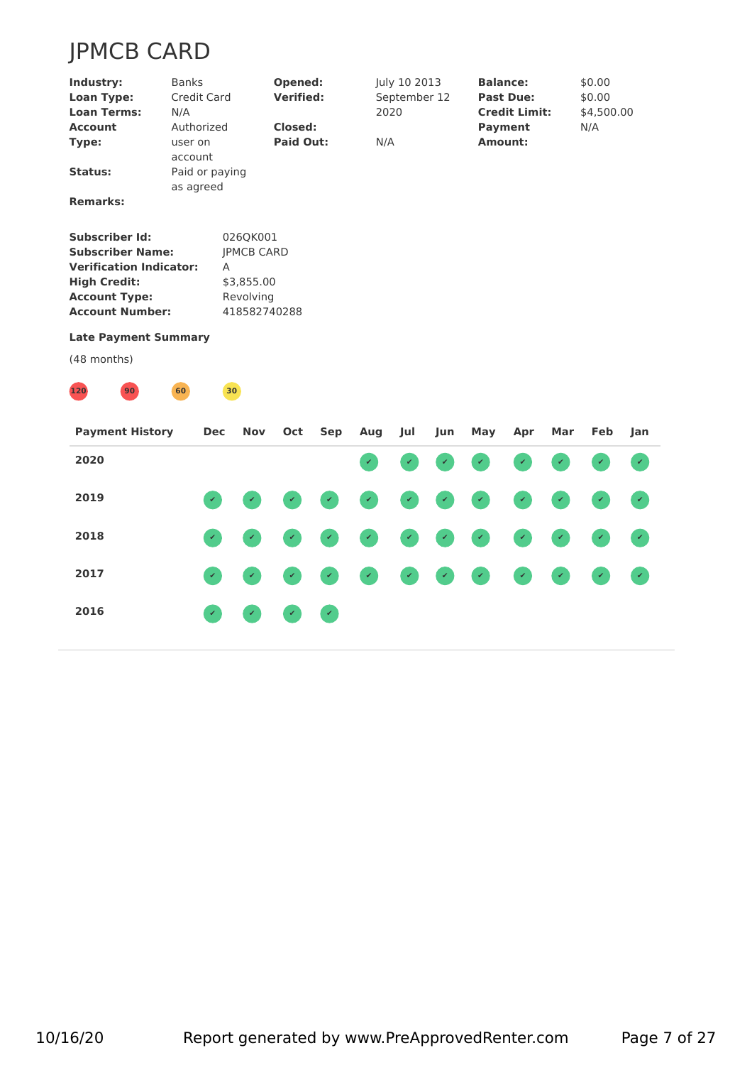# JPMCB CARD

| | | | | | |
|---|---|---|---|---|---|
| **Industry:** | Banks | **Opened:** | July 10 2013 | **Balance:** | $0.00 |
| **Loan Type:** | Credit Card | **Verified:** | September 12 2020 | **Past Due:** | $0.00 |
| **Loan Terms:** | N/A | | | **Credit Limit:** | $4,500.00 |
| **Account Type:** | Authorized user on account | **Closed:** | | **Payment Amount:** | N/A |
| | | **Paid Out:** | N/A | | |
| **Status:** | Paid or paying as agreed | | | | |
| **Remarks:** | | | | | |

| | |
|---|---|
| **Subscriber Id:** | 026QK001 |
| **Subscriber Name:** | JPMCB CARD |
| **Verification Indicator:** | A |
| **High Credit:** | $3,855.00 |
| **Account Type:** | Revolving |
| **Account Number:** | 418582740288 |

**Late Payment Summary**

(48 months)

120 90 60 30

| Payment History | Dec | Nov | Oct | Sep | Aug | Jul | Jun | May | Apr | Mar | Feb | Jan |
|---|---|---|---|---|---|---|---|---|---|---|---|---|
| **2020** | | | | | ✔ | ✔ | ✔ | ✔ | ✔ | ✔ | ✔ | ✔ |
| **2019** | ✔ | ✔ | ✔ | ✔ | ✔ | ✔ | ✔ | ✔ | ✔ | ✔ | ✔ | ✔ |
| **2018** | ✔ | ✔ | ✔ | ✔ | ✔ | ✔ | ✔ | ✔ | ✔ | ✔ | ✔ | ✔ |
| **2017** | ✔ | ✔ | ✔ | ✔ | ✔ | ✔ | ✔ | ✔ | ✔ | ✔ | ✔ | ✔ |
| **2016** | ✔ | ✔ | ✔ | ✔ | | | | | | | | |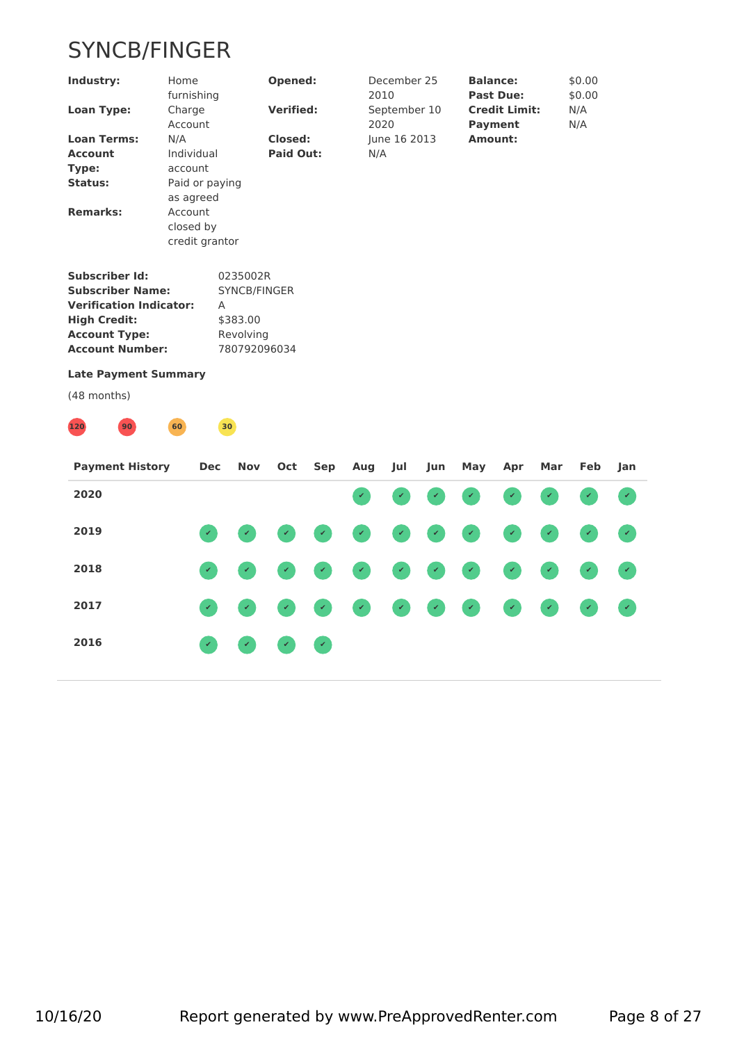# SYNCB/FINGER

| | | | | | |
|---|---|---|---|---|---|
| **Industry:** | Home furnishing | **Opened:** | December 25 2010 | **Balance:** | $0.00 |
| **Loan Type:** | Charge Account | **Verified:** | September 10 2020 | **Past Due:** | $0.00 |
| **Loan Terms:** | N/A | **Closed:** | June 16 2013 | **Credit Limit:** | N/A |
| **Account Type:** | Individual account | **Paid Out:** | N/A | **Payment Amount:** | N/A |
| **Status:** | Paid or paying as agreed | | | | |
| **Remarks:** | Account closed by credit grantor | | | | |

| | |
|---|---|
| **Subscriber Id:** | 0235002R |
| **Subscriber Name:** | SYNCB/FINGER |
| **Verification Indicator:** | A |
| **High Credit:** | $383.00 |
| **Account Type:** | Revolving |
| **Account Number:** | 780792096034 |

**Late Payment Summary**

(48 months)

120 | 90 | 60 | 30

| Payment History | Dec | Nov | Oct | Sep | Aug | Jul | Jun | May | Apr | Mar | Feb | Jan |
|---|---|---|---|---|---|---|---|---|---|---|---|---|
| **2020** | | | | | ✔ | ✔ | ✔ | ✔ | ✔ | ✔ | ✔ | ✔ |
| **2019** | ✔ | ✔ | ✔ | ✔ | ✔ | ✔ | ✔ | ✔ | ✔ | ✔ | ✔ | ✔ |
| **2018** | ✔ | ✔ | ✔ | ✔ | ✔ | ✔ | ✔ | ✔ | ✔ | ✔ | ✔ | ✔ |
| **2017** | ✔ | ✔ | ✔ | ✔ | ✔ | ✔ | ✔ | ✔ | ✔ | ✔ | ✔ | ✔ |
| **2016** | ✔ | ✔ | ✔ | ✔ | | | | | | | | |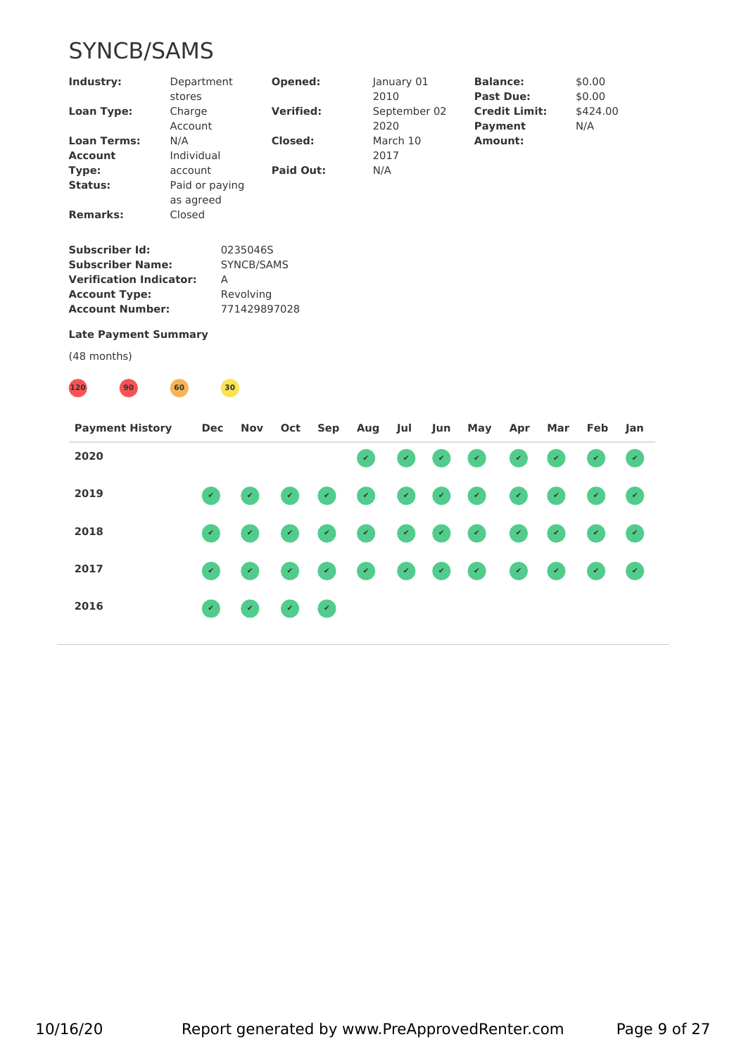# SYNCB/SAMS

| | | | | | |
|---|---|---|---|---|---|
| **Industry:** | Department stores | **Opened:** | January 01 2010 | **Balance:** | $0.00 |
| **Loan Type:** | Charge Account | **Verified:** | September 02 2020 | **Past Due:** | $0.00 |
| **Loan Terms:** | N/A | **Closed:** | March 10 2017 | **Credit Limit:** | $424.00 |
| **Account Type:** | Individual account | **Paid Out:** | N/A | **Payment Amount:** | N/A |
| **Status:** | Paid or paying as agreed | | | | |
| **Remarks:** | Closed | | | | |

**Subscriber Id:** 0235046S
**Subscriber Name:** SYNCB/SAMS
**Verification Indicator:** A
**Account Type:** Revolving
**Account Number:** 771429897028

**Late Payment Summary**

(48 months)

120 | 90 | 60 | 30

| Payment History | Dec | Nov | Oct | Sep | Aug | Jul | Jun | May | Apr | Mar | Feb | Jan |
|---|---|---|---|---|---|---|---|---|---|---|---|---|
| **2020** | | | | | ✔ | ✔ | ✔ | ✔ | ✔ | ✔ | ✔ | ✔ |
| **2019** | ✔ | ✔ | ✔ | ✔ | ✔ | ✔ | ✔ | ✔ | ✔ | ✔ | ✔ | ✔ |
| **2018** | ✔ | ✔ | ✔ | ✔ | ✔ | ✔ | ✔ | ✔ | ✔ | ✔ | ✔ | ✔ |
| **2017** | ✔ | ✔ | ✔ | ✔ | ✔ | ✔ | ✔ | ✔ | ✔ | ✔ | ✔ | ✔ |
| **2016** | ✔ | ✔ | ✔ | ✔ | | | | | | | | |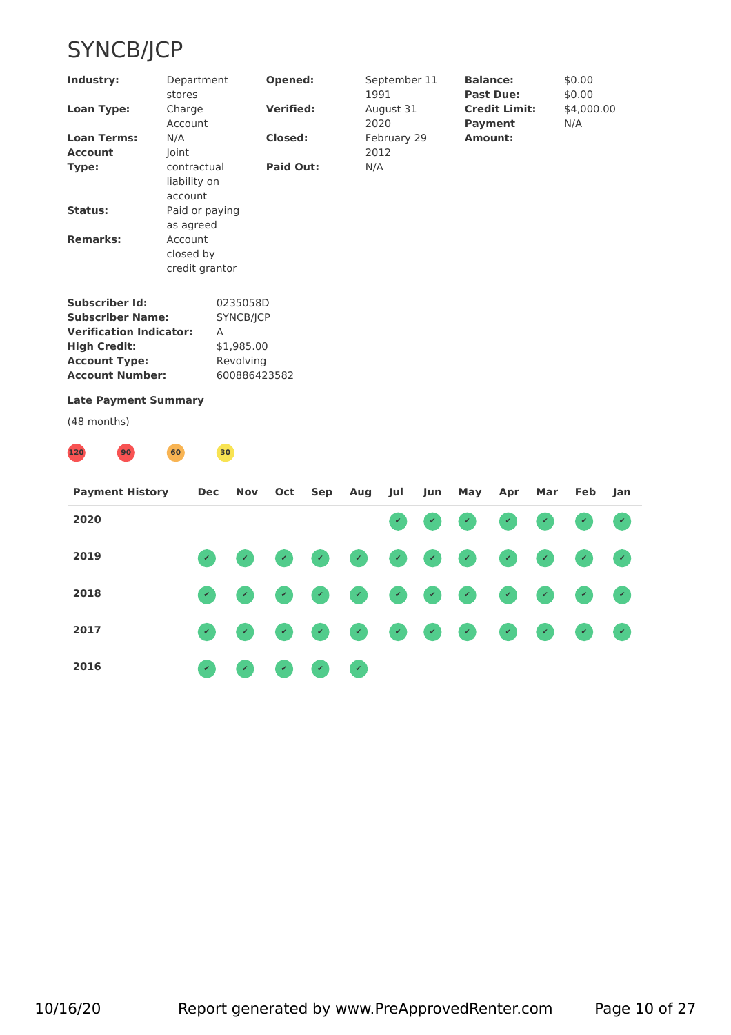# SYNCB/JCP

| | | | | | |
|---|---|---|---|---|---|
| **Industry:** | Department stores | **Opened:** | September 11 1991 | **Balance:** | $0.00 |
| **Loan Type:** | Charge Account | **Verified:** | August 31 2020 | **Past Due:** | $0.00 |
| **Loan Terms:** | N/A | **Closed:** | February 29 2012 | **Credit Limit:** | $4,000.00 |
| **Account Type:** | Joint contractual liability on account | **Paid Out:** | N/A | **Payment Amount:** | N/A |
| **Status:** | Paid or paying as agreed | | | | |
| **Remarks:** | Account closed by credit grantor | | | | |

**Subscriber Id:** 0235058D
**Subscriber Name:** SYNCB/JCP
**Verification Indicator:** A
**High Credit:** $1,985.00
**Account Type:** Revolving
**Account Number:** 600886423582

**Late Payment Summary**

(48 months)

120 90 60 30

| Payment History | Dec | Nov | Oct | Sep | Aug | Jul | Jun | May | Apr | Mar | Feb | Jan |
|---|---|---|---|---|---|---|---|---|---|---|---|---|
| **2020** | | | | | | ✔ | ✔ | ✔ | ✔ | ✔ | ✔ | ✔ |
| **2019** | ✔ | ✔ | ✔ | ✔ | ✔ | ✔ | ✔ | ✔ | ✔ | ✔ | ✔ | ✔ |
| **2018** | ✔ | ✔ | ✔ | ✔ | ✔ | ✔ | ✔ | ✔ | ✔ | ✔ | ✔ | ✔ |
| **2017** | ✔ | ✔ | ✔ | ✔ | ✔ | ✔ | ✔ | ✔ | ✔ | ✔ | ✔ | ✔ |
| **2016** | ✔ | ✔ | ✔ | ✔ | ✔ | | | | | | | |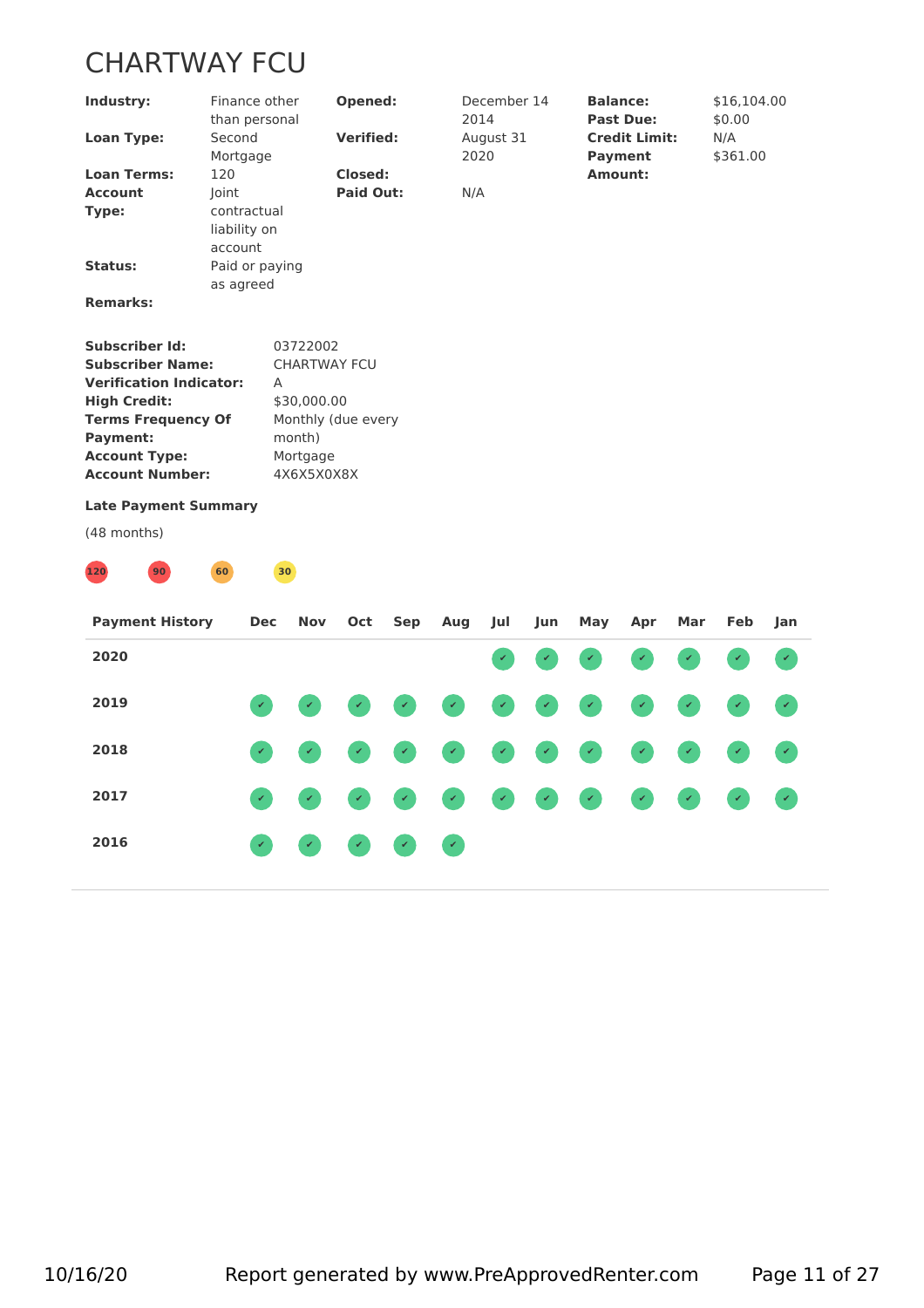# CHARTWAY FCU

| | | | | | |
|---|---|---|---|---|---|
| **Industry:** | Finance other than personal | **Opened:** | December 14 2014 | **Balance:** | $16,104.00 |
| **Loan Type:** | Second Mortgage | **Verified:** | August 31 2020 | **Past Due:** | $0.00 |
| **Loan Terms:** | 120 | **Closed:** | | **Credit Limit:** | N/A |
| **Account Type:** | Joint contractual liability on account | **Paid Out:** | N/A | **Payment Amount:** | $361.00 |
| **Status:** | Paid or paying as agreed | | | | |
| **Remarks:** | | | | | |

| | |
|---|---|
| **Subscriber Id:** | 03722002 |
| **Subscriber Name:** | CHARTWAY FCU |
| **Verification Indicator:** | A |
| **High Credit:** | $30,000.00 |
| **Terms Frequency Of Payment:** | Monthly (due every month) |
| **Account Type:** | Mortgage |
| **Account Number:** | 4X6X5X0X8X |

**Late Payment Summary**

(48 months)

120 90 60 30

| Payment History | Dec | Nov | Oct | Sep | Aug | Jul | Jun | May | Apr | Mar | Feb | Jan |
|---|---|---|---|---|---|---|---|---|---|---|---|---|
| **2020** | | | | | | ✔ | ✔ | ✔ | ✔ | ✔ | ✔ | ✔ |
| **2019** | ✔ | ✔ | ✔ | ✔ | ✔ | ✔ | ✔ | ✔ | ✔ | ✔ | ✔ | ✔ |
| **2018** | ✔ | ✔ | ✔ | ✔ | ✔ | ✔ | ✔ | ✔ | ✔ | ✔ | ✔ | ✔ |
| **2017** | ✔ | ✔ | ✔ | ✔ | ✔ | ✔ | ✔ | ✔ | ✔ | ✔ | ✔ | ✔ |
| **2016** | ✔ | ✔ | ✔ | ✔ | ✔ | | | | | | | |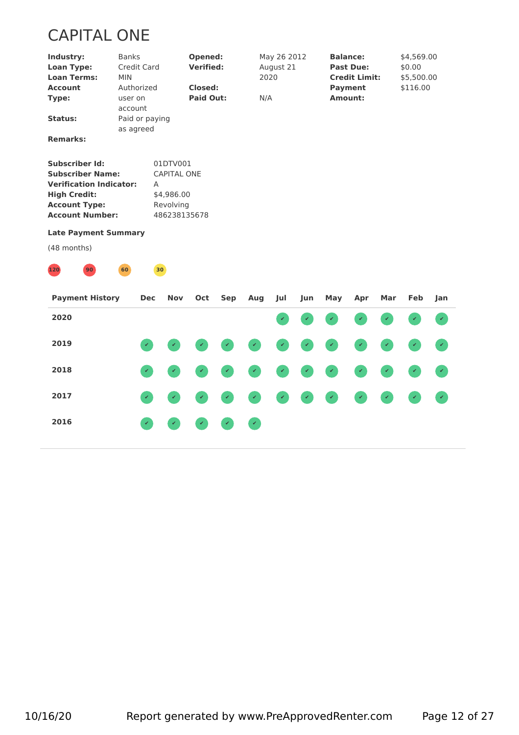# CAPITAL ONE

| | | | | | |
|---|---|---|---|---|---|
| **Industry:** | Banks | **Opened:** | May 26 2012 | **Balance:** | $4,569.00 |
| **Loan Type:** | Credit Card | **Verified:** | August 21 2020 | **Past Due:** | $0.00 |
| **Loan Terms:** | MIN | | | **Credit Limit:** | $5,500.00 |
| **Account Type:** | Authorized user on account | **Closed:** | | **Payment Amount:** | $116.00 |
| | | **Paid Out:** | N/A | | |
| **Status:** | Paid or paying as agreed | | | | |
| **Remarks:** | | | | | |

**Subscriber Id:** 01DTV001
**Subscriber Name:** CAPITAL ONE
**Verification Indicator:** A
**High Credit:** $4,986.00
**Account Type:** Revolving
**Account Number:** 486238135678

**Late Payment Summary**

(48 months)

120 90 60 30

| Payment History | Dec | Nov | Oct | Sep | Aug | Jul | Jun | May | Apr | Mar | Feb | Jan |
|---|---|---|---|---|---|---|---|---|---|---|---|---|
| 2020 | | | | | | ✔ | ✔ | ✔ | ✔ | ✔ | ✔ | ✔ |
| 2019 | ✔ | ✔ | ✔ | ✔ | ✔ | ✔ | ✔ | ✔ | ✔ | ✔ | ✔ | ✔ |
| 2018 | ✔ | ✔ | ✔ | ✔ | ✔ | ✔ | ✔ | ✔ | ✔ | ✔ | ✔ | ✔ |
| 2017 | ✔ | ✔ | ✔ | ✔ | ✔ | ✔ | ✔ | ✔ | ✔ | ✔ | ✔ | ✔ |
| 2016 | ✔ | ✔ | ✔ | ✔ | ✔ | | | | | | | |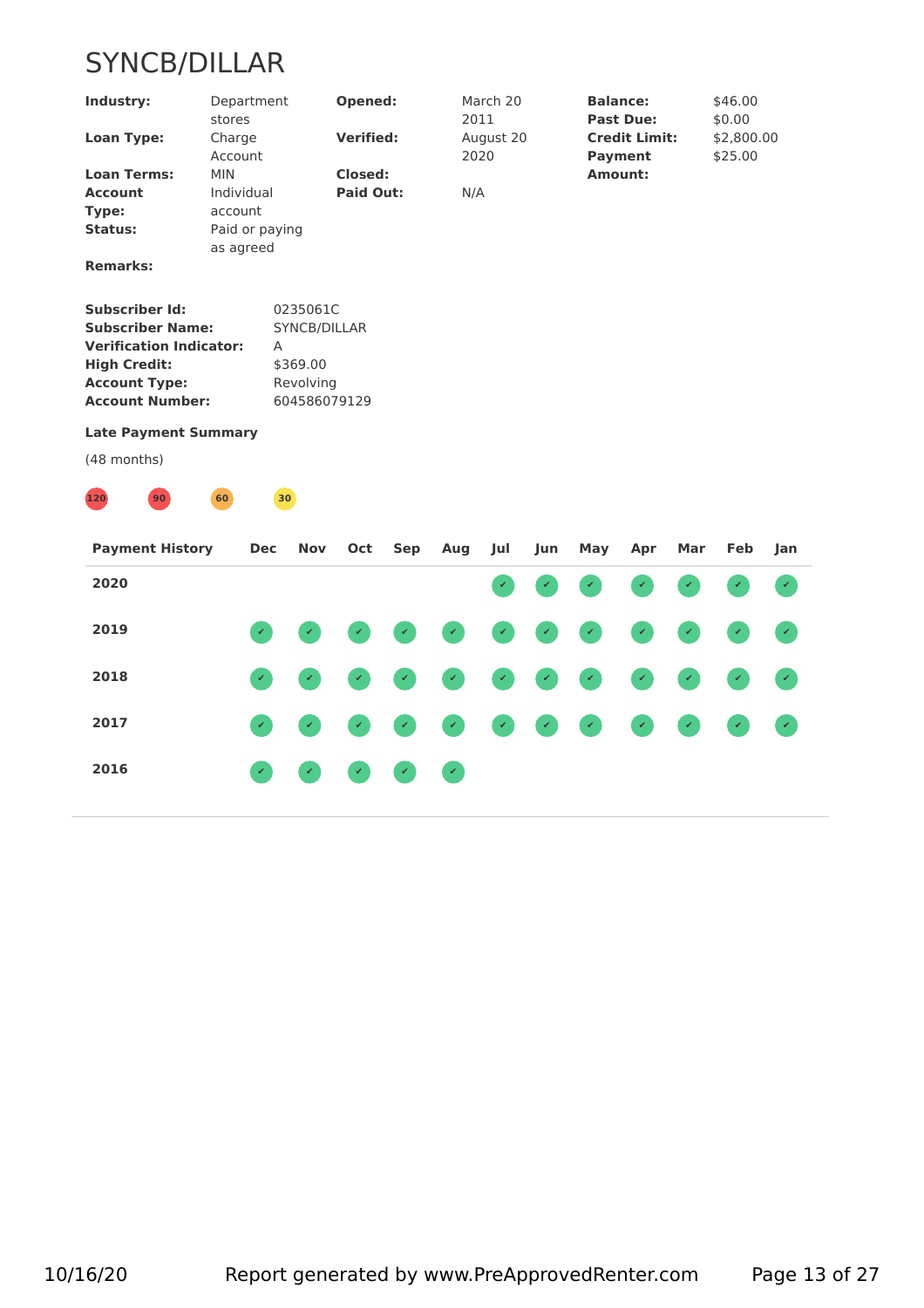# SYNCB/DILLAR

| | | | | | |
|---|---|---|---|---|---|
| **Industry:** | Department stores | **Opened:** | March 20 2011 | **Balance:** | $46.00 |
| **Loan Type:** | Charge Account | **Verified:** | August 20 2020 | **Past Due:** | $0.00 |
| **Loan Terms:** | MIN | **Closed:** | | **Credit Limit:** | $2,800.00 |
| **Account Type:** | Individual account | **Paid Out:** | N/A | **Payment Amount:** | $25.00 |
| **Status:** | Paid or paying as agreed | | | | |
| **Remarks:** | | | | | |

**Subscriber Id:** 0235061C
**Subscriber Name:** SYNCB/DILLAR
**Verification Indicator:** A
**High Credit:** $369.00
**Account Type:** Revolving
**Account Number:** 604586079129

**Late Payment Summary**

(48 months)

120 | 90 | 60 | 30

| Payment History | Dec | Nov | Oct | Sep | Aug | Jul | Jun | May | Apr | Mar | Feb | Jan |
|---|---|---|---|---|---|---|---|---|---|---|---|---|
| **2020** | | | | | | ✔ | ✔ | ✔ | ✔ | ✔ | ✔ | ✔ |
| **2019** | ✔ | ✔ | ✔ | ✔ | ✔ | ✔ | ✔ | ✔ | ✔ | ✔ | ✔ | ✔ |
| **2018** | ✔ | ✔ | ✔ | ✔ | ✔ | ✔ | ✔ | ✔ | ✔ | ✔ | ✔ | ✔ |
| **2017** | ✔ | ✔ | ✔ | ✔ | ✔ | ✔ | ✔ | ✔ | ✔ | ✔ | ✔ | ✔ |
| **2016** | ✔ | ✔ | ✔ | ✔ | ✔ | | | | | | | |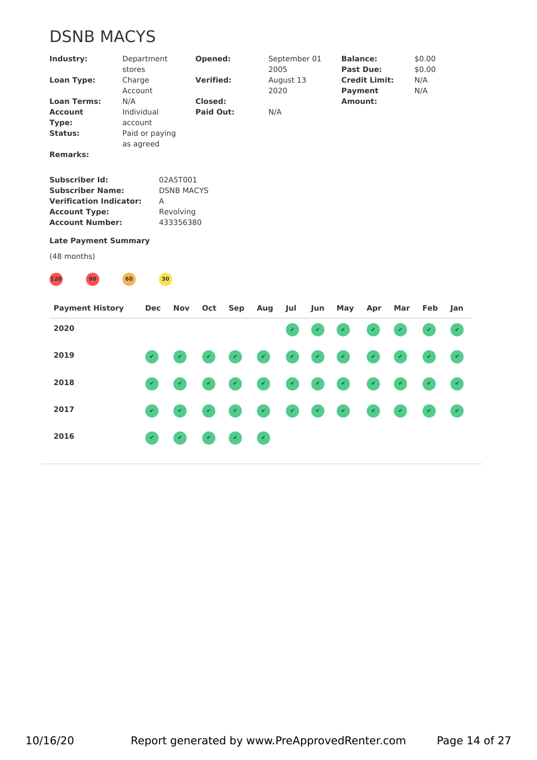# DSNB MACYS

| | | | | | |
|---|---|---|---|---|---|
| **Industry:** | Department stores | **Opened:** | September 01 2005 | **Balance:** | $0.00 |
| **Loan Type:** | Charge Account | **Verified:** | August 13 2020 | **Past Due:** | $0.00 |
| **Loan Terms:** | N/A | **Closed:** | | **Credit Limit:** | N/A |
| **Account Type:** | Individual account | **Paid Out:** | N/A | **Payment Amount:** | N/A |
| **Status:** | Paid or paying as agreed | | | | |
| **Remarks:** | | | | | |

**Subscriber Id:** 02A5T001
**Subscriber Name:** DSNB MACYS
**Verification Indicator:** A
**Account Type:** Revolving
**Account Number:** 433356380

**Late Payment Summary**

(48 months)

120 | 90 | 60 | 30

| Payment History | Dec | Nov | Oct | Sep | Aug | Jul | Jun | May | Apr | Mar | Feb | Jan |
|---|---|---|---|---|---|---|---|---|---|---|---|---|
| 2020 | | | | | | ✔ | ✔ | ✔ | ✔ | ✔ | ✔ | ✔ |
| 2019 | ✔ | ✔ | ✔ | ✔ | ✔ | ✔ | ✔ | ✔ | ✔ | ✔ | ✔ | ✔ |
| 2018 | ✔ | ✔ | ✔ | ✔ | ✔ | ✔ | ✔ | ✔ | ✔ | ✔ | ✔ | ✔ |
| 2017 | ✔ | ✔ | ✔ | ✔ | ✔ | ✔ | ✔ | ✔ | ✔ | ✔ | ✔ | ✔ |
| 2016 | ✔ | ✔ | ✔ | ✔ | ✔ | | | | | | | |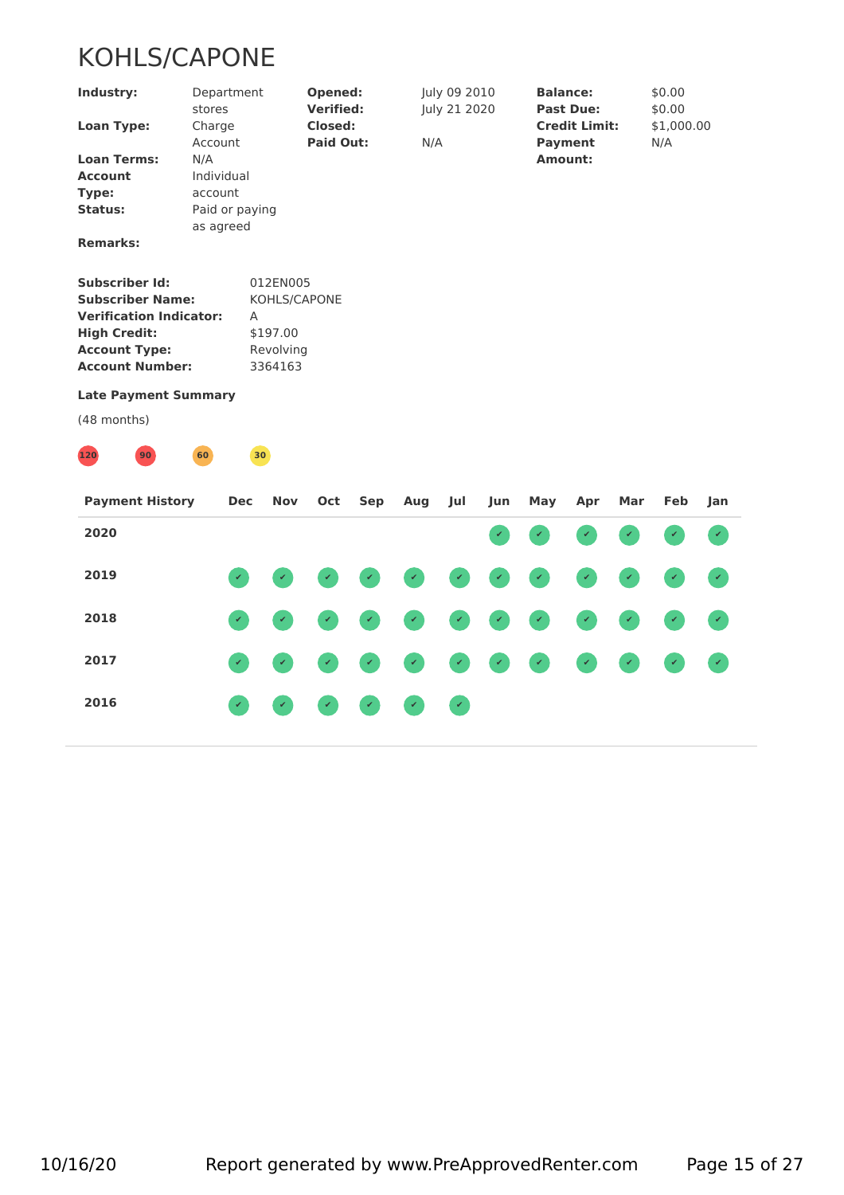# KOHLS/CAPONE

| | | | | | |
|---|---|---|---|---|---|
| **Industry:** | Department stores | **Opened:** | July 09 2010 | **Balance:** | $0.00 |
| **Loan Type:** | Charge Account | **Verified:** | July 21 2020 | **Past Due:** | $0.00 |
| **Loan Terms:** | N/A | **Closed:** | | **Credit Limit:** | $1,000.00 |
| **Account Type:** | Individual account | **Paid Out:** | N/A | **Payment Amount:** | N/A |
| **Status:** | Paid or paying as agreed | | | | |
| **Remarks:** | | | | | |

**Subscriber Id:** 012EN005
**Subscriber Name:** KOHLS/CAPONE
**Verification Indicator:** A
**High Credit:** $197.00
**Account Type:** Revolving
**Account Number:** 3364163

**Late Payment Summary**

(48 months)

120 | 90 | 60 | 30

| Payment History | Dec | Nov | Oct | Sep | Aug | Jul | Jun | May | Apr | Mar | Feb | Jan |
|---|---|---|---|---|---|---|---|---|---|---|---|---|
| **2020** | | | | | | | ✔ | ✔ | ✔ | ✔ | ✔ | ✔ |
| **2019** | ✔ | ✔ | ✔ | ✔ | ✔ | ✔ | ✔ | ✔ | ✔ | ✔ | ✔ | ✔ |
| **2018** | ✔ | ✔ | ✔ | ✔ | ✔ | ✔ | ✔ | ✔ | ✔ | ✔ | ✔ | ✔ |
| **2017** | ✔ | ✔ | ✔ | ✔ | ✔ | ✔ | ✔ | ✔ | ✔ | ✔ | ✔ | ✔ |
| **2016** | ✔ | ✔ | ✔ | ✔ | ✔ | ✔ | | | | | | |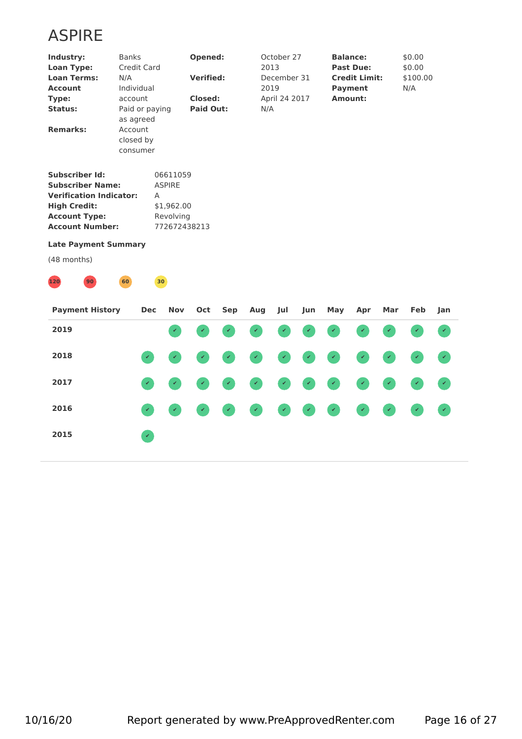# ASPIRE

| | | | | | |
|---|---|---|---|---|---|
| **Industry:** | Banks | **Opened:** | October 27 2013 | **Balance:** | $0.00 |
| **Loan Type:** | Credit Card | | | **Past Due:** | $0.00 |
| **Loan Terms:** | N/A | **Verified:** | December 31 2019 | **Credit Limit:** | $100.00 |
| **Account Type:** | Individual account | **Closed:** | April 24 2017 | **Payment Amount:** | N/A |
| **Status:** | Paid or paying as agreed | **Paid Out:** | N/A | | |
| **Remarks:** | Account closed by consumer | | | | |

**Subscriber Id:** 06611059
**Subscriber Name:** ASPIRE
**Verification Indicator:** A
**High Credit:** $1,962.00
**Account Type:** Revolving
**Account Number:** 772672438213

**Late Payment Summary**

(48 months)

120 90 60 30

| Payment History | Dec | Nov | Oct | Sep | Aug | Jul | Jun | May | Apr | Mar | Feb | Jan |
|---|---|---|---|---|---|---|---|---|---|---|---|---|
| 2019 | | ✔ | ✔ | ✔ | ✔ | ✔ | ✔ | ✔ | ✔ | ✔ | ✔ | ✔ |
| 2018 | ✔ | ✔ | ✔ | ✔ | ✔ | ✔ | ✔ | ✔ | ✔ | ✔ | ✔ | ✔ |
| 2017 | ✔ | ✔ | ✔ | ✔ | ✔ | ✔ | ✔ | ✔ | ✔ | ✔ | ✔ | ✔ |
| 2016 | ✔ | ✔ | ✔ | ✔ | ✔ | ✔ | ✔ | ✔ | ✔ | ✔ | ✔ | ✔ |
| 2015 | ✔ | | | | | | | | | | | |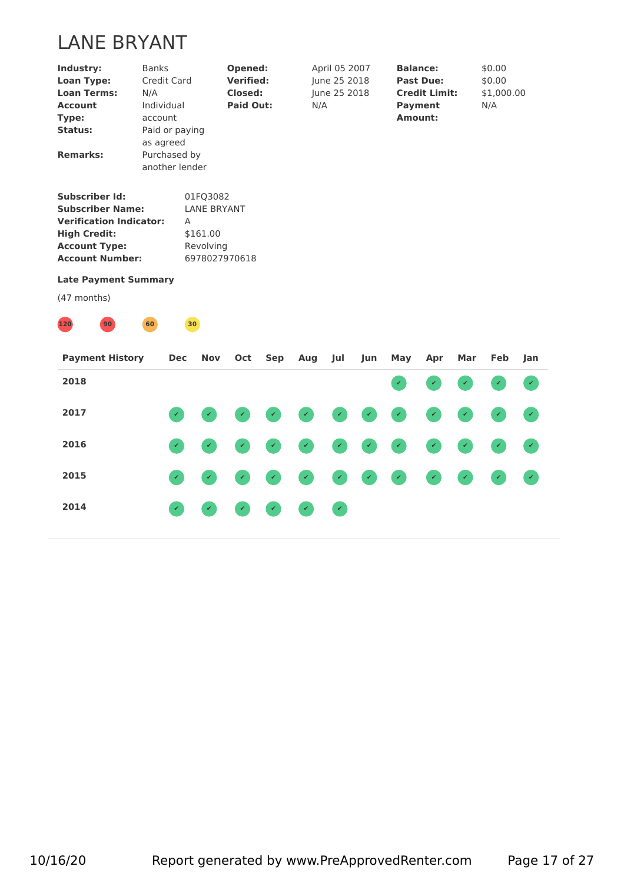# LANE BRYANT

| | | | | | |
|---|---|---|---|---|---|
| **Industry:** | Banks | **Opened:** | April 05 2007 | **Balance:** | $0.00 |
| **Loan Type:** | Credit Card | **Verified:** | June 25 2018 | **Past Due:** | $0.00 |
| **Loan Terms:** | N/A | **Closed:** | June 25 2018 | **Credit Limit:** | $1,000.00 |
| **Account Type:** | Individual account | **Paid Out:** | N/A | **Payment Amount:** | N/A |
| **Status:** | Paid or paying as agreed | | | | |
| **Remarks:** | Purchased by another lender | | | | |

| | |
|---|---|
| **Subscriber Id:** | 01FQ3082 |
| **Subscriber Name:** | LANE BRYANT |
| **Verification Indicator:** | A |
| **High Credit:** | $161.00 |
| **Account Type:** | Revolving |
| **Account Number:** | 6978027970618 |

**Late Payment Summary**

(47 months)

120 90 60 30

| Payment History | Dec | Nov | Oct | Sep | Aug | Jul | Jun | May | Apr | Mar | Feb | Jan |
|---|---|---|---|---|---|---|---|---|---|---|---|---|
| **2018** | | | | | | | | ✔ | ✔ | ✔ | ✔ | ✔ |
| **2017** | ✔ | ✔ | ✔ | ✔ | ✔ | ✔ | ✔ | ✔ | ✔ | ✔ | ✔ | ✔ |
| **2016** | ✔ | ✔ | ✔ | ✔ | ✔ | ✔ | ✔ | ✔ | ✔ | ✔ | ✔ | ✔ |
| **2015** | ✔ | ✔ | ✔ | ✔ | ✔ | ✔ | ✔ | ✔ | ✔ | ✔ | ✔ | ✔ |
| **2014** | ✔ | ✔ | ✔ | ✔ | ✔ | ✔ | | | | | | |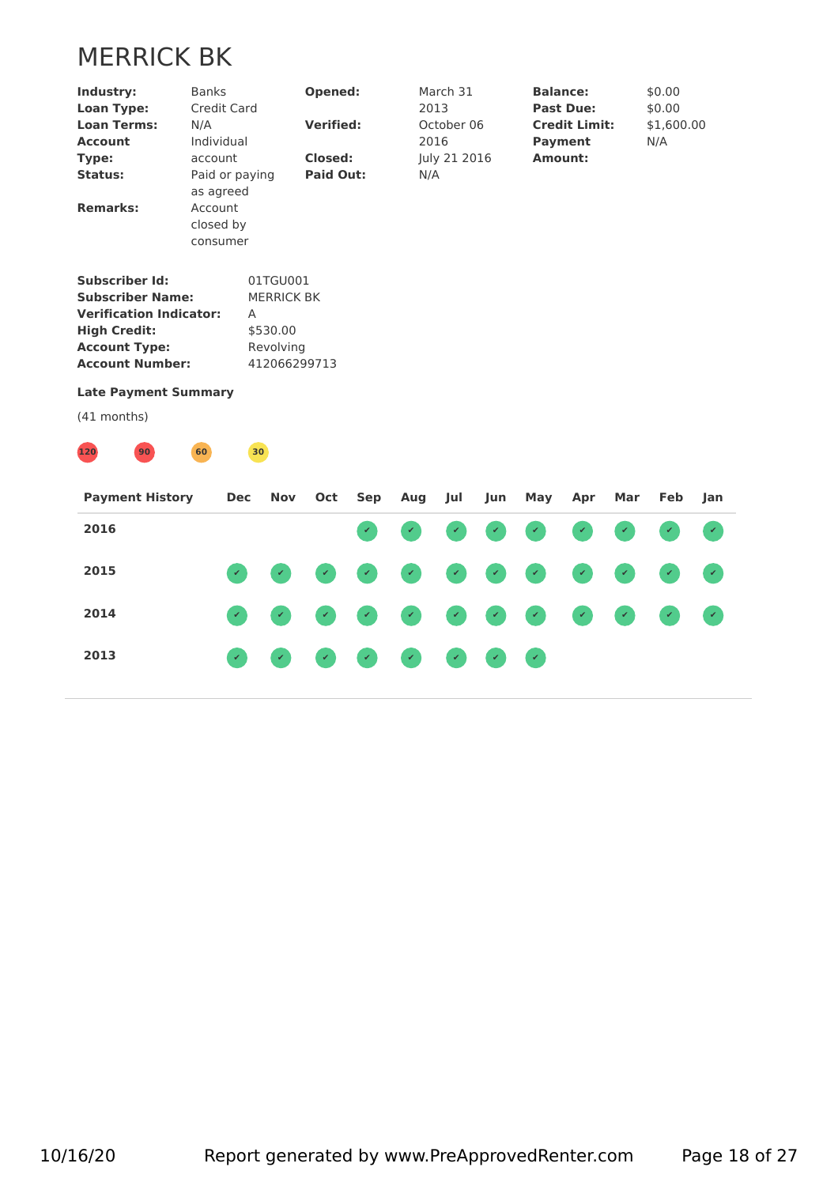# MERRICK BK

| | | | | | |
|---|---|---|---|---|---|
| **Industry:** | Banks | **Opened:** | March 31 2013 | **Balance:** | $0.00 |
| **Loan Type:** | Credit Card | | | **Past Due:** | $0.00 |
| **Loan Terms:** | N/A | **Verified:** | October 06 2016 | **Credit Limit:** | $1,600.00 |
| **Account Type:** | Individual account | **Closed:** | July 21 2016 | **Payment Amount:** | N/A |
| **Status:** | Paid or paying as agreed | **Paid Out:** | N/A | | |
| **Remarks:** | Account closed by consumer | | | | |

**Subscriber Id:** 01TGU001
**Subscriber Name:** MERRICK BK
**Verification Indicator:** A
**High Credit:** $530.00
**Account Type:** Revolving
**Account Number:** 412066299713

**Late Payment Summary**

(41 months)

120 90 60 30

| Payment History | Dec | Nov | Oct | Sep | Aug | Jul | Jun | May | Apr | Mar | Feb | Jan |
|---|---|---|---|---|---|---|---|---|---|---|---|---|
| 2016 | | | | ✔ | ✔ | ✔ | ✔ | ✔ | ✔ | ✔ | ✔ | ✔ |
| 2015 | ✔ | ✔ | ✔ | ✔ | ✔ | ✔ | ✔ | ✔ | ✔ | ✔ | ✔ | ✔ |
| 2014 | ✔ | ✔ | ✔ | ✔ | ✔ | ✔ | ✔ | ✔ | ✔ | ✔ | ✔ | ✔ |
| 2013 | ✔ | ✔ | ✔ | ✔ | ✔ | ✔ | ✔ | ✔ | | | | |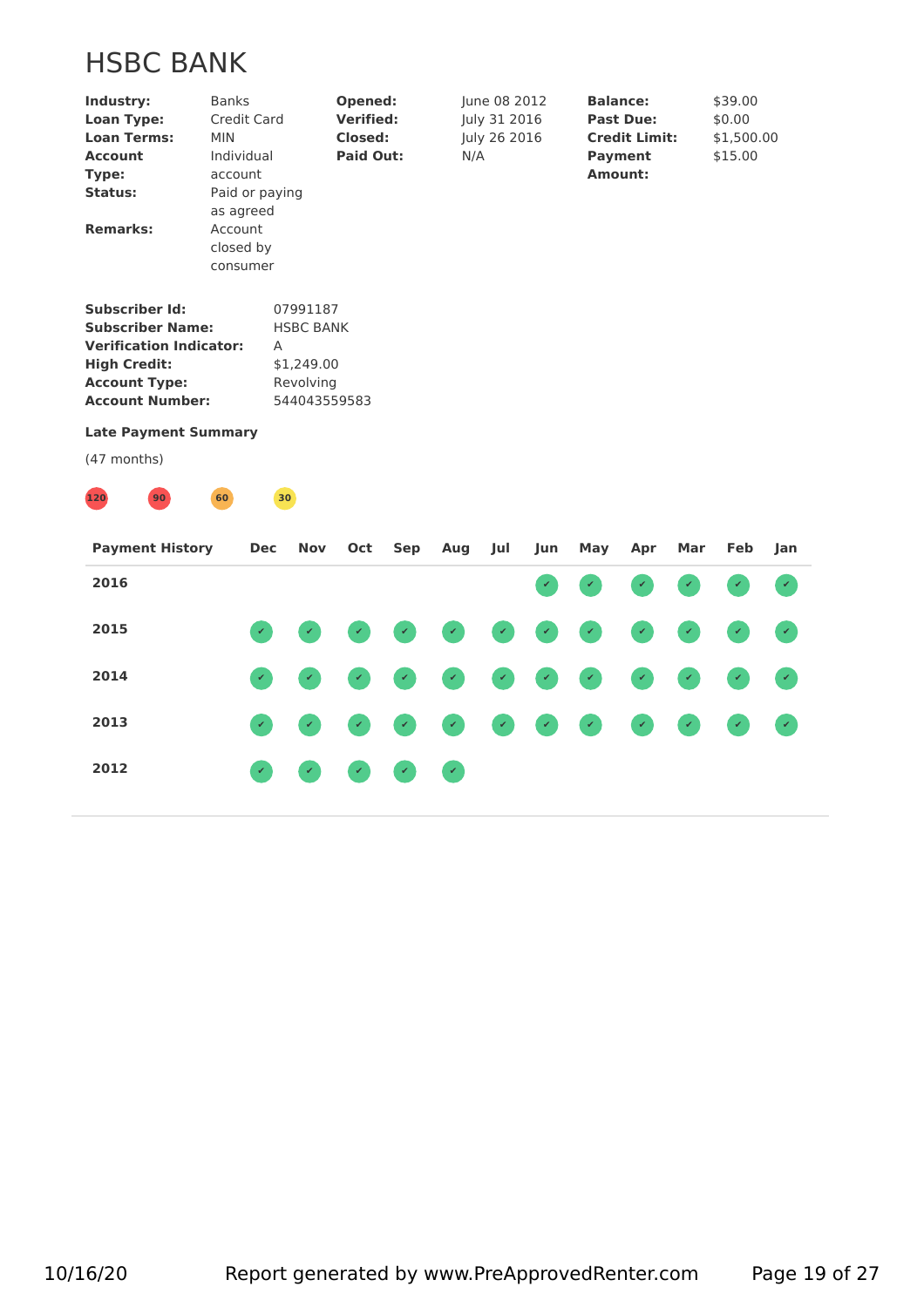# HSBC BANK

| | | | | | |
|---|---|---|---|---|---|
| **Industry:** | Banks | **Opened:** | June 08 2012 | **Balance:** | $39.00 |
| **Loan Type:** | Credit Card | **Verified:** | July 31 2016 | **Past Due:** | $0.00 |
| **Loan Terms:** | MIN | **Closed:** | July 26 2016 | **Credit Limit:** | $1,500.00 |
| **Account Type:** | Individual account | **Paid Out:** | N/A | **Payment Amount:** | $15.00 |
| **Status:** | Paid or paying as agreed | | | | |
| **Remarks:** | Account closed by consumer | | | | |

| | |
|---|---|
| **Subscriber Id:** | 07991187 |
| **Subscriber Name:** | HSBC BANK |
| **Verification Indicator:** | A |
| **High Credit:** | $1,249.00 |
| **Account Type:** | Revolving |
| **Account Number:** | 544043559583 |

**Late Payment Summary**

(47 months)

120 90 60 30

| Payment History | Dec | Nov | Oct | Sep | Aug | Jul | Jun | May | Apr | Mar | Feb | Jan |
|---|---|---|---|---|---|---|---|---|---|---|---|---|
| **2016** | | | | | | | ✔ | ✔ | ✔ | ✔ | ✔ | ✔ |
| **2015** | ✔ | ✔ | ✔ | ✔ | ✔ | ✔ | ✔ | ✔ | ✔ | ✔ | ✔ | ✔ |
| **2014** | ✔ | ✔ | ✔ | ✔ | ✔ | ✔ | ✔ | ✔ | ✔ | ✔ | ✔ | ✔ |
| **2013** | ✔ | ✔ | ✔ | ✔ | ✔ | ✔ | ✔ | ✔ | ✔ | ✔ | ✔ | ✔ |
| **2012** | ✔ | ✔ | ✔ | ✔ | ✔ | | | | | | | |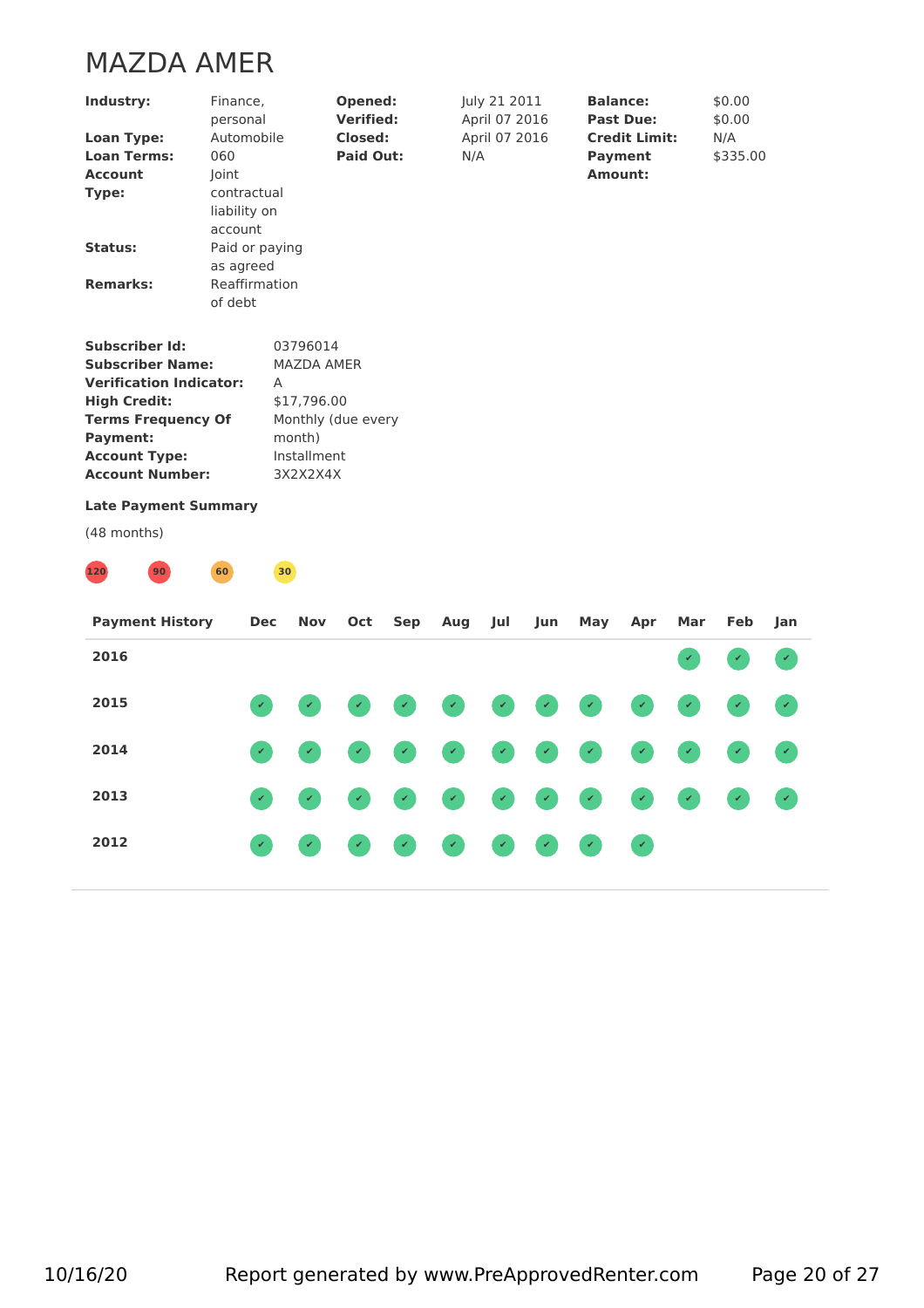# MAZDA AMER

| | | | | | |
|---|---|---|---|---|---|
| **Industry:** | Finance, personal | **Opened:** | July 21 2011 | **Balance:** | $0.00 |
| **Loan Type:** | Automobile | **Verified:** | April 07 2016 | **Past Due:** | $0.00 |
| **Loan Terms:** | 060 | **Closed:** | April 07 2016 | **Credit Limit:** | N/A |
| **Account Type:** | Joint contractual liability on account | **Paid Out:** | N/A | **Payment Amount:** | $335.00 |
| **Status:** | Paid or paying as agreed | | | | |
| **Remarks:** | Reaffirmation of debt | | | | |

| | |
|---|---|
| **Subscriber Id:** | 03796014 |
| **Subscriber Name:** | MAZDA AMER |
| **Verification Indicator:** | A |
| **High Credit:** | $17,796.00 |
| **Terms Frequency Of Payment:** | Monthly (due every month) |
| **Account Type:** | Installment |
| **Account Number:** | 3X2X2X4X |

**Late Payment Summary**

(48 months)

120 90 60 30

| Payment History | Dec | Nov | Oct | Sep | Aug | Jul | Jun | May | Apr | Mar | Feb | Jan |
|---|---|---|---|---|---|---|---|---|---|---|---|---|
| 2016 | | | | | | | | | | ✔ | ✔ | ✔ |
| 2015 | ✔ | ✔ | ✔ | ✔ | ✔ | ✔ | ✔ | ✔ | ✔ | ✔ | ✔ | ✔ |
| 2014 | ✔ | ✔ | ✔ | ✔ | ✔ | ✔ | ✔ | ✔ | ✔ | ✔ | ✔ | ✔ |
| 2013 | ✔ | ✔ | ✔ | ✔ | ✔ | ✔ | ✔ | ✔ | ✔ | ✔ | ✔ | ✔ |
| 2012 | ✔ | ✔ | ✔ | ✔ | ✔ | ✔ | ✔ | ✔ | ✔ | | | |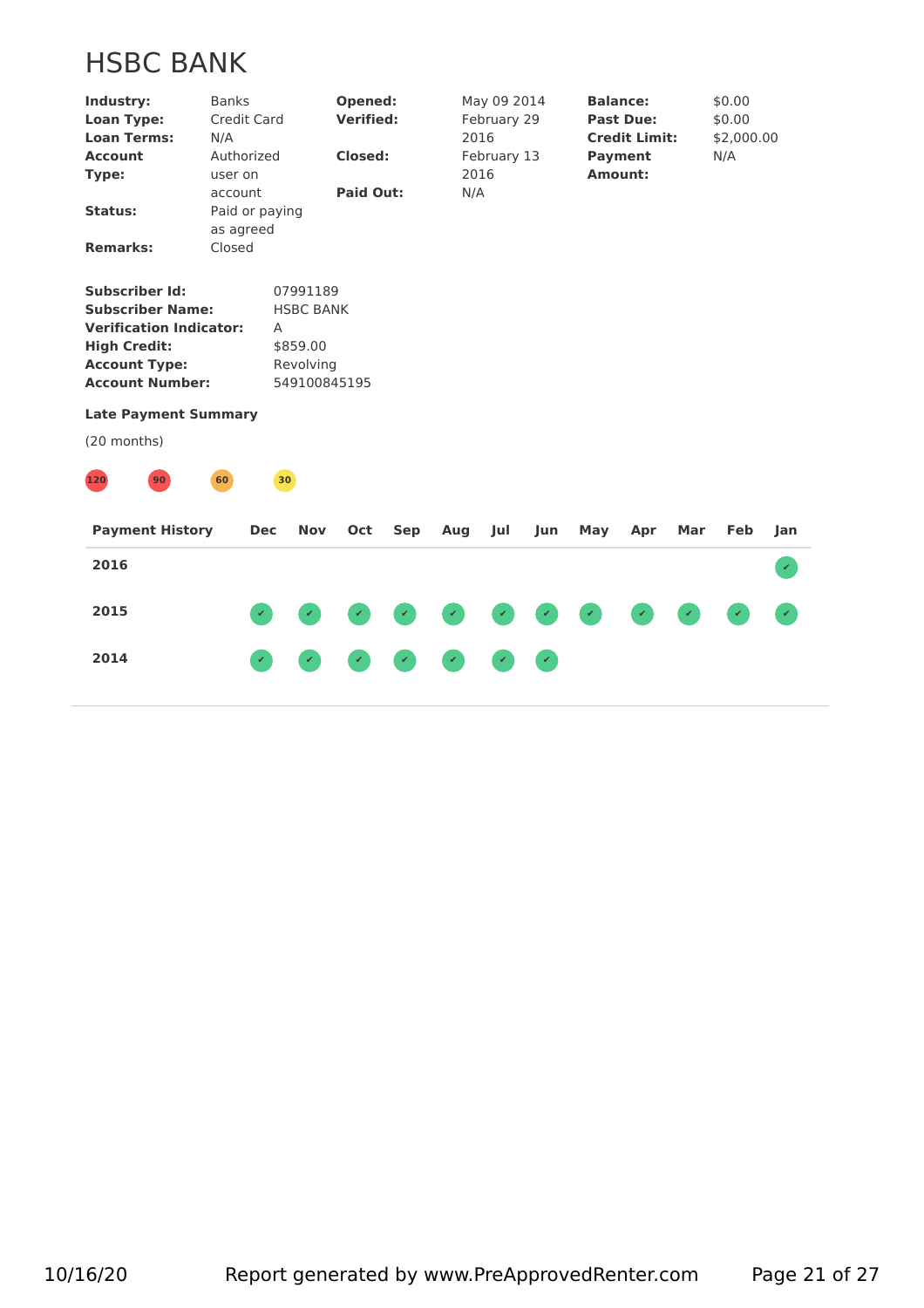# HSBC BANK

| | | | | | |
|---|---|---|---|---|---|
| **Industry:** | Banks | **Opened:** | May 09 2014 | **Balance:** | $0.00 |
| **Loan Type:** | Credit Card | **Verified:** | February 29 2016 | **Past Due:** | $0.00 |
| **Loan Terms:** | N/A | | | **Credit Limit:** | $2,000.00 |
| **Account Type:** | Authorized user on account | **Closed:** | February 13 2016 | **Payment Amount:** | N/A |
| **Status:** | Paid or paying as agreed | **Paid Out:** | N/A | | |
| **Remarks:** | Closed | | | | |

**Subscriber Id:** 07991189
**Subscriber Name:** HSBC BANK
**Verification Indicator:** A
**High Credit:** $859.00
**Account Type:** Revolving
**Account Number:** 549100845195

**Late Payment Summary**

(20 months)

120 90 60 30

| Payment History | Dec | Nov | Oct | Sep | Aug | Jul | Jun | May | Apr | Mar | Feb | Jan |
|---|---|---|---|---|---|---|---|---|---|---|---|---|
| **2016** | | | | | | | | | | | | ✔ |
| **2015** | ✔ | ✔ | ✔ | ✔ | ✔ | ✔ | ✔ | ✔ | ✔ | ✔ | ✔ | ✔ |
| **2014** | ✔ | ✔ | ✔ | ✔ | ✔ | ✔ | ✔ | | | | | |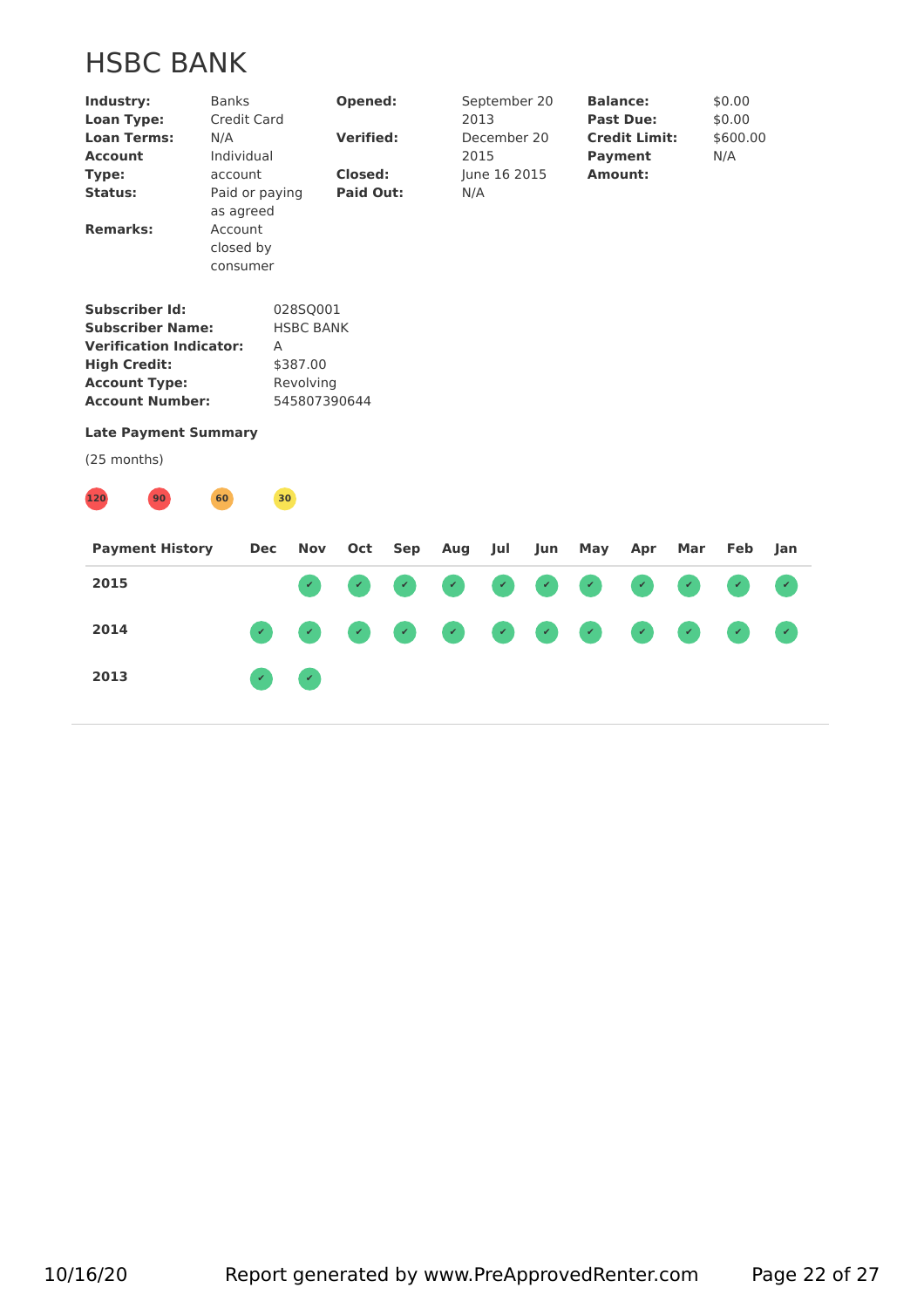# HSBC BANK

| | | | | | |
|---|---|---|---|---|---|
| **Industry:** | Banks | **Opened:** | September 20 2013 | **Balance:** | $0.00 |
| **Loan Type:** | Credit Card | | | **Past Due:** | $0.00 |
| **Loan Terms:** | N/A | **Verified:** | December 20 2015 | **Credit Limit:** | $600.00 |
| **Account Type:** | Individual account | **Closed:** | June 16 2015 | **Payment Amount:** | N/A |
| **Status:** | Paid or paying as agreed | **Paid Out:** | N/A | | |
| **Remarks:** | Account closed by consumer | | | | |

**Subscriber Id:** 028SQ001
**Subscriber Name:** HSBC BANK
**Verification Indicator:** A
**High Credit:** $387.00
**Account Type:** Revolving
**Account Number:** 545807390644

**Late Payment Summary**

(25 months)

120 90 60 30

| Payment History | Dec | Nov | Oct | Sep | Aug | Jul | Jun | May | Apr | Mar | Feb | Jan |
|---|---|---|---|---|---|---|---|---|---|---|---|---|
| **2015** | | ✔ | ✔ | ✔ | ✔ | ✔ | ✔ | ✔ | ✔ | ✔ | ✔ | ✔ |
| **2014** | ✔ | ✔ | ✔ | ✔ | ✔ | ✔ | ✔ | ✔ | ✔ | ✔ | ✔ | ✔ |
| **2013** | ✔ | ✔ | | | | | | | | | | |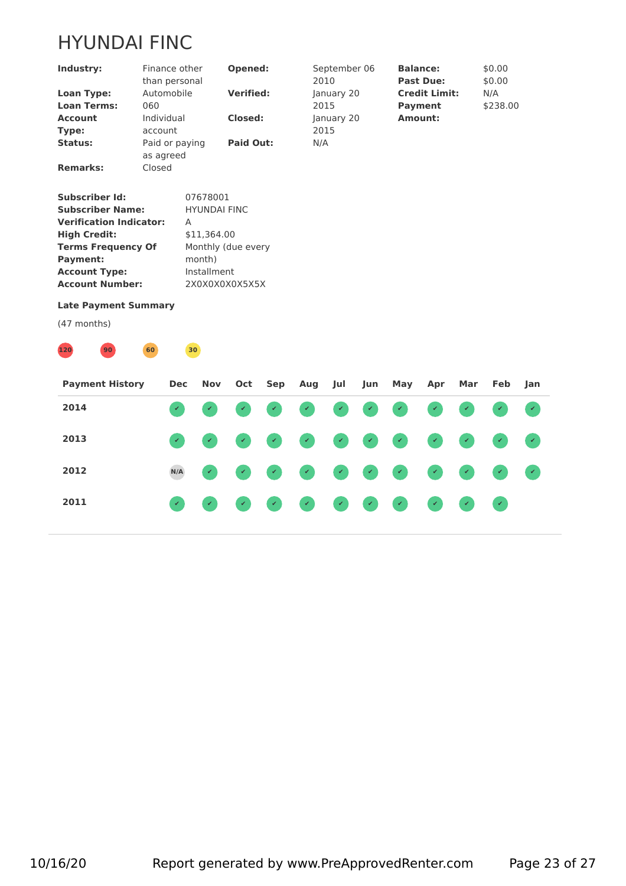# HYUNDAI FINC

| | | | | | |
|---|---|---|---|---|---|
| **Industry:** | Finance other than personal | **Opened:** | September 06 2010 | **Balance:** | $0.00 |
| **Loan Type:** | Automobile | **Verified:** | January 20 2015 | **Past Due:** | $0.00 |
| **Loan Terms:** | 060 | | | **Credit Limit:** | N/A |
| **Account Type:** | Individual account | **Closed:** | January 20 2015 | **Payment Amount:** | $238.00 |
| **Status:** | Paid or paying as agreed | **Paid Out:** | N/A | | |
| **Remarks:** | Closed | | | | |

| | |
|---|---|
| **Subscriber Id:** | 07678001 |
| **Subscriber Name:** | HYUNDAI FINC |
| **Verification Indicator:** | A |
| **High Credit:** | $11,364.00 |
| **Terms Frequency Of Payment:** | Monthly (due every month) |
| **Account Type:** | Installment |
| **Account Number:** | 2X0X0X0X0X5X5X |

**Late Payment Summary**

(47 months)

120 90 60 30

| Payment History | Dec | Nov | Oct | Sep | Aug | Jul | Jun | May | Apr | Mar | Feb | Jan |
|---|---|---|---|---|---|---|---|---|---|---|---|---|
| **2014** | ✔ | ✔ | ✔ | ✔ | ✔ | ✔ | ✔ | ✔ | ✔ | ✔ | ✔ | ✔ |
| **2013** | ✔ | ✔ | ✔ | ✔ | ✔ | ✔ | ✔ | ✔ | ✔ | ✔ | ✔ | ✔ |
| **2012** | N/A | ✔ | ✔ | ✔ | ✔ | ✔ | ✔ | ✔ | ✔ | ✔ | ✔ | ✔ |
| **2011** | ✔ | ✔ | ✔ | ✔ | ✔ | ✔ | ✔ | ✔ | ✔ | ✔ | ✔ | |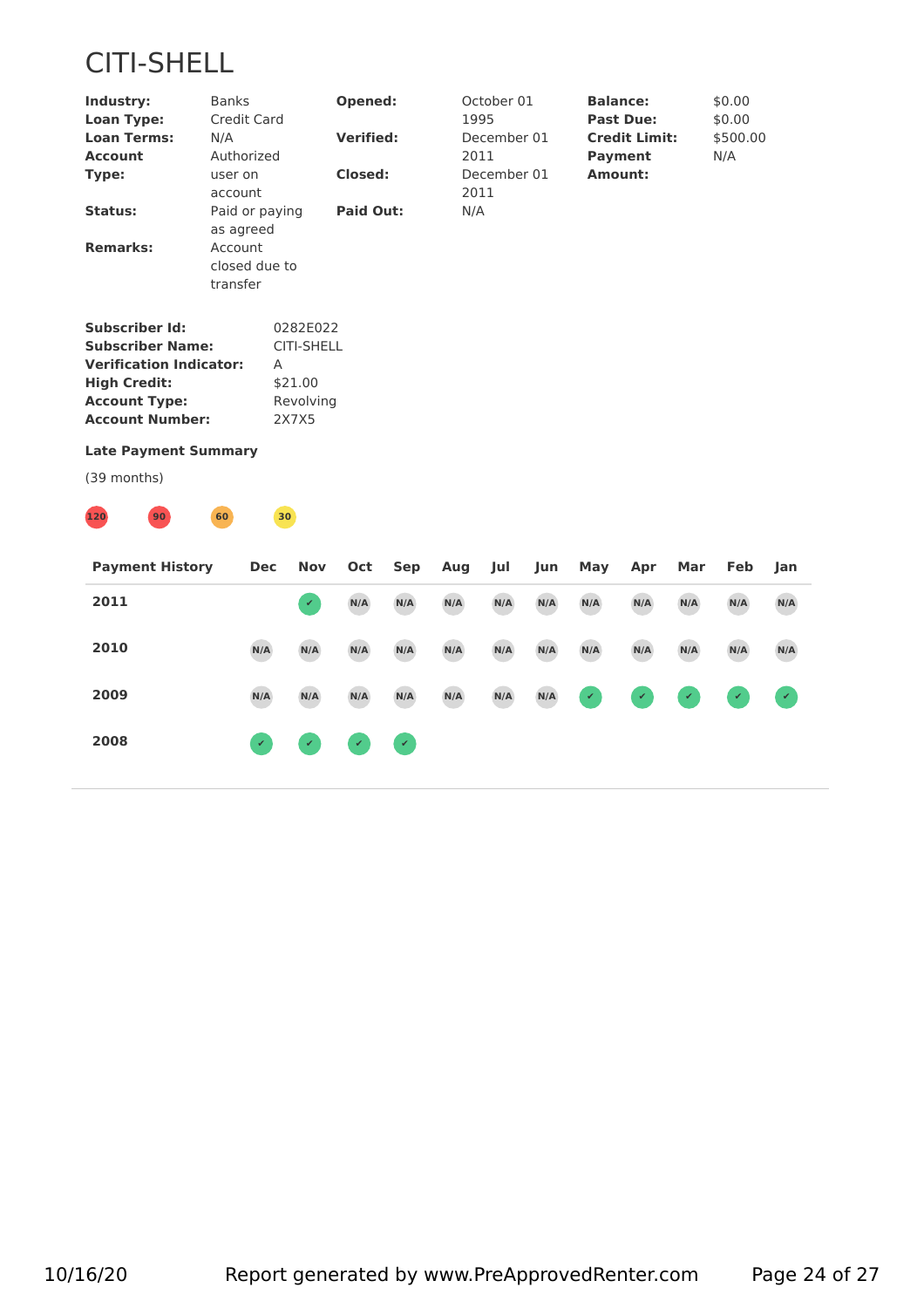# CITI-SHELL

| | | | | | |
|---|---|---|---|---|---|
| **Industry:** | Banks | **Opened:** | October 01 1995 | **Balance:** | $0.00 |
| **Loan Type:** | Credit Card | **Verified:** | December 01 2011 | **Past Due:** | $0.00 |
| **Loan Terms:** | N/A | **Closed:** | December 01 2011 | **Credit Limit:** | $500.00 |
| **Account Type:** | Authorized user on account | **Paid Out:** | N/A | **Payment Amount:** | N/A |
| **Status:** | Paid or paying as agreed | | | | |
| **Remarks:** | Account closed due to transfer | | | | |

**Subscriber Id:** 0282E022
**Subscriber Name:** CITI-SHELL
**Verification Indicator:** A
**High Credit:** $21.00
**Account Type:** Revolving
**Account Number:** 2X7X5

**Late Payment Summary**

(39 months)

120 90 60 30

| Payment History | Dec | Nov | Oct | Sep | Aug | Jul | Jun | May | Apr | Mar | Feb | Jan |
|---|---|---|---|---|---|---|---|---|---|---|---|---|
| **2011** | | ✔ | N/A | N/A | N/A | N/A | N/A | N/A | N/A | N/A | N/A | N/A |
| **2010** | N/A | N/A | N/A | N/A | N/A | N/A | N/A | N/A | N/A | N/A | N/A | N/A |
| **2009** | N/A | N/A | N/A | N/A | N/A | N/A | N/A | ✔ | ✔ | ✔ | ✔ | ✔ |
| **2008** | ✔ | ✔ | ✔ | ✔ | | | | | | | | |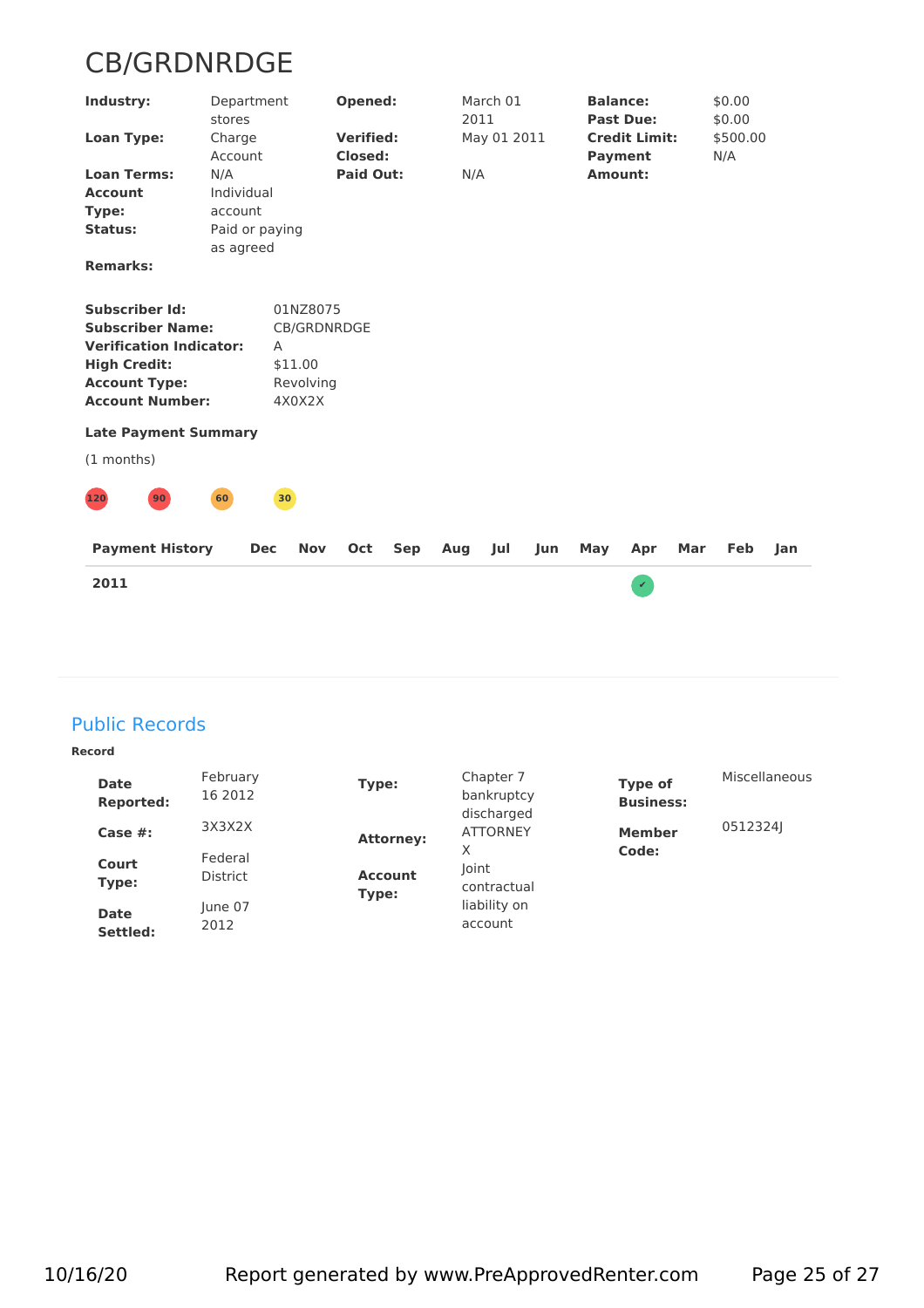# CB/GRDNRDGE

| | | | | | |
|---|---|---|---|---|---|
| **Industry:** | Department stores | **Opened:** | March 01 2011 | **Balance:** | $0.00 |
| **Loan Type:** | Charge Account | **Verified:** | May 01 2011 | **Past Due:** | $0.00 |
| **Loan Terms:** | N/A | **Closed:** | | **Credit Limit:** | $500.00 |
| **Account Type:** | Individual account | **Paid Out:** | N/A | **Payment Amount:** | N/A |
| **Status:** | Paid or paying as agreed | | | | |
| **Remarks:** | | | | | |

**Subscriber Id:** 01NZ8075
**Subscriber Name:** CB/GRDNRDGE
**Verification Indicator:** A
**High Credit:** $11.00
**Account Type:** Revolving
**Account Number:** 4X0X2X

**Late Payment Summary**

(1 months)

120 90 60 30

| Payment History | Dec | Nov | Oct | Sep | Aug | Jul | Jun | May | Apr | Mar | Feb | Jan |
|---|---|---|---|---|---|---|---|---|---|---|---|---|
| **2011** | | | | | | | | | ✔ | | | |

## Public Records

**Record**

| | | | | | |
|---|---|---|---|---|---|
| **Date Reported:** | February 16 2012 | **Type:** | Chapter 7 bankruptcy discharged | **Type of Business:** | Miscellaneous |
| **Case #:** | 3X3X2X | **Attorney:** | ATTORNEY X | **Member Code:** | 0512324J |
| **Court Type:** | Federal District | **Account Type:** | Joint contractual liability on account | | |
| **Date Settled:** | June 07 2012 | | | | |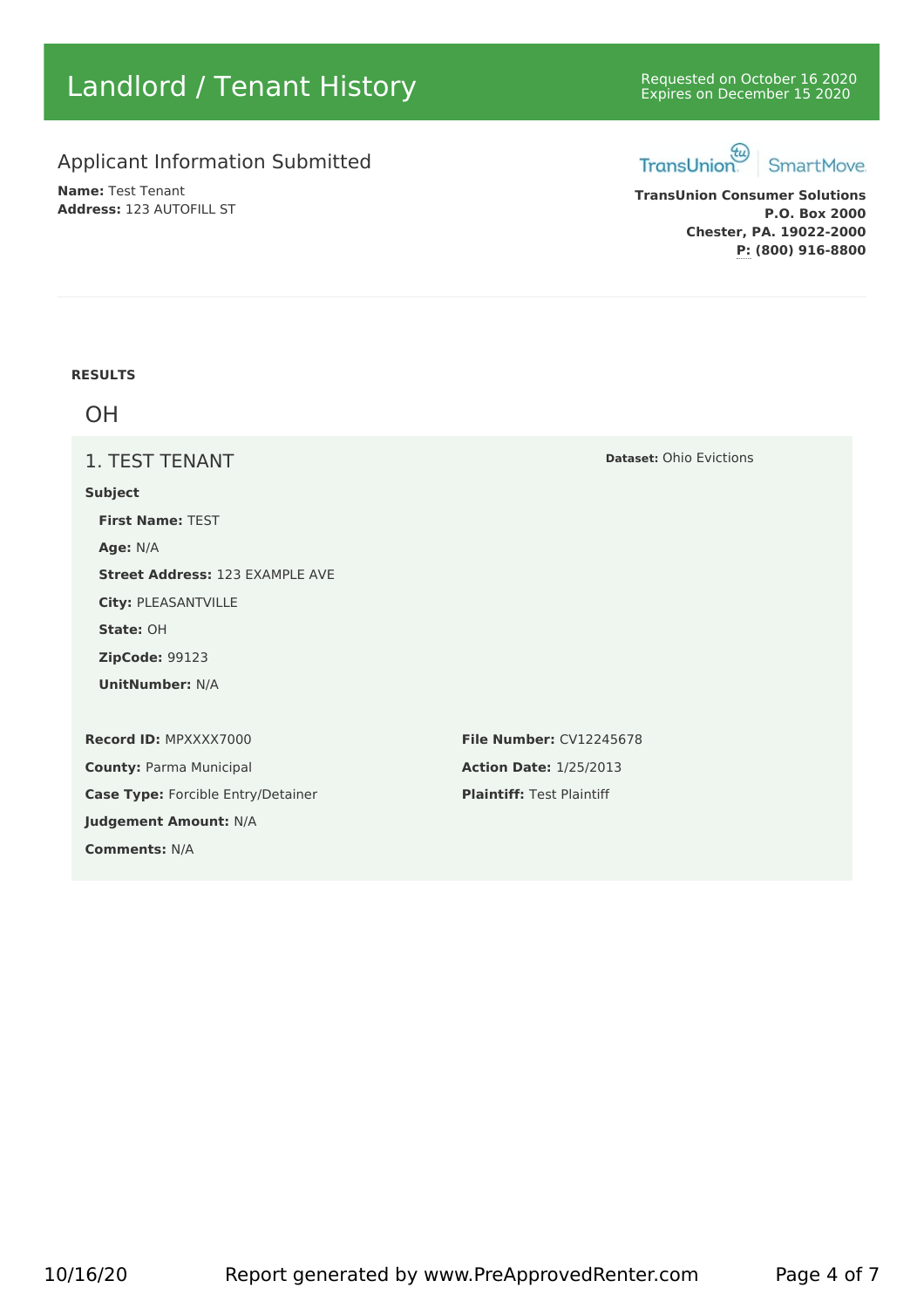# Landlord / Tenant History

Requested on October 16 2020
Expires on December 15 2020

## Applicant Information Submitted

**Name:** Test Tenant
**Address:** 123 AUTOFILL ST

TransUnion SmartMove

**TransUnion Consumer Solutions**
**P.O. Box 2000**
**Chester, PA. 19022-2000**
**P: (800) 916-8800**

---

**RESULTS**

## OH

### 1. TEST TENANT

**Dataset:** Ohio Evictions

**Subject**

- **First Name:** TEST
- **Age:** N/A
- **Street Address:** 123 EXAMPLE AVE
- **City:** PLEASANTVILLE
- **State:** OH
- **ZipCode:** 99123
- **UnitNumber:** N/A

**Record ID:** MPXXXX7000
**County:** Parma Municipal
**Case Type:** Forcible Entry/Detainer
**Judgement Amount:** N/A
**Comments:** N/A

**File Number:** CV12245678
**Action Date:** 1/25/2013
**Plaintiff:** Test Plaintiff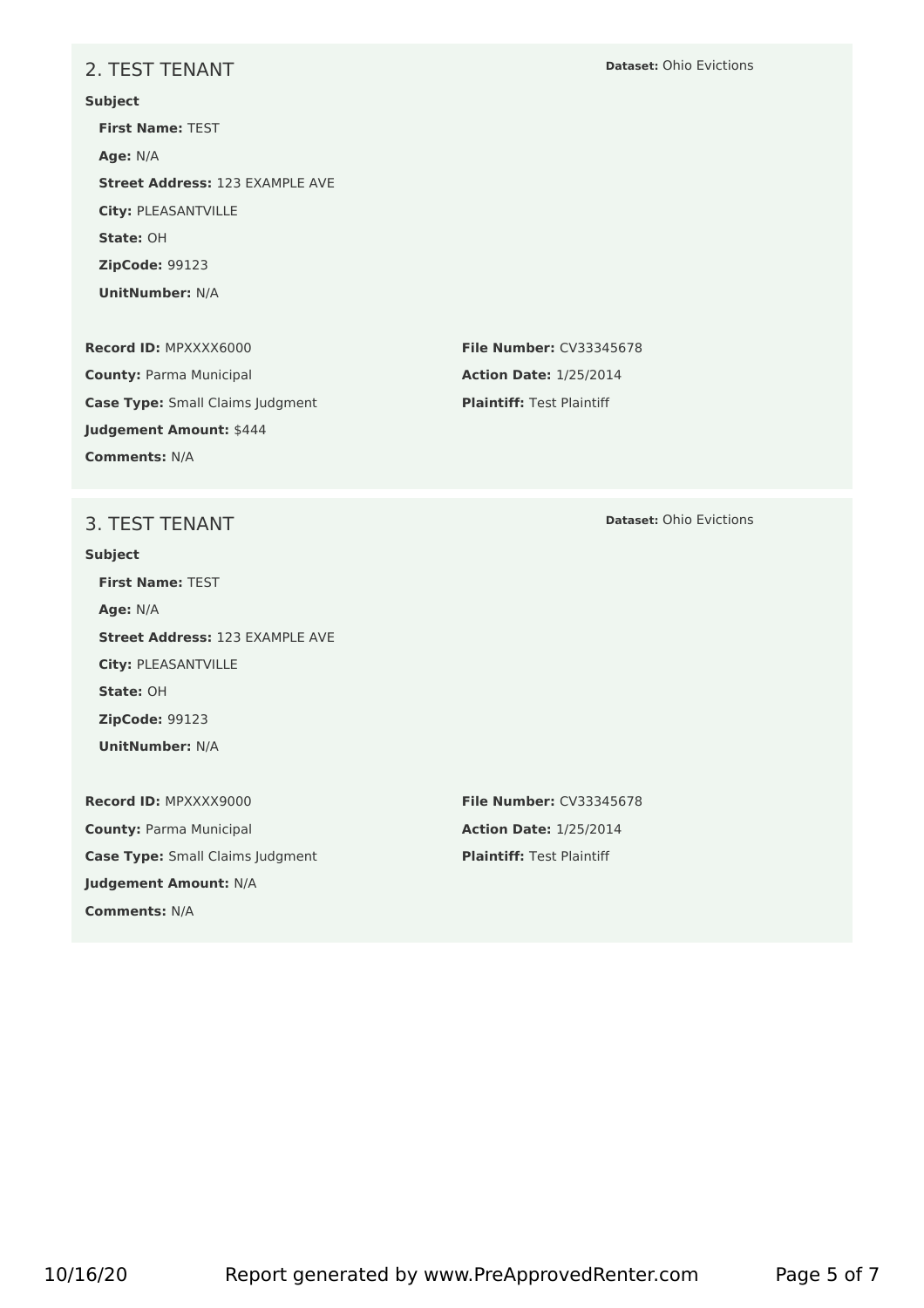## 2. TEST TENANT

**Dataset:** Ohio Evictions

**Subject**

- **First Name:** TEST
- **Age:** N/A
- **Street Address:** 123 EXAMPLE AVE
- **City:** PLEASANTVILLE
- **State:** OH
- **ZipCode:** 99123
- **UnitNumber:** N/A

**Record ID:** MPXXXX6000

**County:** Parma Municipal

**Case Type:** Small Claims Judgment

**Judgement Amount:** $444

**Comments:** N/A

**File Number:** CV33345678

**Action Date:** 1/25/2014

**Plaintiff:** Test Plaintiff

## 3. TEST TENANT

**Dataset:** Ohio Evictions

**Subject**

- **First Name:** TEST
- **Age:** N/A
- **Street Address:** 123 EXAMPLE AVE
- **City:** PLEASANTVILLE
- **State:** OH
- **ZipCode:** 99123
- **UnitNumber:** N/A

**Record ID:** MPXXXX9000

**County:** Parma Municipal

**Case Type:** Small Claims Judgment

**Judgement Amount:** N/A

**Comments:** N/A

**File Number:** CV33345678

**Action Date:** 1/25/2014

**Plaintiff:** Test Plaintiff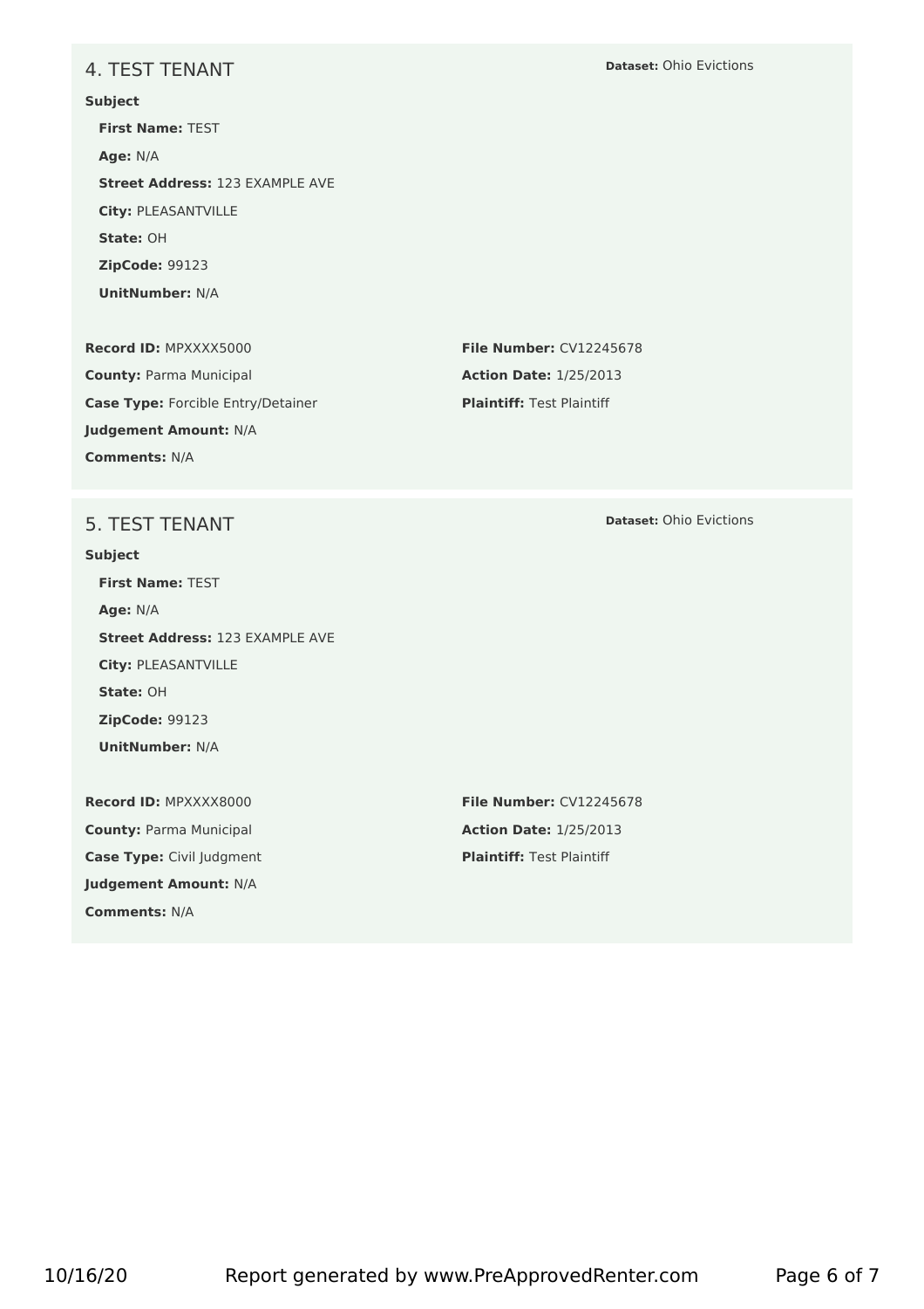## 4. TEST TENANT

**Dataset:** Ohio Evictions

**Subject**

**First Name:** TEST

**Age:** N/A

**Street Address:** 123 EXAMPLE AVE

**City:** PLEASANTVILLE

**State:** OH

**ZipCode:** 99123

**UnitNumber:** N/A

**Record ID:** MPXXXX5000

**County:** Parma Municipal

**Case Type:** Forcible Entry/Detainer

**Judgement Amount:** N/A

**Comments:** N/A

**File Number:** CV12245678

**Action Date:** 1/25/2013

**Plaintiff:** Test Plaintiff

## 5. TEST TENANT

**Dataset:** Ohio Evictions

**Subject**

**First Name:** TEST

**Age:** N/A

**Street Address:** 123 EXAMPLE AVE

**City:** PLEASANTVILLE

**State:** OH

**ZipCode:** 99123

**UnitNumber:** N/A

**Record ID:** MPXXXX8000

**County:** Parma Municipal

**Case Type:** Civil Judgment

**Judgement Amount:** N/A

**Comments:** N/A

**File Number:** CV12245678

**Action Date:** 1/25/2013

**Plaintiff:** Test Plaintiff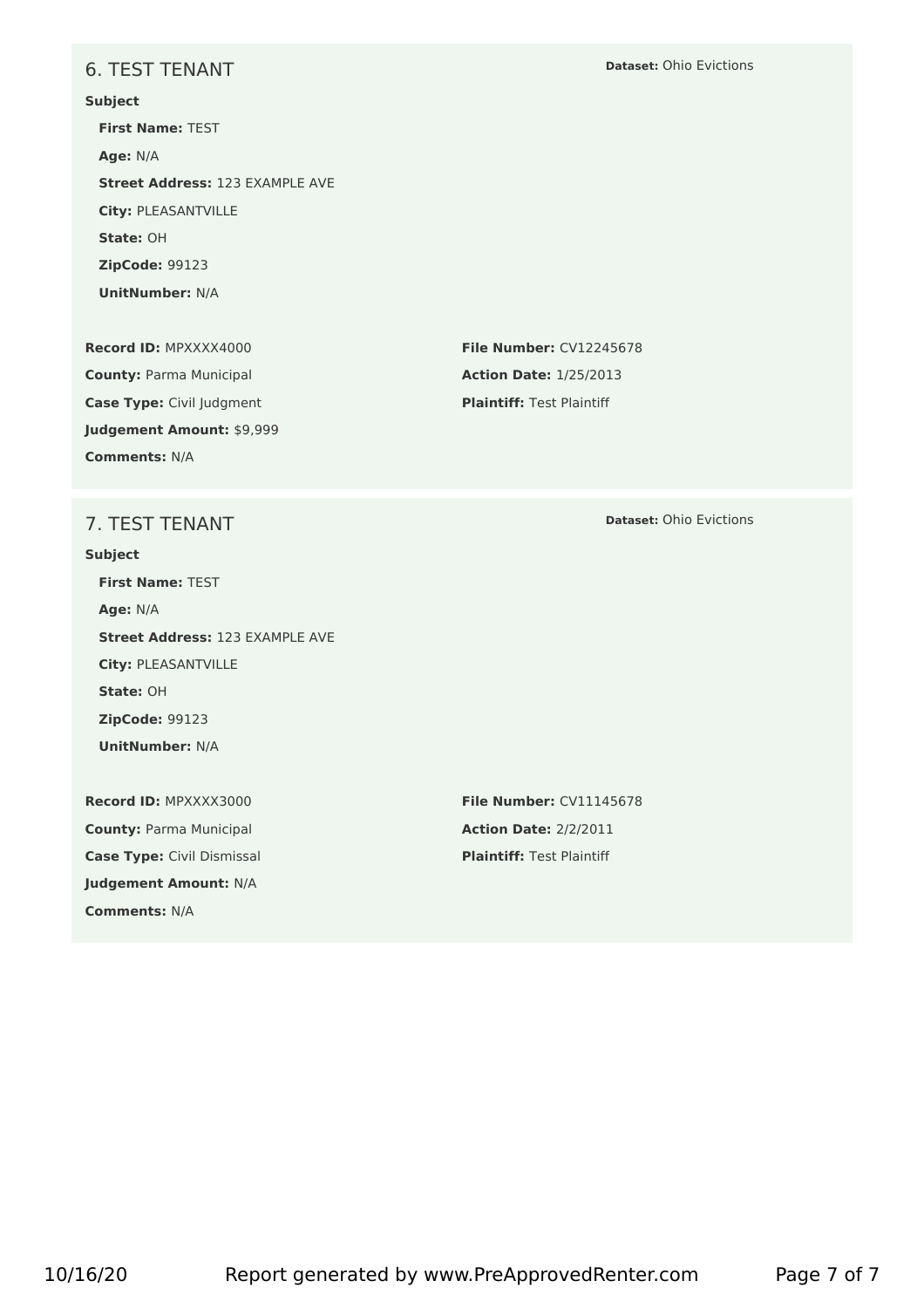## 6. TEST TENANT

**Dataset:** Ohio Evictions

**Subject**

- **First Name:** TEST
- **Age:** N/A
- **Street Address:** 123 EXAMPLE AVE
- **City:** PLEASANTVILLE
- **State:** OH
- **ZipCode:** 99123
- **UnitNumber:** N/A

**Record ID:** MPXXXX4000

**County:** Parma Municipal

**Case Type:** Civil Judgment

**Judgement Amount:** $9,999

**Comments:** N/A

**File Number:** CV12245678

**Action Date:** 1/25/2013

**Plaintiff:** Test Plaintiff

## 7. TEST TENANT

**Dataset:** Ohio Evictions

**Subject**

- **First Name:** TEST
- **Age:** N/A
- **Street Address:** 123 EXAMPLE AVE
- **City:** PLEASANTVILLE
- **State:** OH
- **ZipCode:** 99123
- **UnitNumber:** N/A

**Record ID:** MPXXXX3000

**County:** Parma Municipal

**Case Type:** Civil Dismissal

**Judgement Amount:** N/A

**Comments:** N/A

**File Number:** CV11145678

**Action Date:** 2/2/2011

**Plaintiff:** Test Plaintiff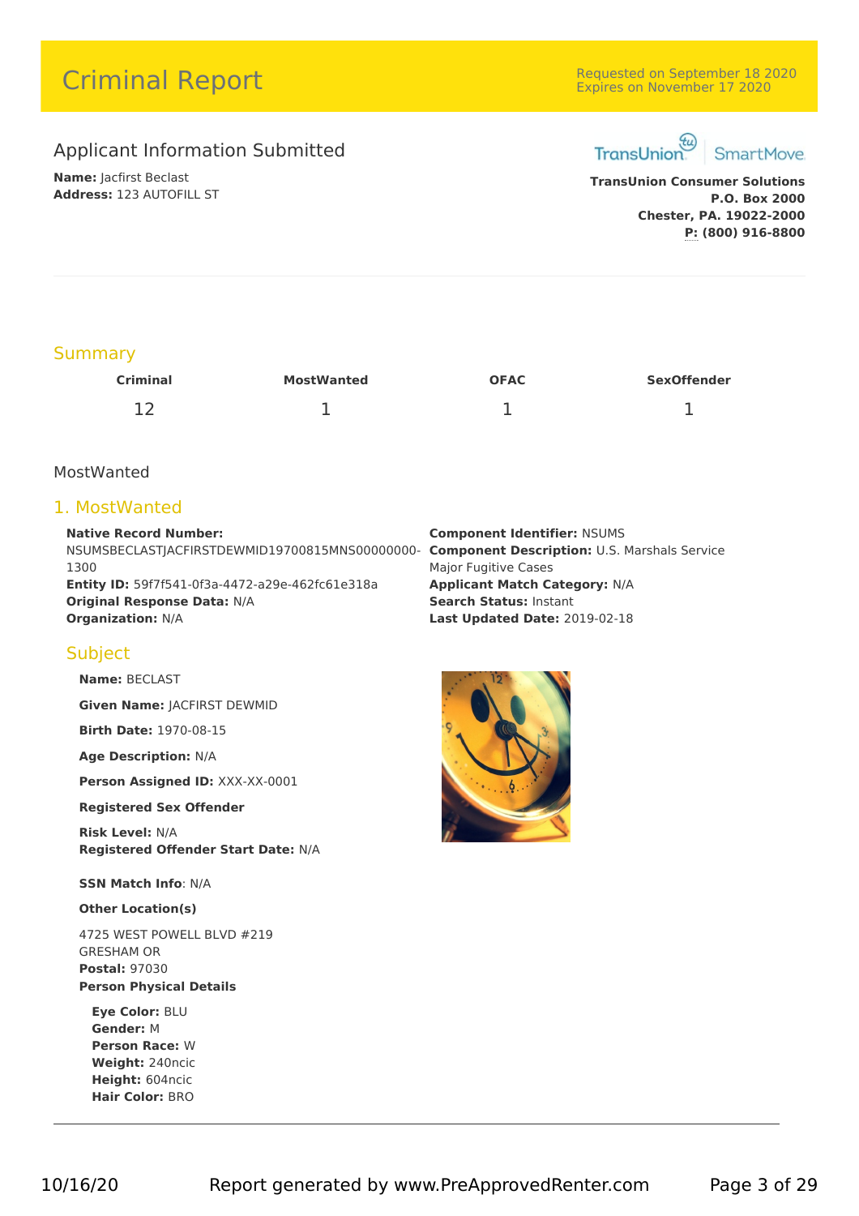# Criminal Report

Requested on September 18 2020
Expires on November 17 2020

## Applicant Information Submitted

**Name:** Jacfirst Beclast
**Address:** 123 AUTOFILL ST

TransUnion SmartMove

**TransUnion Consumer Solutions**
**P.O. Box 2000**
**Chester, PA. 19022-2000**
**P: (800) 916-8800**

## Summary

| Criminal | MostWanted | OFAC | SexOffender |
|---|---|---|---|
| 12 | 1 | 1 | 1 |

### MostWanted

## 1. MostWanted

**Native Record Number:** NSUMSBECLASTJACFIRSTDEWMID19700815MNS00000000-1300
**Entity ID:** 59f7f541-0f3a-4472-a29e-462fc61e318a
**Original Response Data:** N/A
**Organization:** N/A

**Component Identifier:** NSUMS
**Component Description:** U.S. Marshals Service Major Fugitive Cases
**Applicant Match Category:** N/A
**Search Status:** Instant
**Last Updated Date:** 2019-02-18

### Subject

**Name:** BECLAST

**Given Name:** JACFIRST DEWMID

**Birth Date:** 1970-08-15

**Age Description:** N/A

**Person Assigned ID:** XXX-XX-0001

**Registered Sex Offender**

**Risk Level:** N/A
**Registered Offender Start Date:** N/A

**SSN Match Info**: N/A

**Other Location(s)**

4725 WEST POWELL BLVD #219
GRESHAM OR
**Postal:** 97030

**Person Physical Details**

**Eye Color:** BLU
**Gender:** M
**Person Race:** W
**Weight:** 240ncic
**Height:** 604ncic
**Hair Color:** BRO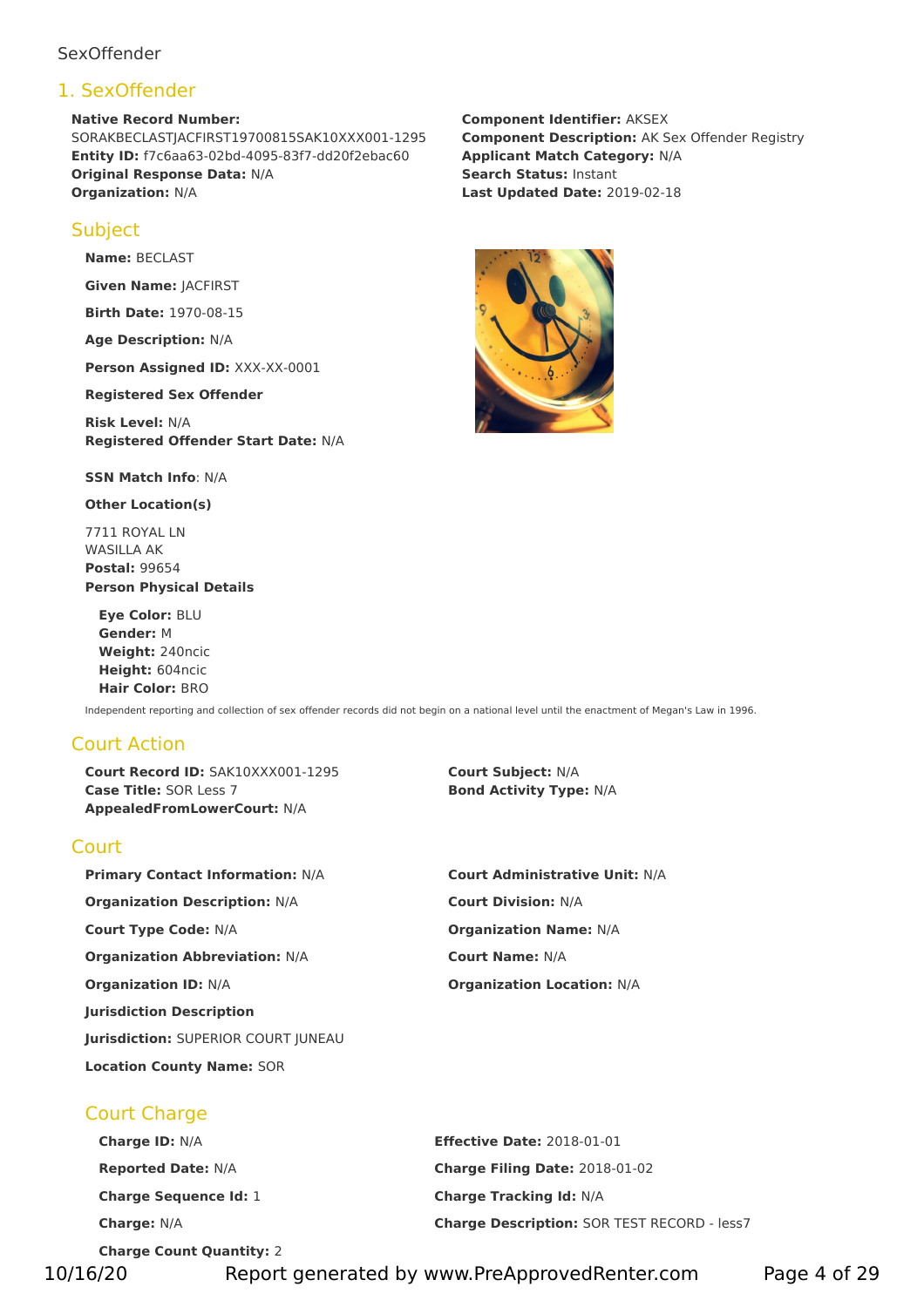SexOffender

# 1. SexOffender

**Native Record Number:** SORAKBECLASTJACFIRST19700815SAK10XXX001-1295
**Entity ID:** f7c6aa63-02bd-4095-83f7-dd20f2ebac60
**Original Response Data:** N/A
**Organization:** N/A

**Component Identifier:** AKSEX
**Component Description:** AK Sex Offender Registry
**Applicant Match Category:** N/A
**Search Status:** Instant
**Last Updated Date:** 2019-02-18

## Subject

**Name:** BECLAST

**Given Name:** JACFIRST

**Birth Date:** 1970-08-15

**Age Description:** N/A

**Person Assigned ID:** XXX-XX-0001

**Registered Sex Offender**

**Risk Level:** N/A
**Registered Offender Start Date:** N/A

**SSN Match Info**: N/A

**Other Location(s)**

7711 ROYAL LN
WASILLA AK
**Postal:** 99654
**Person Physical Details**

**Eye Color:** BLU
**Gender:** M
**Weight:** 240ncic
**Height:** 604ncic
**Hair Color:** BRO

Independent reporting and collection of sex offender records did not begin on a national level until the enactment of Megan's Law in 1996.

## Court Action

**Court Record ID:** SAK10XXX001-1295
**Case Title:** SOR Less 7
**AppealedFromLowerCourt:** N/A

**Court Subject:** N/A
**Bond Activity Type:** N/A

## Court

**Primary Contact Information:** N/A

**Organization Description:** N/A

**Court Type Code:** N/A

**Organization Abbreviation:** N/A

**Organization ID:** N/A

**Court Administrative Unit:** N/A

**Court Division:** N/A

**Organization Name:** N/A

**Court Name:** N/A

**Organization Location:** N/A

**Jurisdiction Description**

**Jurisdiction:** SUPERIOR COURT JUNEAU

**Location County Name:** SOR

### Court Charge

**Charge ID:** N/A

**Reported Date:** N/A

**Charge Sequence Id:** 1

**Charge:** N/A

**Charge Count Quantity:** 2

**Effective Date:** 2018-01-01

**Charge Filing Date:** 2018-01-02

**Charge Tracking Id:** N/A

**Charge Description:** SOR TEST RECORD - less7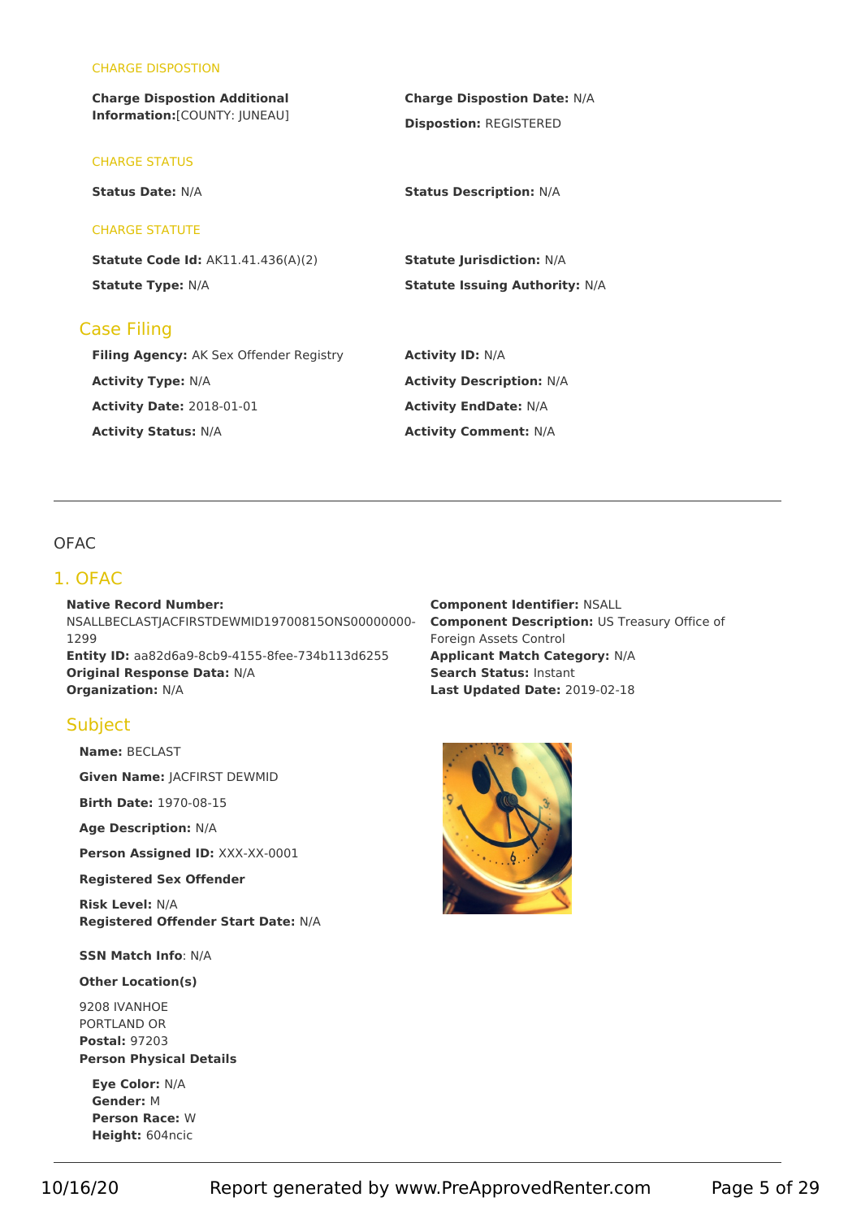#### CHARGE DISPOSTION

**Charge Dispostion Additional Information:**[COUNTY: JUNEAU]

**Charge Dispostion Date:** N/A

**Dispostion:** REGISTERED

#### CHARGE STATUS

**Status Date:** N/A

**Status Description:** N/A

#### CHARGE STATUTE

**Statute Code Id:** AK11.41.436(A)(2)

**Statute Jurisdiction:** N/A

**Statute Type:** N/A

**Statute Issuing Authority:** N/A

### Case Filing

**Filing Agency:** AK Sex Offender Registry

**Activity ID:** N/A

**Activity Type:** N/A

**Activity Description:** N/A

**Activity Date:** 2018-01-01

**Activity EndDate:** N/A

**Activity Status:** N/A

**Activity Comment:** N/A

---

OFAC

## 1. OFAC

**Native Record Number:** NSALLBECLASTJACFIRSTDEWMID19700815ONS00000000-1299
**Entity ID:** aa82d6a9-8cb9-4155-8fee-734b113d6255
**Original Response Data:** N/A
**Organization:** N/A

**Component Identifier:** NSALL
**Component Description:** US Treasury Office of Foreign Assets Control
**Applicant Match Category:** N/A
**Search Status:** Instant
**Last Updated Date:** 2019-02-18

### Subject

**Name:** BECLAST

**Given Name:** JACFIRST DEWMID

**Birth Date:** 1970-08-15

**Age Description:** N/A

**Person Assigned ID:** XXX-XX-0001

**Registered Sex Offender**

**Risk Level:** N/A
**Registered Offender Start Date:** N/A

**SSN Match Info**: N/A

**Other Location(s)**

9208 IVANHOE
PORTLAND OR
**Postal:** 97203
**Person Physical Details**

**Eye Color:** N/A
**Gender:** M
**Person Race:** W
**Height:** 604ncic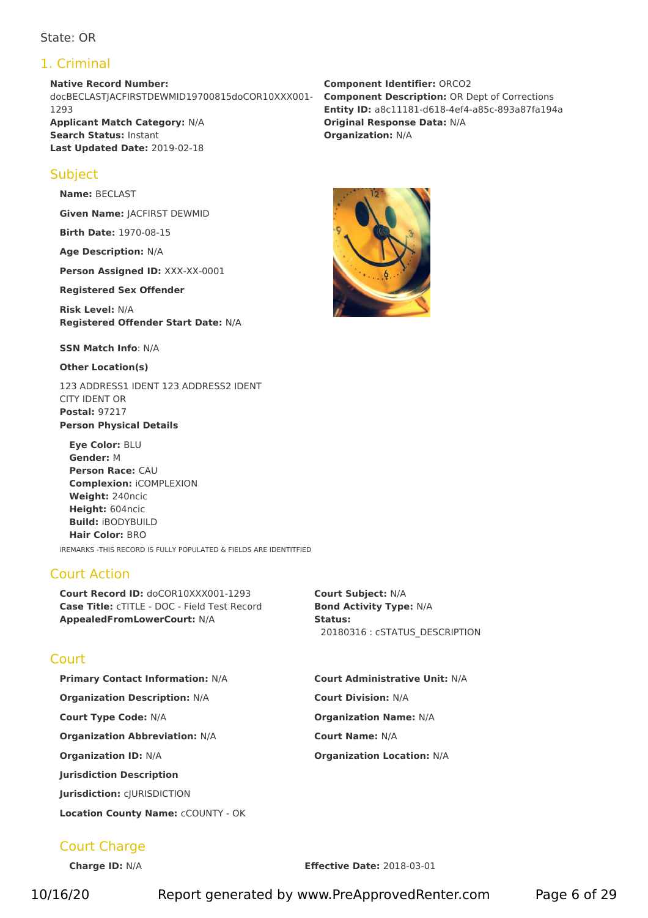State: OR

# 1. Criminal

**Native Record Number:** docBECLASTJACFIRSTDEWMID19700815doCOR10XXX001-1293
**Applicant Match Category:** N/A
**Search Status:** Instant
**Last Updated Date:** 2019-02-18

**Component Identifier:** ORCO2
**Component Description:** OR Dept of Corrections
**Entity ID:** a8c11181-d618-4ef4-a85c-893a87fa194a
**Original Response Data:** N/A
**Organization:** N/A

## Subject

**Name:** BECLAST

**Given Name:** JACFIRST DEWMID

**Birth Date:** 1970-08-15

**Age Description:** N/A

**Person Assigned ID:** XXX-XX-0001

**Registered Sex Offender**

**Risk Level:** N/A
**Registered Offender Start Date:** N/A

**SSN Match Info**: N/A

**Other Location(s)**

123 ADDRESS1 IDENT 123 ADDRESS2 IDENT
CITY IDENT OR
**Postal:** 97217
**Person Physical Details**

**Eye Color:** BLU
**Gender:** M
**Person Race:** CAU
**Complexion:** iCOMPLEXION
**Weight:** 240ncic
**Height:** 604ncic
**Build:** iBODYBUILD
**Hair Color:** BRO

iREMARKS -THIS RECORD IS FULLY POPULATED & FIELDS ARE IDENTITFIED

## Court Action

**Court Record ID:** doCOR10XXX001-1293
**Case Title:** cTITLE - DOC - Field Test Record
**AppealedFromLowerCourt:** N/A

**Court Subject:** N/A
**Bond Activity Type:** N/A
**Status:**
20180316 : cSTATUS_DESCRIPTION

## Court

**Primary Contact Information:** N/A

**Organization Description:** N/A

**Court Type Code:** N/A

**Organization Abbreviation:** N/A

**Organization ID:** N/A

**Jurisdiction Description**

**Jurisdiction:** cJURISDICTION

**Location County Name:** cCOUNTY - OK

**Court Administrative Unit:** N/A

**Court Division:** N/A

**Organization Name:** N/A

**Court Name:** N/A

**Organization Location:** N/A

### Court Charge

**Charge ID:** N/A

**Effective Date:** 2018-03-01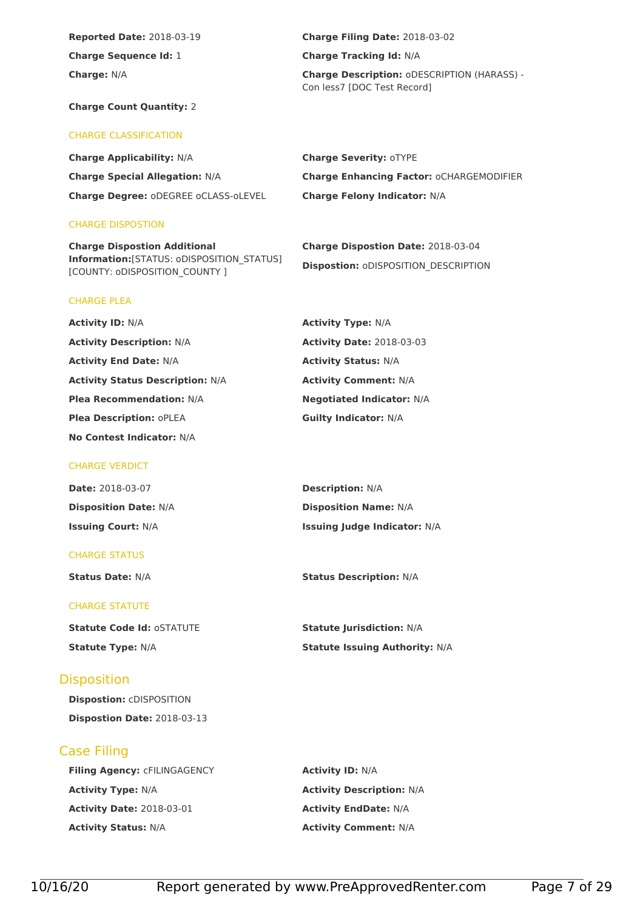**Reported Date:** 2018-03-19

**Charge Filing Date:** 2018-03-02

**Charge Sequence Id:** 1

**Charge Tracking Id:** N/A

**Charge:** N/A

**Charge Description:** oDESCRIPTION (HARASS) - Con less7 [DOC Test Record]

**Charge Count Quantity:** 2

#### CHARGE CLASSIFICATION

**Charge Applicability:** N/A

**Charge Severity:** oTYPE

**Charge Special Allegation:** N/A

**Charge Enhancing Factor:** oCHARGEMODIFIER

**Charge Degree:** oDEGREE oCLASS-oLEVEL

**Charge Felony Indicator:** N/A

#### CHARGE DISPOSTION

**Charge Dispostion Additional Information:**[STATUS: oDISPOSITION_STATUS] [COUNTY: oDISPOSITION_COUNTY ]

**Charge Dispostion Date:** 2018-03-04

**Dispostion:** oDISPOSITION_DESCRIPTION

#### CHARGE PLEA

**Activity ID:** N/A

**Activity Type:** N/A

**Activity Description:** N/A

**Activity Date:** 2018-03-03

**Activity End Date:** N/A

**Activity Status:** N/A

**Activity Status Description:** N/A

**Activity Comment:** N/A

**Plea Recommendation:** N/A

**Negotiated Indicator:** N/A

**Plea Description:** oPLEA

**Guilty Indicator:** N/A

**No Contest Indicator:** N/A

#### CHARGE VERDICT

**Date:** 2018-03-07

**Description:** N/A

**Disposition Date:** N/A

**Disposition Name:** N/A

**Issuing Court:** N/A

**Issuing Judge Indicator:** N/A

#### CHARGE STATUS

**Status Date:** N/A

**Status Description:** N/A

#### CHARGE STATUTE

**Statute Code Id:** oSTATUTE

**Statute Jurisdiction:** N/A

**Statute Type:** N/A

**Statute Issuing Authority:** N/A

## Disposition

**Dispostion:** cDISPOSITION

**Dispostion Date:** 2018-03-13

## Case Filing

**Filing Agency:** cFILINGAGENCY

**Activity ID:** N/A

**Activity Type:** N/A

**Activity Description:** N/A

**Activity Date:** 2018-03-01

**Activity EndDate:** N/A

**Activity Status:** N/A

**Activity Comment:** N/A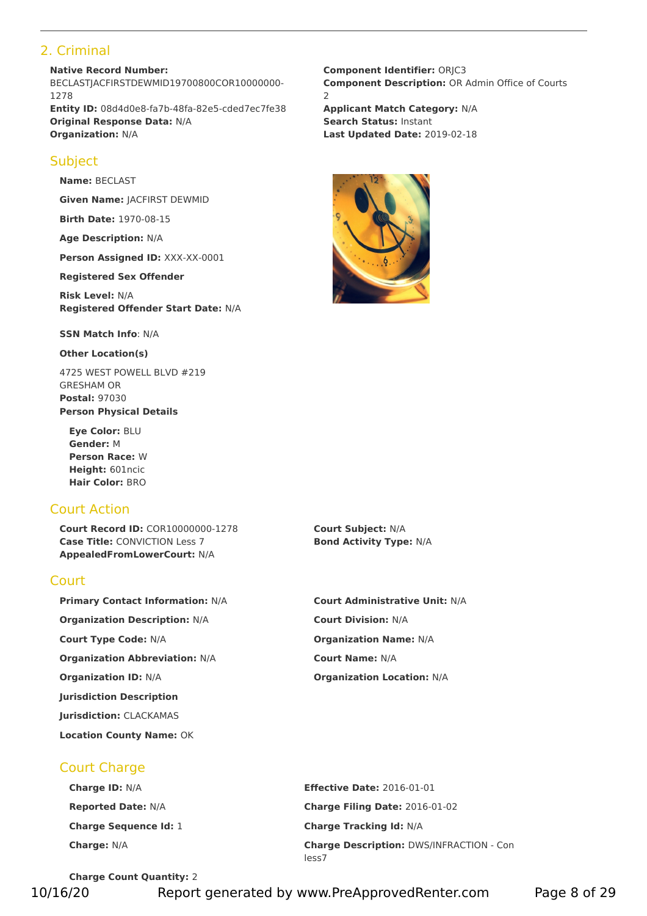## 2. Criminal

**Native Record Number:** BECLASTJACFIRSTDEWMID19700800COR10000000-1278
**Entity ID:** 08d4d0e8-fa7b-48fa-82e5-cded7ec7fe38
**Original Response Data:** N/A
**Organization:** N/A

**Component Identifier:** ORJC3
**Component Description:** OR Admin Office of Courts 2
**Applicant Match Category:** N/A
**Search Status:** Instant
**Last Updated Date:** 2019-02-18

### Subject

**Name:** BECLAST

**Given Name:** JACFIRST DEWMID

**Birth Date:** 1970-08-15

**Age Description:** N/A

**Person Assigned ID:** XXX-XX-0001

**Registered Sex Offender**

**Risk Level:** N/A
**Registered Offender Start Date:** N/A

**SSN Match Info**: N/A

**Other Location(s)**

4725 WEST POWELL BLVD #219
GRESHAM OR
**Postal:** 97030
**Person Physical Details**

**Eye Color:** BLU
**Gender:** M
**Person Race:** W
**Height:** 601ncic
**Hair Color:** BRO

### Court Action

**Court Record ID:** COR10000000-1278
**Case Title:** CONVICTION Less 7
**AppealedFromLowerCourt:** N/A

**Court Subject:** N/A
**Bond Activity Type:** N/A

### Court

**Primary Contact Information:** N/A

**Organization Description:** N/A

**Court Type Code:** N/A

**Organization Abbreviation:** N/A

**Organization ID:** N/A

**Court Administrative Unit:** N/A

**Court Division:** N/A

**Organization Name:** N/A

**Court Name:** N/A

**Organization Location:** N/A

**Jurisdiction Description**

**Jurisdiction:** CLACKAMAS

**Location County Name:** OK

#### Court Charge

**Charge ID:** N/A

**Reported Date:** N/A

**Charge Sequence Id:** 1

**Charge:** N/A

**Effective Date:** 2016-01-01

**Charge Filing Date:** 2016-01-02

**Charge Tracking Id:** N/A

**Charge Description:** DWS/INFRACTION - Con less7

**Charge Count Quantity:** 2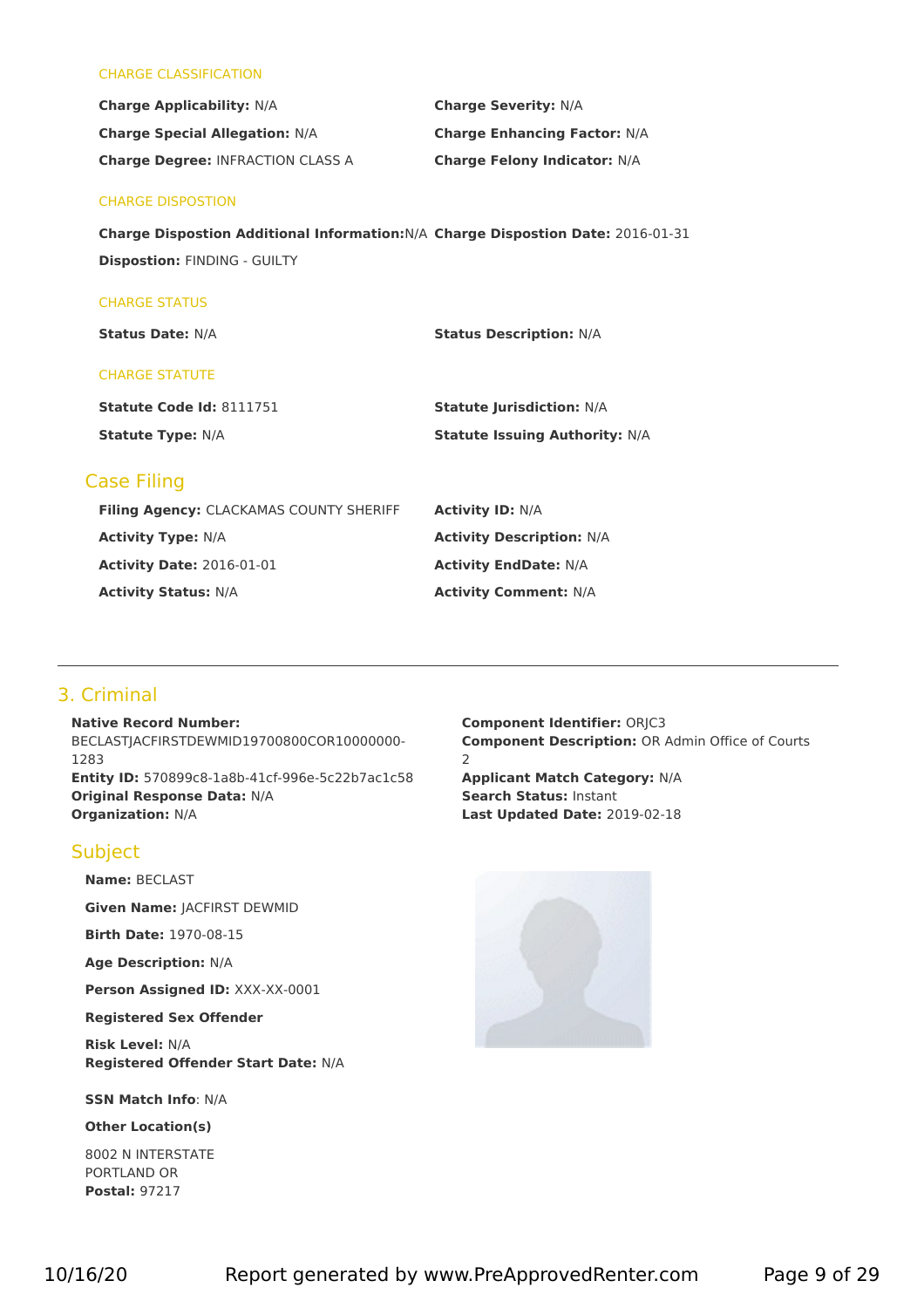CHARGE CLASSIFICATION

**Charge Applicability:** N/A

**Charge Severity:** N/A

**Charge Special Allegation:** N/A

**Charge Enhancing Factor:** N/A

**Charge Degree:** INFRACTION CLASS A

**Charge Felony Indicator:** N/A

CHARGE DISPOSTION

**Charge Dispostion Additional Information:** N/A

**Charge Dispostion Date:** 2016-01-31

**Dispostion:** FINDING - GUILTY

CHARGE STATUS

**Status Date:** N/A

**Status Description:** N/A

CHARGE STATUTE

**Statute Code Id:** 8111751

**Statute Jurisdiction:** N/A

**Statute Type:** N/A

**Statute Issuing Authority:** N/A

## Case Filing

**Filing Agency:** CLACKAMAS COUNTY SHERIFF

**Activity ID:** N/A

**Activity Type:** N/A

**Activity Description:** N/A

**Activity Date:** 2016-01-01

**Activity EndDate:** N/A

**Activity Status:** N/A

**Activity Comment:** N/A

---

## 3. Criminal

**Native Record Number:** BECLASTJACFIRSTDEWMID19700800COR10000000-1283
**Entity ID:** 570899c8-1a8b-41cf-996e-5c22b7ac1c58
**Original Response Data:** N/A
**Organization:** N/A

**Component Identifier:** ORJC3
**Component Description:** OR Admin Office of Courts 2
**Applicant Match Category:** N/A
**Search Status:** Instant
**Last Updated Date:** 2019-02-18

## Subject

**Name:** BECLAST

**Given Name:** JACFIRST DEWMID

**Birth Date:** 1970-08-15

**Age Description:** N/A

**Person Assigned ID:** XXX-XX-0001

**Registered Sex Offender**

**Risk Level:** N/A
**Registered Offender Start Date:** N/A

**SSN Match Info**: N/A

**Other Location(s)**

8002 N INTERSTATE
PORTLAND OR
**Postal:** 97217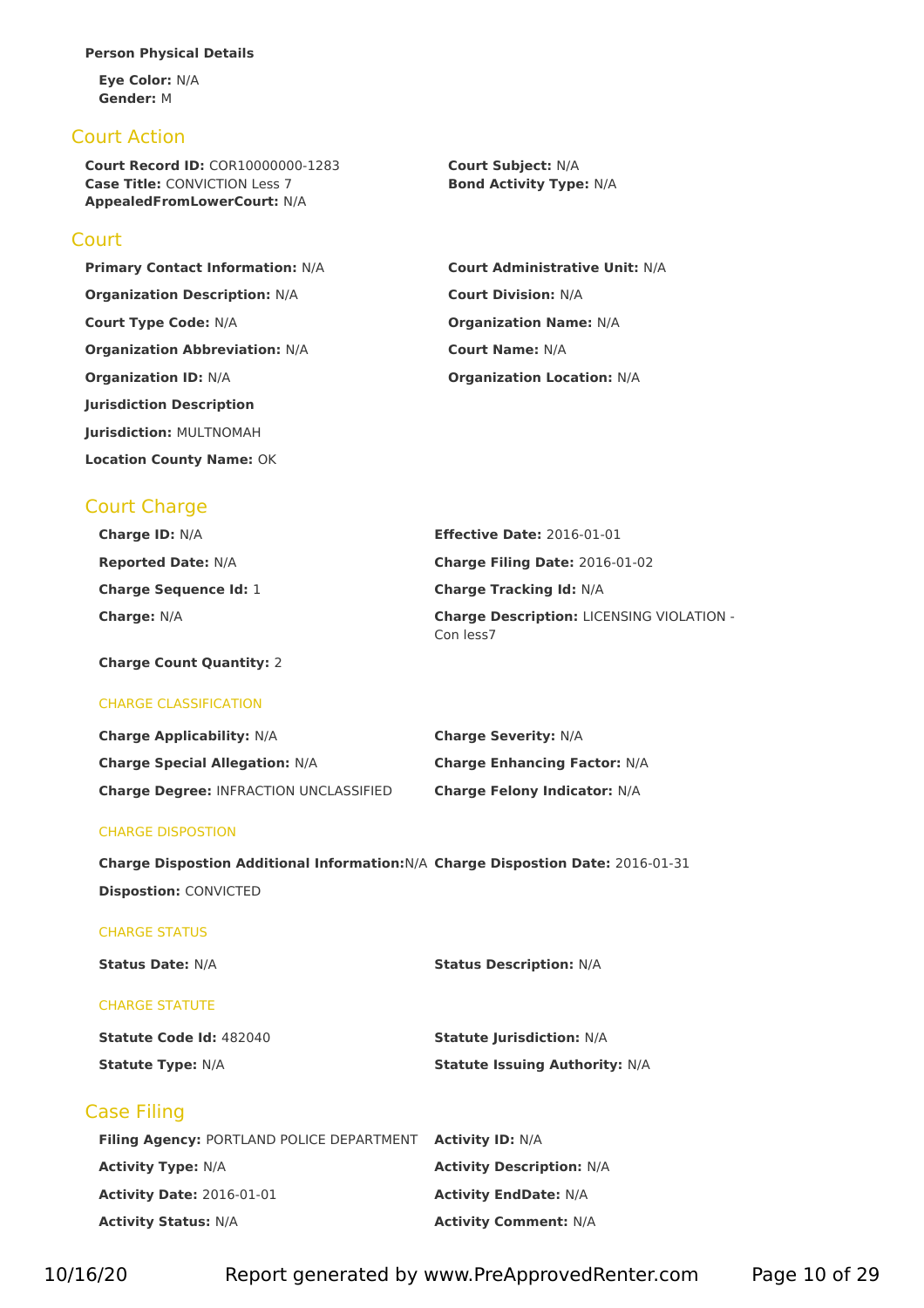**Person Physical Details**

**Eye Color:** N/A
**Gender:** M

## Court Action

**Court Record ID:** COR10000000-1283
**Case Title:** CONVICTION Less 7
**AppealedFromLowerCourt:** N/A
**Court Subject:** N/A
**Bond Activity Type:** N/A

## Court

**Primary Contact Information:** N/A

**Court Administrative Unit:** N/A

**Organization Description:** N/A

**Court Division:** N/A

**Court Type Code:** N/A

**Organization Name:** N/A

**Organization Abbreviation:** N/A

**Court Name:** N/A

**Organization ID:** N/A

**Organization Location:** N/A

**Jurisdiction Description**

**Jurisdiction:** MULTNOMAH

**Location County Name:** OK

## Court Charge

**Charge ID:** N/A

**Effective Date:** 2016-01-01

**Reported Date:** N/A

**Charge Filing Date:** 2016-01-02

**Charge Sequence Id:** 1

**Charge Tracking Id:** N/A

**Charge:** N/A

**Charge Description:** LICENSING VIOLATION - Con less7

**Charge Count Quantity:** 2

### CHARGE CLASSIFICATION

**Charge Applicability:** N/A

**Charge Severity:** N/A

**Charge Special Allegation:** N/A

**Charge Enhancing Factor:** N/A

**Charge Degree:** INFRACTION UNCLASSIFIED

**Charge Felony Indicator:** N/A

### CHARGE DISPOSTION

**Charge Dispostion Additional Information:** N/A

**Charge Dispostion Date:** 2016-01-31

**Dispostion:** CONVICTED

### CHARGE STATUS

**Status Date:** N/A

**Status Description:** N/A

### CHARGE STATUTE

**Statute Code Id:** 482040

**Statute Jurisdiction:** N/A

**Statute Type:** N/A

**Statute Issuing Authority:** N/A

## Case Filing

**Filing Agency:** PORTLAND POLICE DEPARTMENT

**Activity ID:** N/A

**Activity Type:** N/A

**Activity Description:** N/A

**Activity Date:** 2016-01-01

**Activity EndDate:** N/A

**Activity Status:** N/A

**Activity Comment:** N/A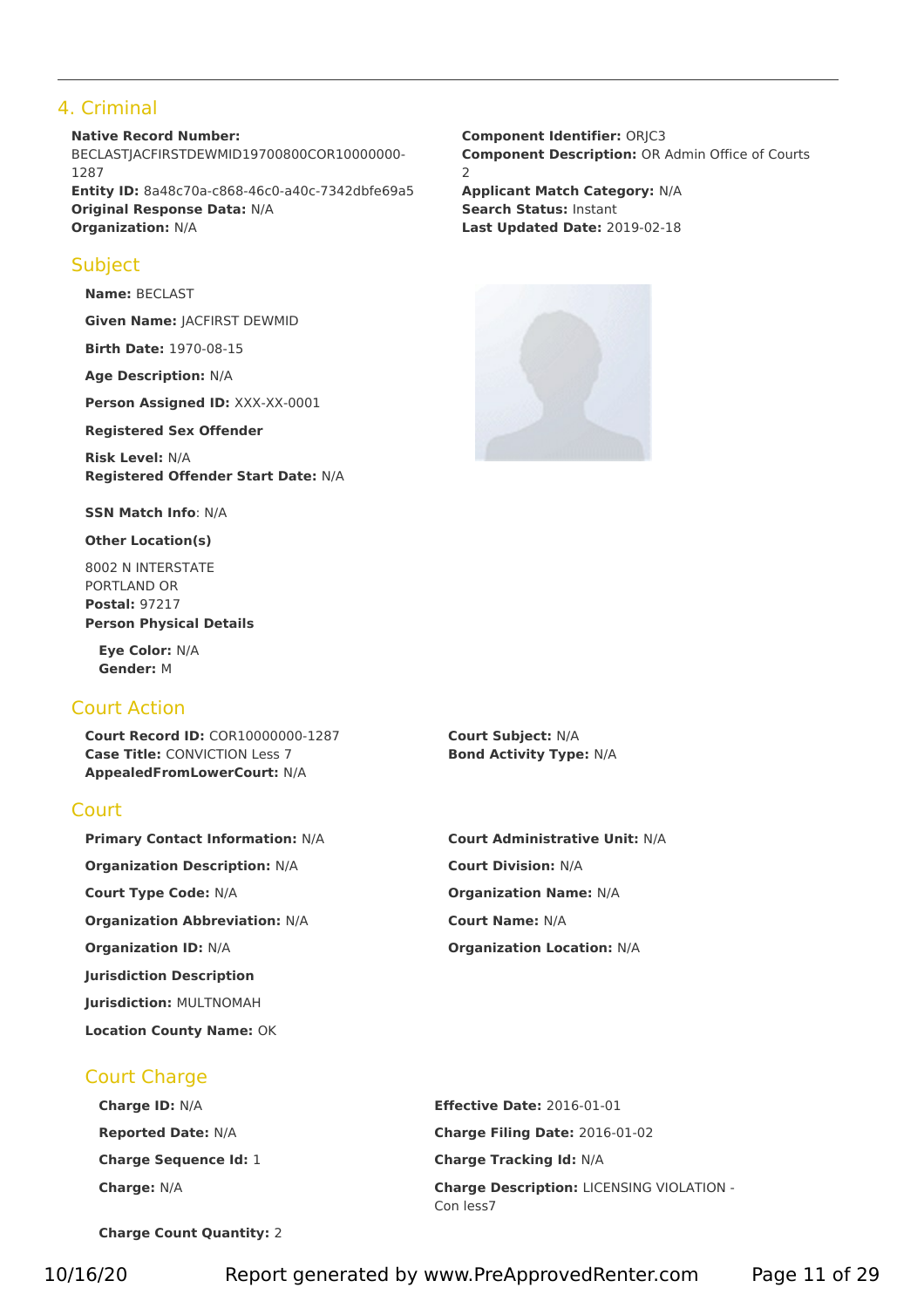## 4. Criminal

**Native Record Number:** BECLASTJACFIRSTDEWMID19700800COR10000000-1287
**Entity ID:** 8a48c70a-c868-46c0-a40c-7342dbfe69a5
**Original Response Data:** N/A
**Organization:** N/A

**Component Identifier:** ORJC3
**Component Description:** OR Admin Office of Courts 2
**Applicant Match Category:** N/A
**Search Status:** Instant
**Last Updated Date:** 2019-02-18

### Subject

**Name:** BECLAST

**Given Name:** JACFIRST DEWMID

**Birth Date:** 1970-08-15

**Age Description:** N/A

**Person Assigned ID:** XXX-XX-0001

**Registered Sex Offender**

**Risk Level:** N/A
**Registered Offender Start Date:** N/A

**SSN Match Info**: N/A

**Other Location(s)**

8002 N INTERSTATE
PORTLAND OR
**Postal:** 97217

**Person Physical Details**

**Eye Color:** N/A
**Gender:** M

### Court Action

**Court Record ID:** COR10000000-1287
**Case Title:** CONVICTION Less 7
**AppealedFromLowerCourt:** N/A

**Court Subject:** N/A
**Bond Activity Type:** N/A

### Court

**Primary Contact Information:** N/A

**Organization Description:** N/A

**Court Type Code:** N/A

**Organization Abbreviation:** N/A

**Organization ID:** N/A

**Jurisdiction Description**

**Jurisdiction:** MULTNOMAH

**Location County Name:** OK

**Court Administrative Unit:** N/A

**Court Division:** N/A

**Organization Name:** N/A

**Court Name:** N/A

**Organization Location:** N/A

### Court Charge

**Charge ID:** N/A

**Reported Date:** N/A

**Charge Sequence Id:** 1

**Charge:** N/A

**Effective Date:** 2016-01-01

**Charge Filing Date:** 2016-01-02

**Charge Tracking Id:** N/A

**Charge Description:** LICENSING VIOLATION - Con less7

**Charge Count Quantity:** 2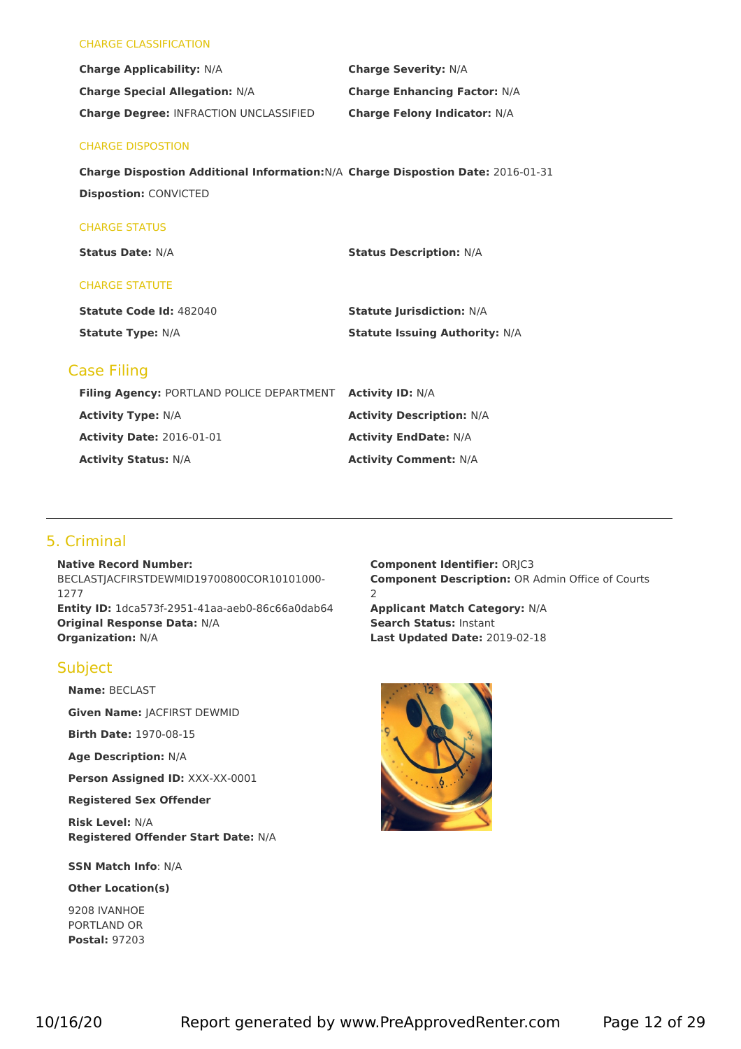CHARGE CLASSIFICATION

**Charge Applicability:** N/A
**Charge Severity:** N/A
**Charge Special Allegation:** N/A
**Charge Enhancing Factor:** N/A
**Charge Degree:** INFRACTION UNCLASSIFIED
**Charge Felony Indicator:** N/A

CHARGE DISPOSTION

**Charge Dispostion Additional Information:**N/A
**Charge Dispostion Date:** 2016-01-31
**Dispostion:** CONVICTED

CHARGE STATUS

**Status Date:** N/A
**Status Description:** N/A

CHARGE STATUTE

**Statute Code Id:** 482040
**Statute Jurisdiction:** N/A
**Statute Type:** N/A
**Statute Issuing Authority:** N/A

## Case Filing

**Filing Agency:** PORTLAND POLICE DEPARTMENT
**Activity ID:** N/A
**Activity Type:** N/A
**Activity Description:** N/A
**Activity Date:** 2016-01-01
**Activity EndDate:** N/A
**Activity Status:** N/A
**Activity Comment:** N/A

---

## 5. Criminal

**Native Record Number:** BECLASTJACFIRSTDEWMID19700800COR10101000-1277
**Entity ID:** 1dca573f-2951-41aa-aeb0-86c66a0dab64
**Original Response Data:** N/A
**Organization:** N/A
**Component Identifier:** ORJC3
**Component Description:** OR Admin Office of Courts 2
**Applicant Match Category:** N/A
**Search Status:** Instant
**Last Updated Date:** 2019-02-18

### Subject

**Name:** BECLAST

**Given Name:** JACFIRST DEWMID

**Birth Date:** 1970-08-15

**Age Description:** N/A

**Person Assigned ID:** XXX-XX-0001

**Registered Sex Offender**

**Risk Level:** N/A
**Registered Offender Start Date:** N/A

**SSN Match Info**: N/A

**Other Location(s)**

9208 IVANHOE
PORTLAND OR
**Postal:** 97203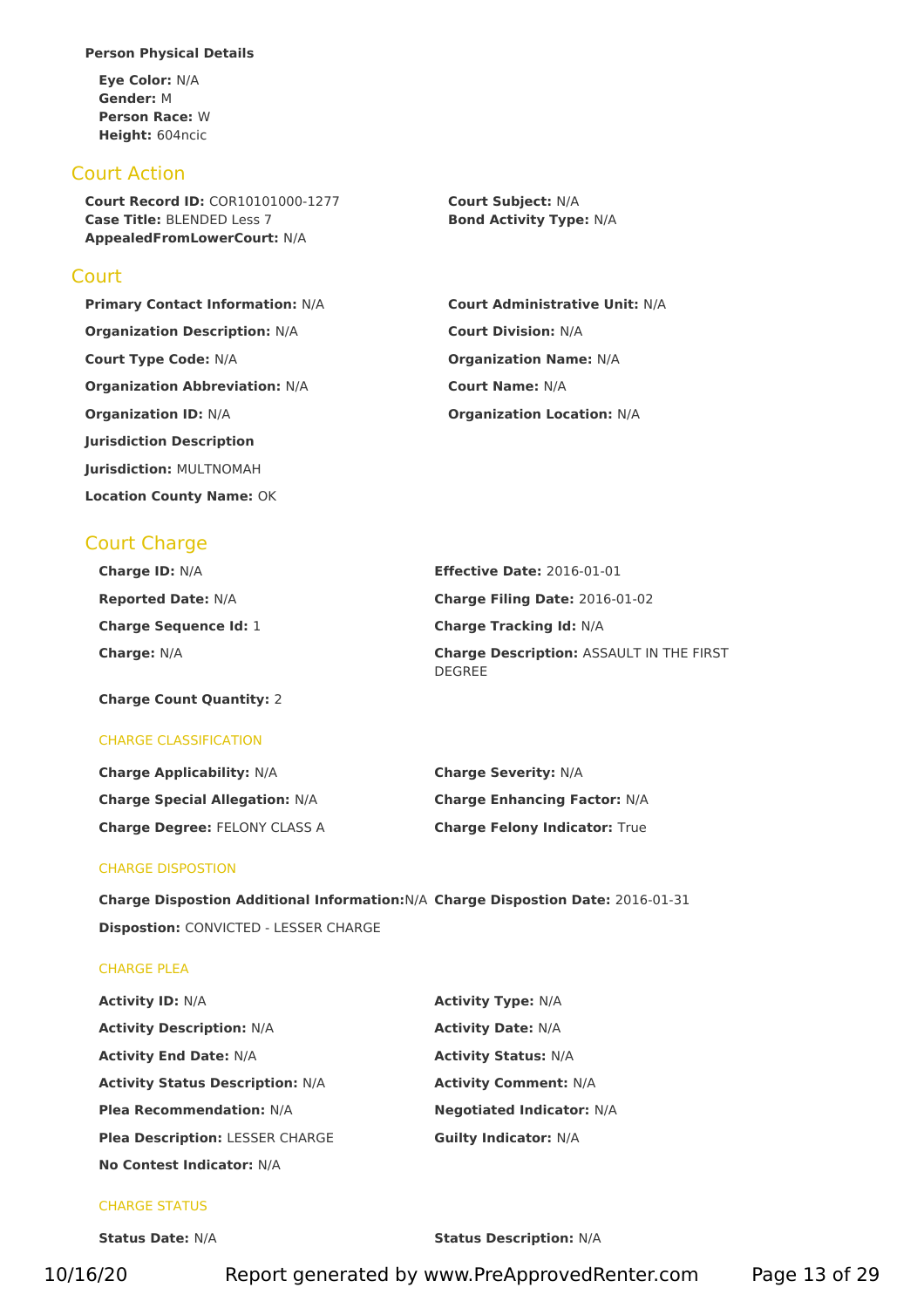**Person Physical Details**

**Eye Color:** N/A
**Gender:** M
**Person Race:** W
**Height:** 604ncic

## Court Action

**Court Record ID:** COR10101000-1277
**Case Title:** BLENDED Less 7
**AppealedFromLowerCourt:** N/A
**Court Subject:** N/A
**Bond Activity Type:** N/A

## Court

**Primary Contact Information:** N/A
**Court Administrative Unit:** N/A
**Organization Description:** N/A
**Court Division:** N/A
**Court Type Code:** N/A
**Organization Name:** N/A
**Organization Abbreviation:** N/A
**Court Name:** N/A
**Organization ID:** N/A
**Organization Location:** N/A

**Jurisdiction Description**

**Jurisdiction:** MULTNOMAH

**Location County Name:** OK

## Court Charge

**Charge ID:** N/A
**Effective Date:** 2016-01-01
**Reported Date:** N/A
**Charge Filing Date:** 2016-01-02
**Charge Sequence Id:** 1
**Charge Tracking Id:** N/A
**Charge:** N/A
**Charge Description:** ASSAULT IN THE FIRST DEGREE

**Charge Count Quantity:** 2

### CHARGE CLASSIFICATION

**Charge Applicability:** N/A
**Charge Severity:** N/A
**Charge Special Allegation:** N/A
**Charge Enhancing Factor:** N/A
**Charge Degree:** FELONY CLASS A
**Charge Felony Indicator:** True

### CHARGE DISPOSTION

**Charge Dispostion Additional Information:** N/A
**Charge Dispostion Date:** 2016-01-31
**Dispostion:** CONVICTED - LESSER CHARGE

### CHARGE PLEA

**Activity ID:** N/A
**Activity Type:** N/A
**Activity Description:** N/A
**Activity Date:** N/A
**Activity End Date:** N/A
**Activity Status:** N/A
**Activity Status Description:** N/A
**Activity Comment:** N/A
**Plea Recommendation:** N/A
**Negotiated Indicator:** N/A
**Plea Description:** LESSER CHARGE
**Guilty Indicator:** N/A
**No Contest Indicator:** N/A

### CHARGE STATUS

**Status Date:** N/A
**Status Description:** N/A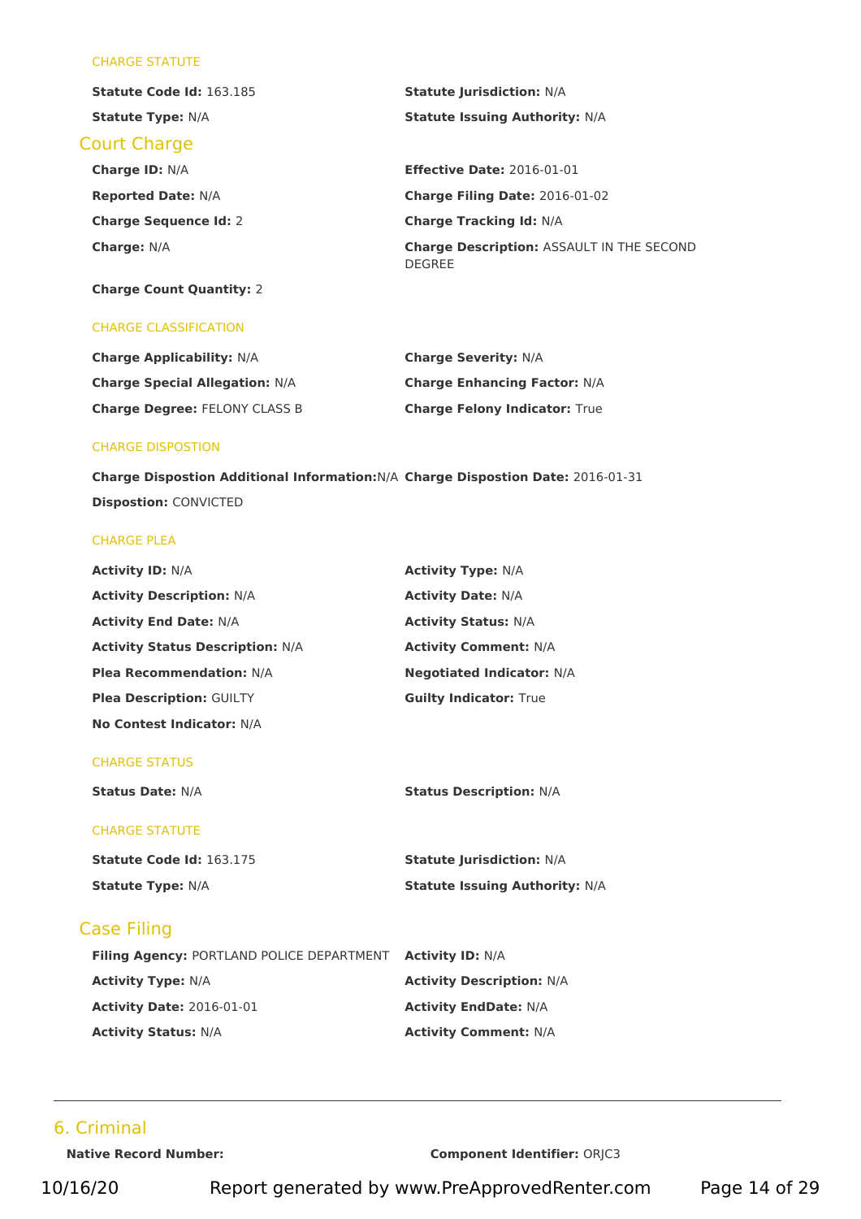#### CHARGE STATUTE

**Statute Code Id:** 163.185

**Statute Jurisdiction:** N/A

**Statute Type:** N/A

**Statute Issuing Authority:** N/A

### Court Charge

**Charge ID:** N/A

**Effective Date:** 2016-01-01

**Reported Date:** N/A

**Charge Filing Date:** 2016-01-02

**Charge Sequence Id:** 2

**Charge Tracking Id:** N/A

**Charge:** N/A

**Charge Description:** ASSAULT IN THE SECOND DEGREE

**Charge Count Quantity:** 2

#### CHARGE CLASSIFICATION

**Charge Applicability:** N/A

**Charge Severity:** N/A

**Charge Special Allegation:** N/A

**Charge Enhancing Factor:** N/A

**Charge Degree:** FELONY CLASS B

**Charge Felony Indicator:** True

#### CHARGE DISPOSTION

**Charge Dispostion Additional Information:**N/A

**Charge Dispostion Date:** 2016-01-31

**Dispostion:** CONVICTED

#### CHARGE PLEA

**Activity ID:** N/A

**Activity Type:** N/A

**Activity Description:** N/A

**Activity Date:** N/A

**Activity End Date:** N/A

**Activity Status:** N/A

**Activity Status Description:** N/A

**Activity Comment:** N/A

**Plea Recommendation:** N/A

**Negotiated Indicator:** N/A

**Plea Description:** GUILTY

**Guilty Indicator:** True

**No Contest Indicator:** N/A

#### CHARGE STATUS

**Status Date:** N/A

**Status Description:** N/A

#### CHARGE STATUTE

**Statute Code Id:** 163.175

**Statute Jurisdiction:** N/A

**Statute Type:** N/A

**Statute Issuing Authority:** N/A

### Case Filing

**Filing Agency:** PORTLAND POLICE DEPARTMENT

**Activity ID:** N/A

**Activity Type:** N/A

**Activity Description:** N/A

**Activity Date:** 2016-01-01

**Activity EndDate:** N/A

**Activity Status:** N/A

**Activity Comment:** N/A

---

## 6. Criminal

**Native Record Number:**

**Component Identifier:** ORJC3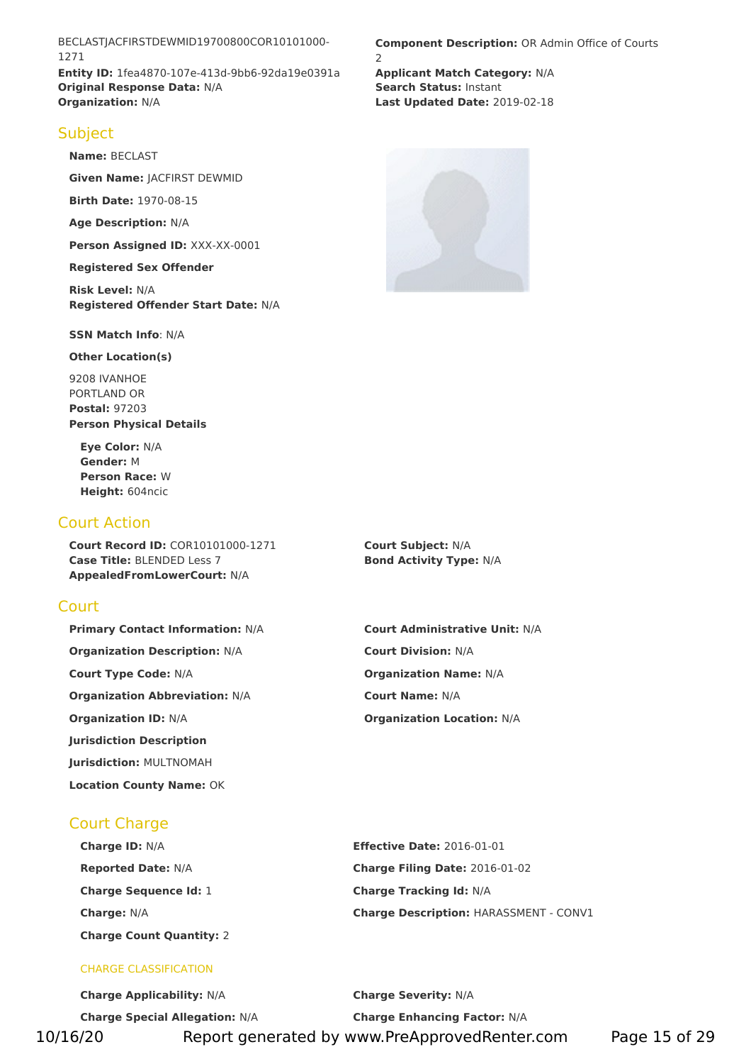BECLASTJACFIRSTDEWMID19700800COR10101000-1271
**Entity ID:** 1fea4870-107e-413d-9bb6-92da19e0391a
**Original Response Data:** N/A
**Organization:** N/A

**Component Description:** OR Admin Office of Courts 2
**Applicant Match Category:** N/A
**Search Status:** Instant
**Last Updated Date:** 2019-02-18

## Subject

**Name:** BECLAST

**Given Name:** JACFIRST DEWMID

**Birth Date:** 1970-08-15

**Age Description:** N/A

**Person Assigned ID:** XXX-XX-0001

**Registered Sex Offender**

**Risk Level:** N/A
**Registered Offender Start Date:** N/A

**SSN Match Info**: N/A

**Other Location(s)**

9208 IVANHOE
PORTLAND OR
**Postal:** 97203
**Person Physical Details**

**Eye Color:** N/A
**Gender:** M
**Person Race:** W
**Height:** 604ncic

## Court Action

**Court Record ID:** COR10101000-1271
**Case Title:** BLENDED Less 7
**AppealedFromLowerCourt:** N/A

**Court Subject:** N/A
**Bond Activity Type:** N/A

## Court

**Primary Contact Information:** N/A

**Organization Description:** N/A

**Court Type Code:** N/A

**Organization Abbreviation:** N/A

**Organization ID:** N/A

**Jurisdiction Description**

**Jurisdiction:** MULTNOMAH

**Location County Name:** OK

**Court Administrative Unit:** N/A

**Court Division:** N/A

**Organization Name:** N/A

**Court Name:** N/A

**Organization Location:** N/A

## Court Charge

**Charge ID:** N/A

**Reported Date:** N/A

**Charge Sequence Id:** 1

**Charge:** N/A

**Charge Count Quantity:** 2

**Effective Date:** 2016-01-01

**Charge Filing Date:** 2016-01-02

**Charge Tracking Id:** N/A

**Charge Description:** HARASSMENT - CONV1

### CHARGE CLASSIFICATION

**Charge Applicability:** N/A

**Charge Special Allegation:** N/A

**Charge Severity:** N/A

**Charge Enhancing Factor:** N/A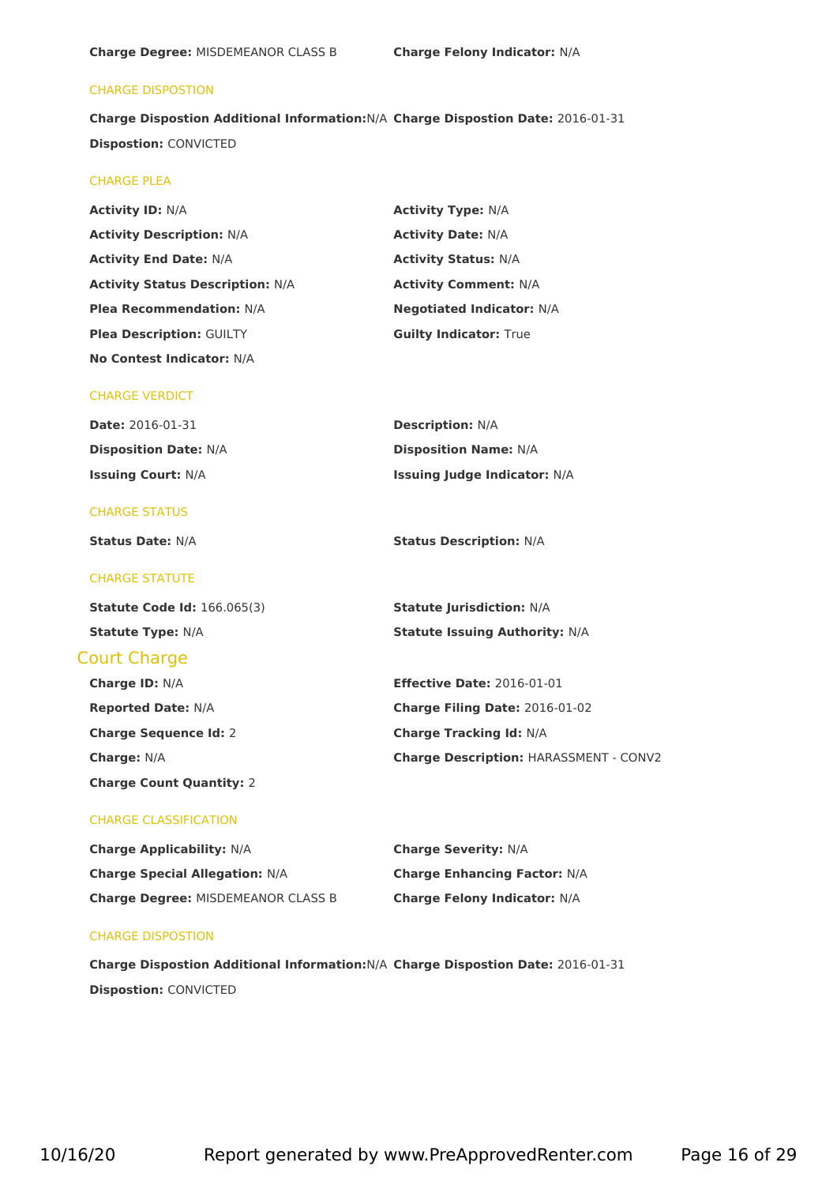**Charge Degree:** MISDEMEANOR CLASS B
**Charge Felony Indicator:** N/A

### CHARGE DISPOSTION

**Charge Dispostion Additional Information:** N/A
**Charge Dispostion Date:** 2016-01-31
**Dispostion:** CONVICTED

### CHARGE PLEA

**Activity ID:** N/A
**Activity Type:** N/A
**Activity Description:** N/A
**Activity Date:** N/A
**Activity End Date:** N/A
**Activity Status:** N/A
**Activity Status Description:** N/A
**Activity Comment:** N/A
**Plea Recommendation:** N/A
**Negotiated Indicator:** N/A
**Plea Description:** GUILTY
**Guilty Indicator:** True
**No Contest Indicator:** N/A

### CHARGE VERDICT

**Date:** 2016-01-31
**Description:** N/A
**Disposition Date:** N/A
**Disposition Name:** N/A
**Issuing Court:** N/A
**Issuing Judge Indicator:** N/A

### CHARGE STATUS

**Status Date:** N/A
**Status Description:** N/A

### CHARGE STATUTE

**Statute Code Id:** 166.065(3)
**Statute Jurisdiction:** N/A
**Statute Type:** N/A
**Statute Issuing Authority:** N/A

## Court Charge

**Charge ID:** N/A
**Effective Date:** 2016-01-01
**Reported Date:** N/A
**Charge Filing Date:** 2016-01-02
**Charge Sequence Id:** 2
**Charge Tracking Id:** N/A
**Charge:** N/A
**Charge Description:** HARASSMENT - CONV2
**Charge Count Quantity:** 2

### CHARGE CLASSIFICATION

**Charge Applicability:** N/A
**Charge Severity:** N/A
**Charge Special Allegation:** N/A
**Charge Enhancing Factor:** N/A
**Charge Degree:** MISDEMEANOR CLASS B
**Charge Felony Indicator:** N/A

### CHARGE DISPOSTION

**Charge Dispostion Additional Information:** N/A
**Charge Dispostion Date:** 2016-01-31
**Dispostion:** CONVICTED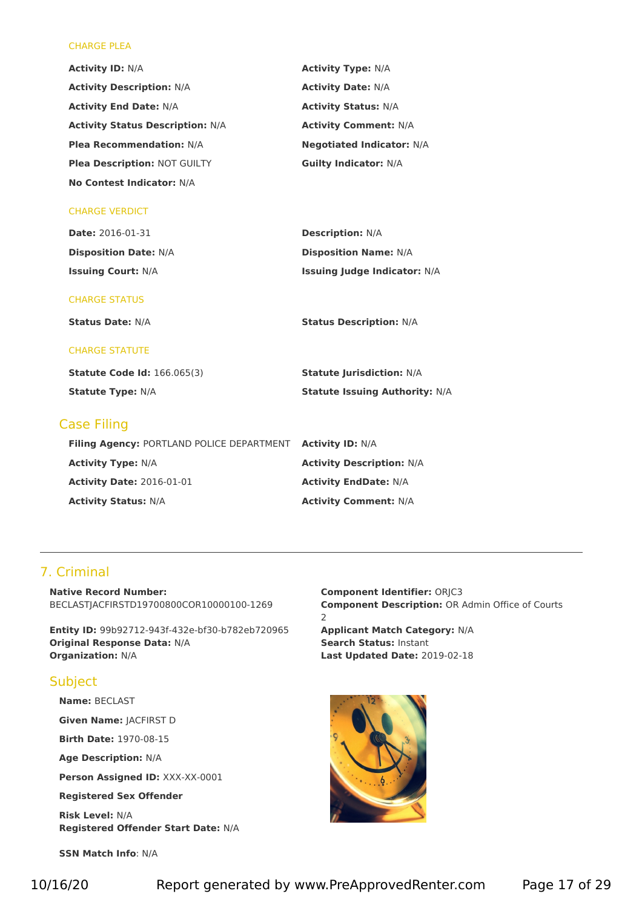#### CHARGE PLEA

**Activity ID:** N/A

**Activity Type:** N/A

**Activity Description:** N/A

**Activity Date:** N/A

**Activity End Date:** N/A

**Activity Status:** N/A

**Activity Status Description:** N/A

**Activity Comment:** N/A

**Plea Recommendation:** N/A

**Negotiated Indicator:** N/A

**Plea Description:** NOT GUILTY

**Guilty Indicator:** N/A

**No Contest Indicator:** N/A

#### CHARGE VERDICT

**Date:** 2016-01-31

**Description:** N/A

**Disposition Date:** N/A

**Disposition Name:** N/A

**Issuing Court:** N/A

**Issuing Judge Indicator:** N/A

#### CHARGE STATUS

**Status Date:** N/A

**Status Description:** N/A

#### CHARGE STATUTE

**Statute Code Id:** 166.065(3)

**Statute Jurisdiction:** N/A

**Statute Type:** N/A

**Statute Issuing Authority:** N/A

### Case Filing

**Filing Agency:** PORTLAND POLICE DEPARTMENT

**Activity ID:** N/A

**Activity Type:** N/A

**Activity Description:** N/A

**Activity Date:** 2016-01-01

**Activity EndDate:** N/A

**Activity Status:** N/A

**Activity Comment:** N/A

---

## 7. Criminal

**Native Record Number:** BECLASTJACFIRSTD19700800COR10000100-1269

**Entity ID:** 99b92712-943f-432e-bf30-b782eb720965

**Original Response Data:** N/A

**Organization:** N/A

**Component Identifier:** ORJC3

**Component Description:** OR Admin Office of Courts 2

**Applicant Match Category:** N/A

**Search Status:** Instant

**Last Updated Date:** 2019-02-18

### Subject

**Name:** BECLAST

**Given Name:** JACFIRST D

**Birth Date:** 1970-08-15

**Age Description:** N/A

**Person Assigned ID:** XXX-XX-0001

**Registered Sex Offender**

**Risk Level:** N/A

**Registered Offender Start Date:** N/A

**SSN Match Info**: N/A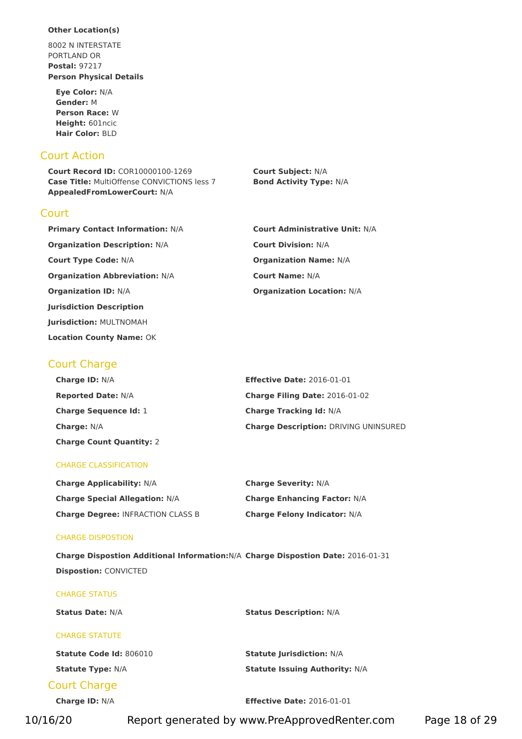**Other Location(s)**

8002 N INTERSTATE
PORTLAND OR
**Postal:** 97217
**Person Physical Details**

**Eye Color:** N/A
**Gender:** M
**Person Race:** W
**Height:** 601ncic
**Hair Color:** BLD

## Court Action

**Court Record ID:** COR10000100-1269
**Case Title:** MultiOffense CONVICTIONS less 7
**AppealedFromLowerCourt:** N/A
**Court Subject:** N/A
**Bond Activity Type:** N/A

## Court

**Primary Contact Information:** N/A
**Court Administrative Unit:** N/A
**Organization Description:** N/A
**Court Division:** N/A
**Court Type Code:** N/A
**Organization Name:** N/A
**Organization Abbreviation:** N/A
**Court Name:** N/A
**Organization ID:** N/A
**Organization Location:** N/A
**Jurisdiction Description**
**Jurisdiction:** MULTNOMAH
**Location County Name:** OK

## Court Charge

**Charge ID:** N/A
**Effective Date:** 2016-01-01
**Reported Date:** N/A
**Charge Filing Date:** 2016-01-02
**Charge Sequence Id:** 1
**Charge Tracking Id:** N/A
**Charge:** N/A
**Charge Description:** DRIVING UNINSURED
**Charge Count Quantity:** 2

### CHARGE CLASSIFICATION

**Charge Applicability:** N/A
**Charge Severity:** N/A
**Charge Special Allegation:** N/A
**Charge Enhancing Factor:** N/A
**Charge Degree:** INFRACTION CLASS B
**Charge Felony Indicator:** N/A

### CHARGE DISPOSTION

**Charge Dispostion Additional Information:** N/A
**Charge Dispostion Date:** 2016-01-31
**Dispostion:** CONVICTED

### CHARGE STATUS

**Status Date:** N/A
**Status Description:** N/A

### CHARGE STATUTE

**Statute Code Id:** 806010
**Statute Jurisdiction:** N/A
**Statute Type:** N/A
**Statute Issuing Authority:** N/A

## Court Charge

**Charge ID:** N/A
**Effective Date:** 2016-01-01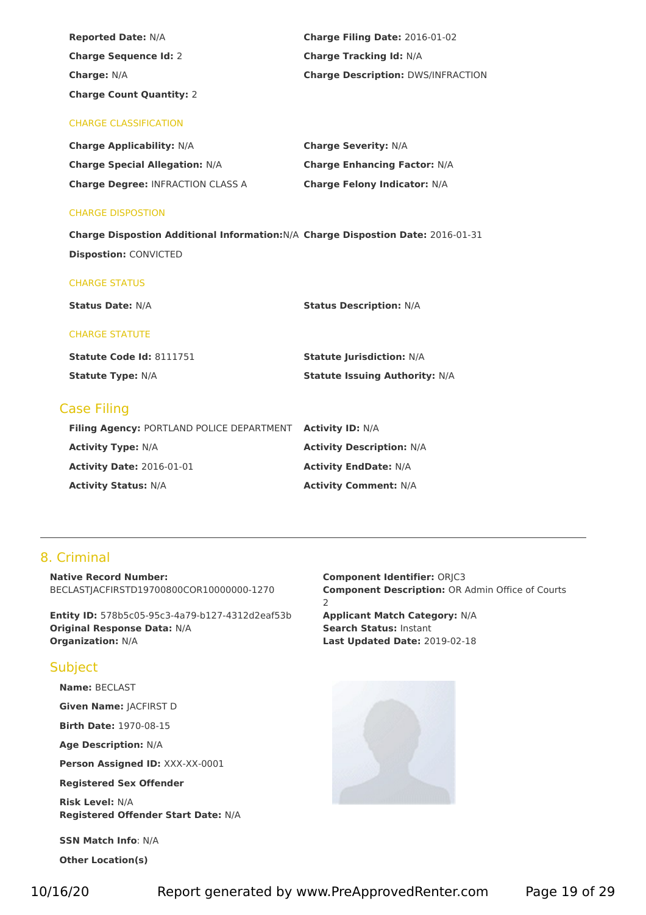**Reported Date:** N/A

**Charge Filing Date:** 2016-01-02

**Charge Sequence Id:** 2

**Charge Tracking Id:** N/A

**Charge:** N/A

**Charge Description:** DWS/INFRACTION

**Charge Count Quantity:** 2

### CHARGE CLASSIFICATION

**Charge Applicability:** N/A

**Charge Severity:** N/A

**Charge Special Allegation:** N/A

**Charge Enhancing Factor:** N/A

**Charge Degree:** INFRACTION CLASS A

**Charge Felony Indicator:** N/A

### CHARGE DISPOSTION

**Charge Dispostion Additional Information:** N/A

**Charge Dispostion Date:** 2016-01-31

**Dispostion:** CONVICTED

### CHARGE STATUS

**Status Date:** N/A

**Status Description:** N/A

### CHARGE STATUTE

**Statute Code Id:** 8111751

**Statute Jurisdiction:** N/A

**Statute Type:** N/A

**Statute Issuing Authority:** N/A

## Case Filing

**Filing Agency:** PORTLAND POLICE DEPARTMENT

**Activity ID:** N/A

**Activity Type:** N/A

**Activity Description:** N/A

**Activity Date:** 2016-01-01

**Activity EndDate:** N/A

**Activity Status:** N/A

**Activity Comment:** N/A

---

## 8. Criminal

**Native Record Number:** BECLASTJACFIRSTD19700800COR10000000-1270

**Entity ID:** 578b5c05-95c3-4a79-b127-4312d2eaf53b

**Original Response Data:** N/A

**Organization:** N/A

**Component Identifier:** ORJC3

**Component Description:** OR Admin Office of Courts 2

**Applicant Match Category:** N/A

**Search Status:** Instant

**Last Updated Date:** 2019-02-18

## Subject

**Name:** BECLAST

**Given Name:** JACFIRST D

**Birth Date:** 1970-08-15

**Age Description:** N/A

**Person Assigned ID:** XXX-XX-0001

**Registered Sex Offender**

**Risk Level:** N/A

**Registered Offender Start Date:** N/A

**SSN Match Info**: N/A

**Other Location(s)**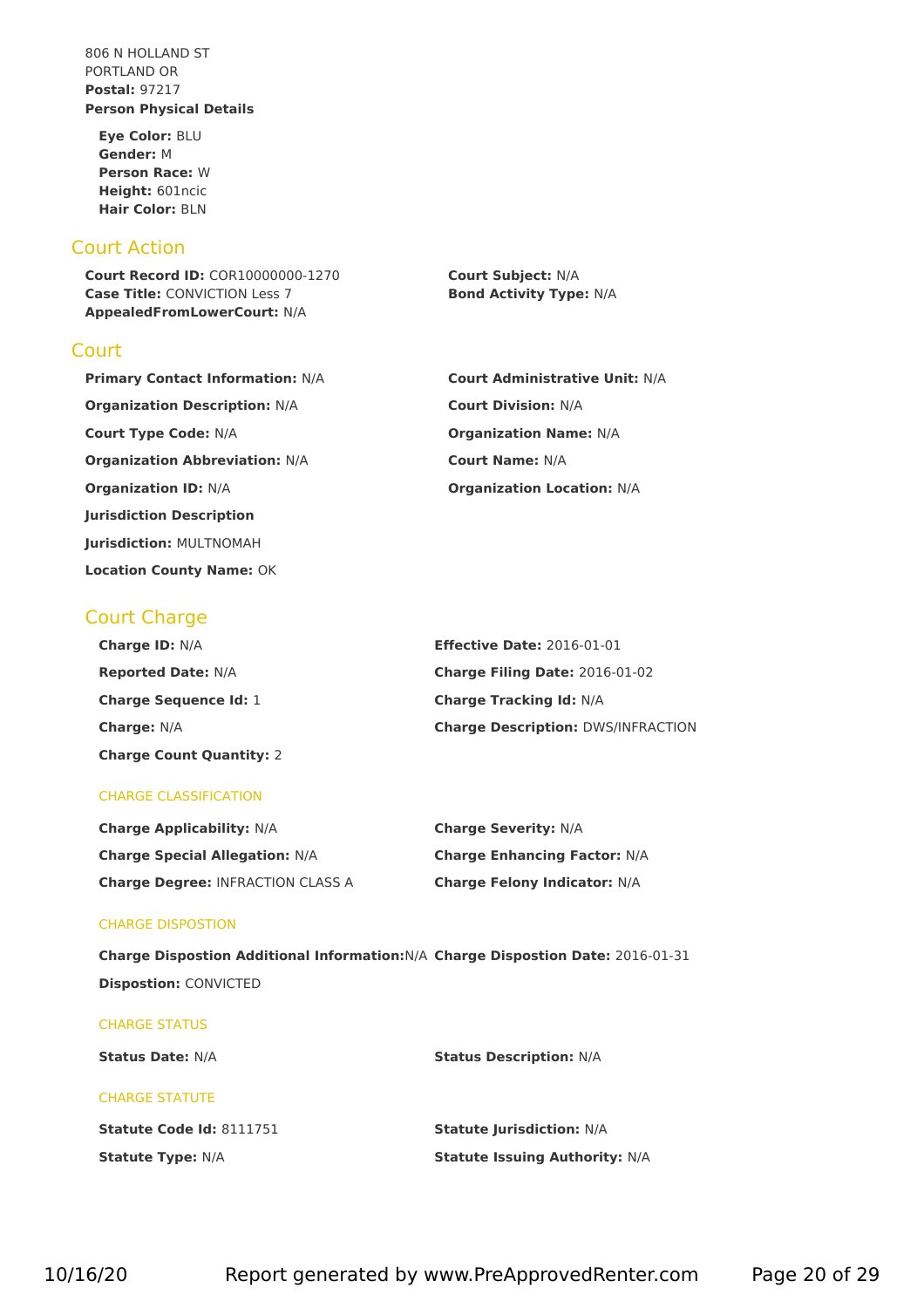806 N HOLLAND ST
PORTLAND OR
**Postal:** 97217
**Person Physical Details**

**Eye Color:** BLU
**Gender:** M
**Person Race:** W
**Height:** 601ncic
**Hair Color:** BLN

## Court Action

**Court Record ID:** COR10000000-1270
**Case Title:** CONVICTION Less 7
**AppealedFromLowerCourt:** N/A
**Court Subject:** N/A
**Bond Activity Type:** N/A

## Court

**Primary Contact Information:** N/A
**Court Administrative Unit:** N/A
**Organization Description:** N/A
**Court Division:** N/A
**Court Type Code:** N/A
**Organization Name:** N/A
**Organization Abbreviation:** N/A
**Court Name:** N/A
**Organization ID:** N/A
**Organization Location:** N/A
**Jurisdiction Description**
**Jurisdiction:** MULTNOMAH
**Location County Name:** OK

## Court Charge

**Charge ID:** N/A
**Effective Date:** 2016-01-01
**Reported Date:** N/A
**Charge Filing Date:** 2016-01-02
**Charge Sequence Id:** 1
**Charge Tracking Id:** N/A
**Charge:** N/A
**Charge Description:** DWS/INFRACTION
**Charge Count Quantity:** 2

### CHARGE CLASSIFICATION

**Charge Applicability:** N/A
**Charge Severity:** N/A
**Charge Special Allegation:** N/A
**Charge Enhancing Factor:** N/A
**Charge Degree:** INFRACTION CLASS A
**Charge Felony Indicator:** N/A

### CHARGE DISPOSTION

**Charge Dispostion Additional Information:** N/A
**Charge Dispostion Date:** 2016-01-31
**Dispostion:** CONVICTED

### CHARGE STATUS

**Status Date:** N/A
**Status Description:** N/A

### CHARGE STATUTE

**Statute Code Id:** 8111751
**Statute Jurisdiction:** N/A
**Statute Type:** N/A
**Statute Issuing Authority:** N/A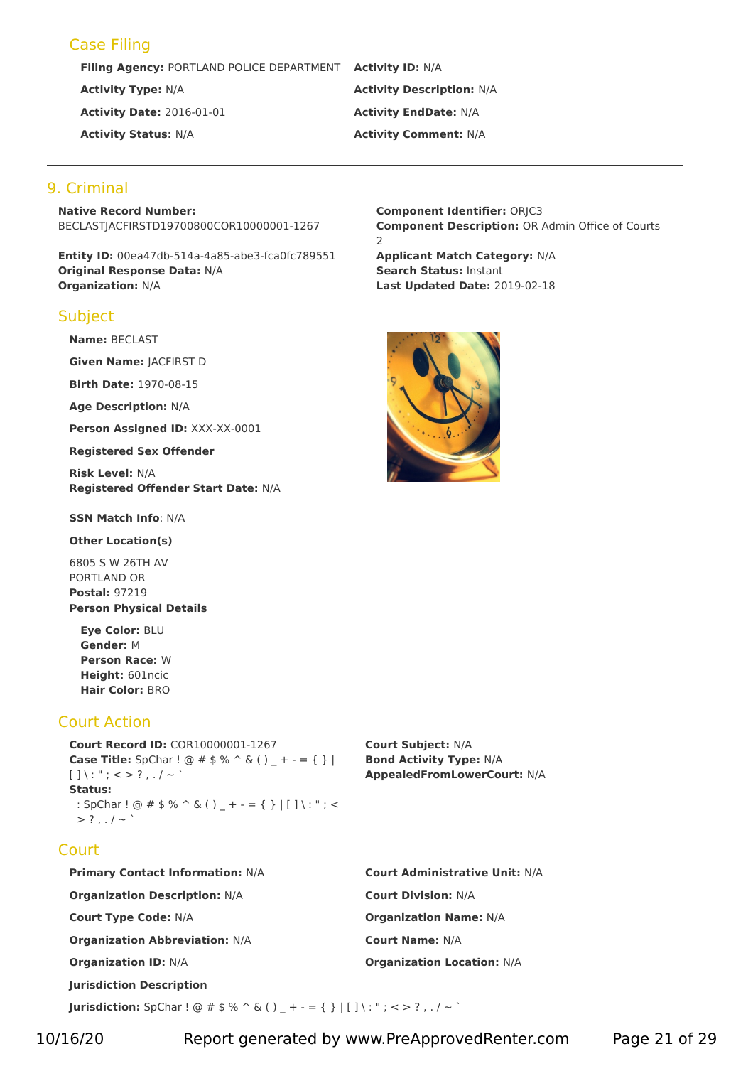## Case Filing

**Filing Agency:** PORTLAND POLICE DEPARTMENT

**Activity ID:** N/A

**Activity Type:** N/A

**Activity Description:** N/A

**Activity Date:** 2016-01-01

**Activity EndDate:** N/A

**Activity Status:** N/A

**Activity Comment:** N/A

---

## 9. Criminal

**Native Record Number:** BECLASTJACFIRSTD19700800COR10000001-1267

**Entity ID:** 00ea47db-514a-4a85-abe3-fca0fc789551
**Original Response Data:** N/A
**Organization:** N/A

**Component Identifier:** ORJC3
**Component Description:** OR Admin Office of Courts 2
**Applicant Match Category:** N/A
**Search Status:** Instant
**Last Updated Date:** 2019-02-18

### Subject

**Name:** BECLAST

**Given Name:** JACFIRST D

**Birth Date:** 1970-08-15

**Age Description:** N/A

**Person Assigned ID:** XXX-XX-0001

**Registered Sex Offender**

**Risk Level:** N/A
**Registered Offender Start Date:** N/A

**SSN Match Info**: N/A

**Other Location(s)**

6805 S W 26TH AV
PORTLAND OR
**Postal:** 97219
**Person Physical Details**

**Eye Color:** BLU
**Gender:** M
**Person Race:** W
**Height:** 601ncic
**Hair Color:** BRO

### Court Action

**Court Record ID:** COR10000001-1267
**Case Title:** SpChar ! @ # $ % ^ & ( ) _ + - = { } | [ ] \ : " ; < > ? , . / ~ `
**Status:**
: SpChar ! @ # $ % ^ & ( ) _ + - = { } | [ ] \ : " ; < > ? , . / ~ `

**Court Subject:** N/A
**Bond Activity Type:** N/A
**AppealedFromLowerCourt:** N/A

### Court

**Primary Contact Information:** N/A

**Court Administrative Unit:** N/A

**Organization Description:** N/A

**Court Division:** N/A

**Court Type Code:** N/A

**Organization Name:** N/A

**Organization Abbreviation:** N/A

**Court Name:** N/A

**Organization ID:** N/A

**Organization Location:** N/A

**Jurisdiction Description**

**Jurisdiction:** SpChar ! @ # $ % ^ & ( ) _ + - = { } | [ ] \ : " ; < > ? , . / ~ `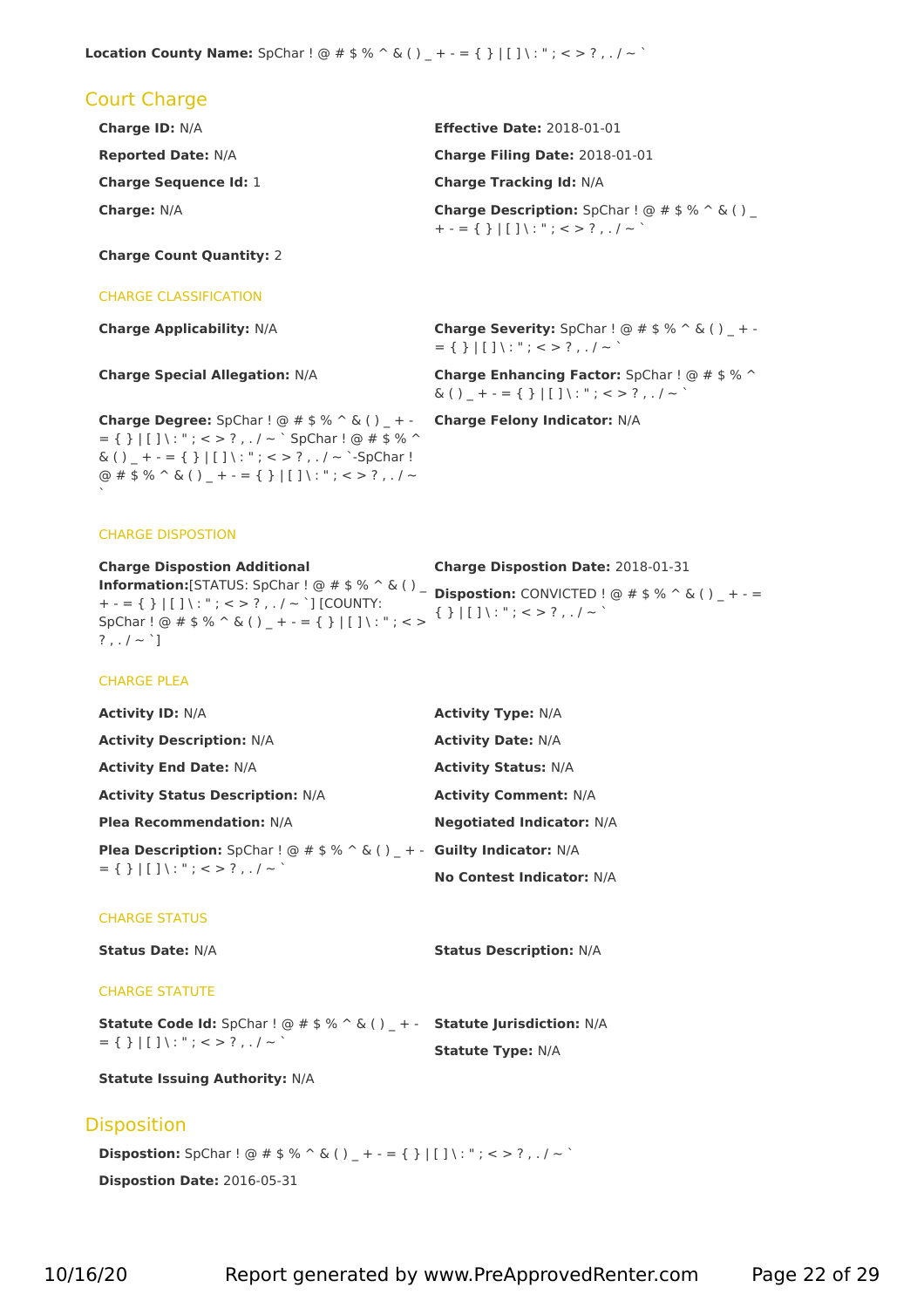**Location County Name:** SpChar ! @ # $ % ^ & ( ) _ + - = { } | [ ] \ : " ; < > ? , . / ~ `

## Court Charge

**Charge ID:** N/A

**Effective Date:** 2018-01-01

**Reported Date:** N/A

**Charge Filing Date:** 2018-01-01

**Charge Sequence Id:** 1

**Charge Tracking Id:** N/A

**Charge:** N/A

**Charge Description:** SpChar ! @ # $ % ^ & ( ) _ + - = { } | [ ] \ : " ; < > ? , . / ~ `

**Charge Count Quantity:** 2

### CHARGE CLASSIFICATION

**Charge Applicability:** N/A

**Charge Severity:** SpChar ! @ # $ % ^ & ( ) _ + - = { } | [ ] \ : " ; < > ? , . / ~ `

**Charge Special Allegation:** N/A

**Charge Enhancing Factor:** SpChar ! @ # $ % ^ & ( ) _ + - = { } | [ ] \ : " ; < > ? , . / ~ `

**Charge Degree:** SpChar ! @ # $ % ^ & ( ) _ + - = { } | [ ] \ : " ; < > ? , . / ~ ` SpChar ! @ # $ % ^ & ( ) _ + - = { } | [ ] \ : " ; < > ? , . / ~ `-SpChar ! @ # $ % ^ & ( ) _ + - = { } | [ ] \ : " ; < > ? , . / ~ `

**Charge Felony Indicator:** N/A

### CHARGE DISPOSTION

**Charge Dispostion Additional Information:**[STATUS: SpChar ! @ # $ % ^ & ( ) _ + - = { } | [ ] \ : " ; < > ? , . / ~ `] [COUNTY: SpChar ! @ # $ % ^ & ( ) _ + - = { } | [ ] \ : " ; < > ? , . / ~ `]

**Charge Dispostion Date:** 2018-01-31

**Dispostion:** CONVICTED ! @ # $ % ^ & ( ) _ + - = { } | [ ] \ : " ; < > ? , . / ~ `

### CHARGE PLEA

**Activity ID:** N/A

**Activity Type:** N/A

**Activity Description:** N/A

**Activity Date:** N/A

**Activity End Date:** N/A

**Activity Status:** N/A

**Activity Status Description:** N/A

**Activity Comment:** N/A

**Plea Recommendation:** N/A

**Negotiated Indicator:** N/A

**Plea Description:** SpChar ! @ # $ % ^ & ( ) _ + - = { } | [ ] \ : " ; < > ? , . / ~ `

**Guilty Indicator:** N/A

**No Contest Indicator:** N/A

### CHARGE STATUS

**Status Date:** N/A

**Status Description:** N/A

### CHARGE STATUTE

**Statute Code Id:** SpChar ! @ # $ % ^ & ( ) _ + - = { } | [ ] \ : " ; < > ? , . / ~ `

**Statute Jurisdiction:** N/A

**Statute Type:** N/A

**Statute Issuing Authority:** N/A

## Disposition

**Dispostion:** SpChar ! @ # $ % ^ & ( ) _ + - = { } | [ ] \ : " ; < > ? , . / ~ `

**Dispostion Date:** 2016-05-31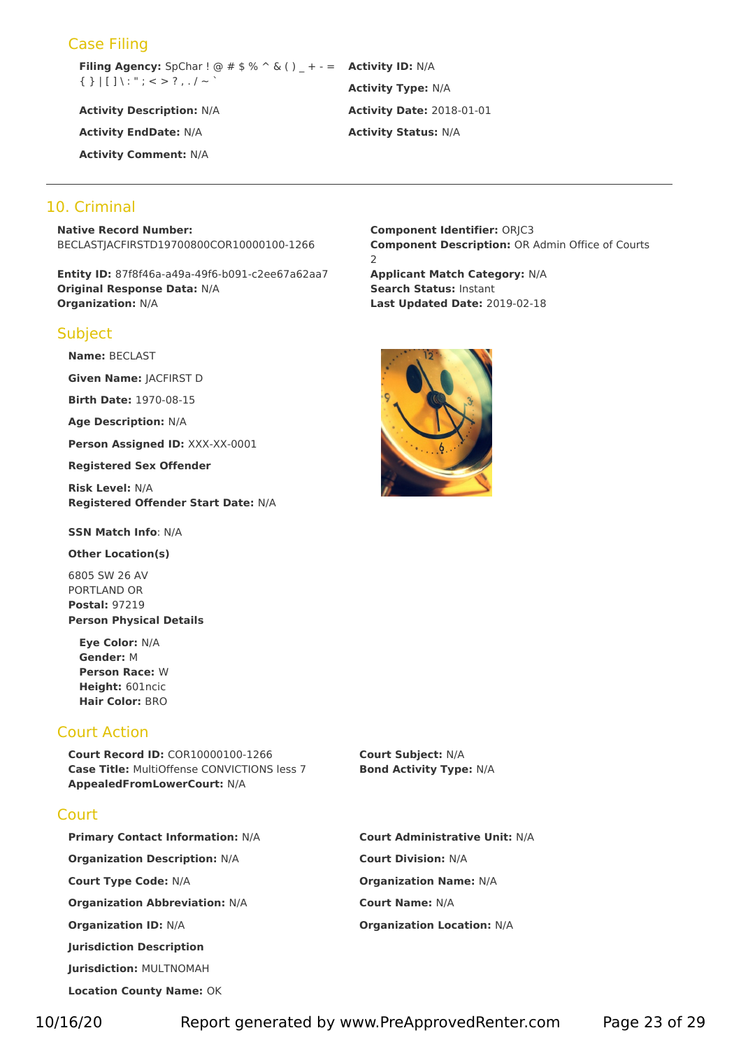## Case Filing

**Filing Agency:** SpChar ! @ # $ % ^ & ( ) _ + - = { } | [ ] \ : " ; < > ? , . / ~ `

**Activity ID:** N/A

**Activity Type:** N/A

**Activity Description:** N/A

**Activity Date:** 2018-01-01

**Activity EndDate:** N/A

**Activity Status:** N/A

**Activity Comment:** N/A

---

## 10. Criminal

**Native Record Number:** BECLASTJACFIRSTD19700800COR10000100-1266

**Entity ID:** 87f8f46a-a49a-49f6-b091-c2ee67a62aa7
**Original Response Data:** N/A
**Organization:** N/A

**Component Identifier:** ORJC3
**Component Description:** OR Admin Office of Courts 2
**Applicant Match Category:** N/A
**Search Status:** Instant
**Last Updated Date:** 2019-02-18

### Subject

**Name:** BECLAST

**Given Name:** JACFIRST D

**Birth Date:** 1970-08-15

**Age Description:** N/A

**Person Assigned ID:** XXX-XX-0001

**Registered Sex Offender**

**Risk Level:** N/A
**Registered Offender Start Date:** N/A

**SSN Match Info**: N/A

**Other Location(s)**

6805 SW 26 AV
PORTLAND OR
**Postal:** 97219
**Person Physical Details**

**Eye Color:** N/A
**Gender:** M
**Person Race:** W
**Height:** 601ncic
**Hair Color:** BRO

### Court Action

**Court Record ID:** COR10000100-1266
**Case Title:** MultiOffense CONVICTIONS less 7
**AppealedFromLowerCourt:** N/A

**Court Subject:** N/A
**Bond Activity Type:** N/A

### Court

**Primary Contact Information:** N/A

**Court Administrative Unit:** N/A

**Organization Description:** N/A

**Court Division:** N/A

**Court Type Code:** N/A

**Organization Name:** N/A

**Organization Abbreviation:** N/A

**Court Name:** N/A

**Organization ID:** N/A

**Organization Location:** N/A

**Jurisdiction Description**

**Jurisdiction:** MULTNOMAH

**Location County Name:** OK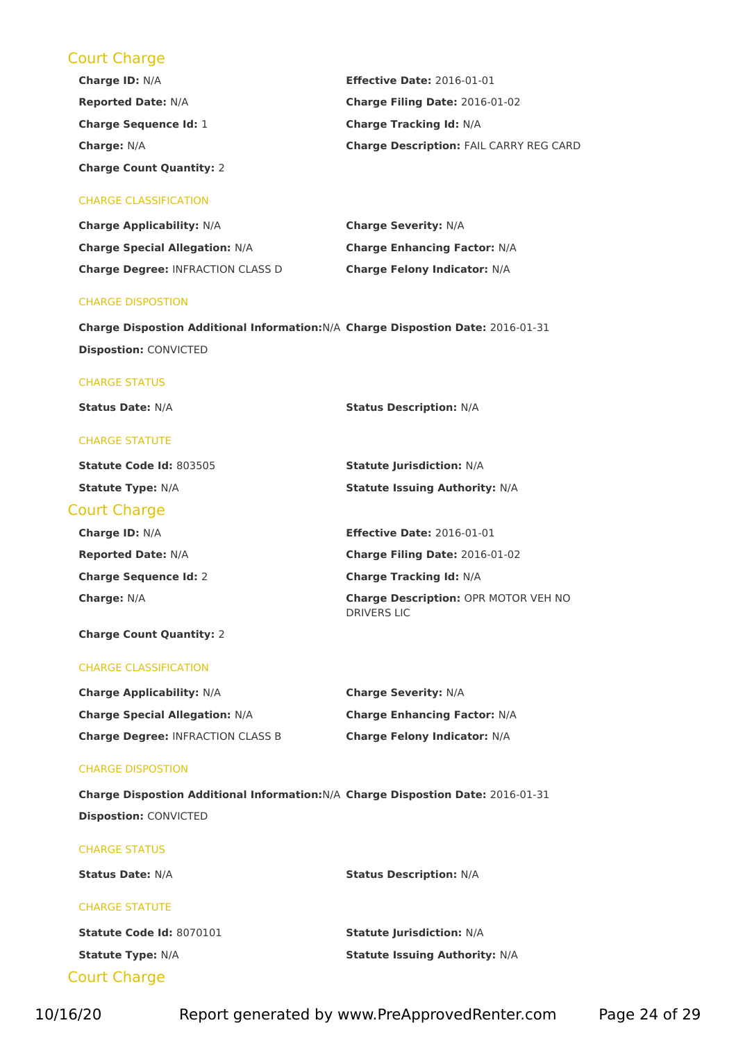## Court Charge

**Charge ID:** N/A

**Effective Date:** 2016-01-01

**Reported Date:** N/A

**Charge Filing Date:** 2016-01-02

**Charge Sequence Id:** 1

**Charge Tracking Id:** N/A

**Charge:** N/A

**Charge Description:** FAIL CARRY REG CARD

**Charge Count Quantity:** 2

### CHARGE CLASSIFICATION

**Charge Applicability:** N/A

**Charge Severity:** N/A

**Charge Special Allegation:** N/A

**Charge Enhancing Factor:** N/A

**Charge Degree:** INFRACTION CLASS D

**Charge Felony Indicator:** N/A

### CHARGE DISPOSTION

**Charge Dispostion Additional Information:** N/A

**Charge Dispostion Date:** 2016-01-31

**Dispostion:** CONVICTED

### CHARGE STATUS

**Status Date:** N/A

**Status Description:** N/A

### CHARGE STATUTE

**Statute Code Id:** 803505

**Statute Jurisdiction:** N/A

**Statute Type:** N/A

**Statute Issuing Authority:** N/A

## Court Charge

**Charge ID:** N/A

**Effective Date:** 2016-01-01

**Reported Date:** N/A

**Charge Filing Date:** 2016-01-02

**Charge Sequence Id:** 2

**Charge Tracking Id:** N/A

**Charge:** N/A

**Charge Description:** OPR MOTOR VEH NO DRIVERS LIC

**Charge Count Quantity:** 2

### CHARGE CLASSIFICATION

**Charge Applicability:** N/A

**Charge Severity:** N/A

**Charge Special Allegation:** N/A

**Charge Enhancing Factor:** N/A

**Charge Degree:** INFRACTION CLASS B

**Charge Felony Indicator:** N/A

### CHARGE DISPOSTION

**Charge Dispostion Additional Information:** N/A

**Charge Dispostion Date:** 2016-01-31

**Dispostion:** CONVICTED

### CHARGE STATUS

**Status Date:** N/A

**Status Description:** N/A

### CHARGE STATUTE

**Statute Code Id:** 8070101

**Statute Jurisdiction:** N/A

**Statute Type:** N/A

**Statute Issuing Authority:** N/A

## Court Charge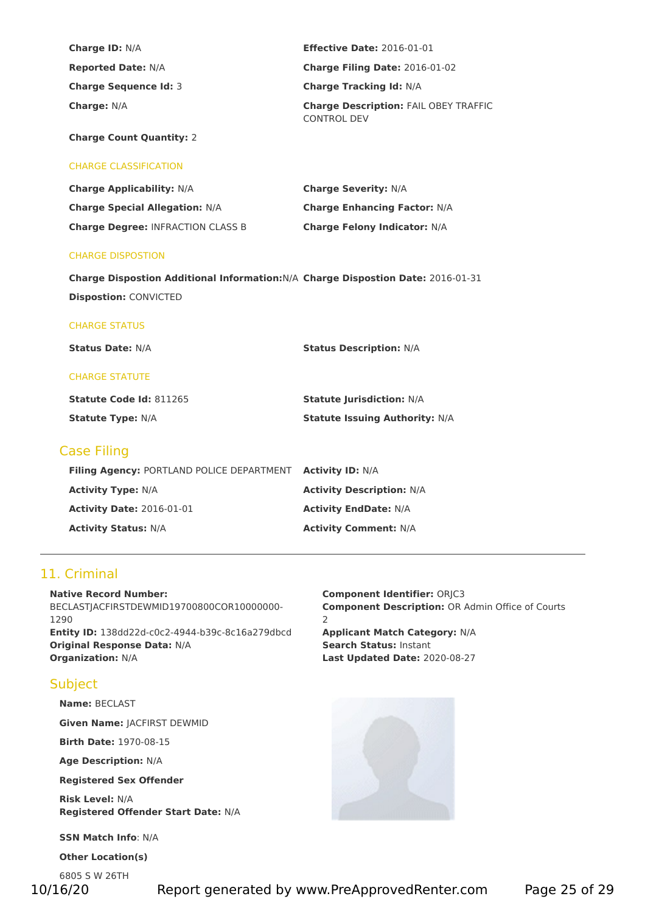**Charge ID:** N/A

**Effective Date:** 2016-01-01

**Reported Date:** N/A

**Charge Filing Date:** 2016-01-02

**Charge Sequence Id:** 3

**Charge Tracking Id:** N/A

**Charge:** N/A

**Charge Description:** FAIL OBEY TRAFFIC CONTROL DEV

**Charge Count Quantity:** 2

CHARGE CLASSIFICATION

**Charge Applicability:** N/A

**Charge Severity:** N/A

**Charge Special Allegation:** N/A

**Charge Enhancing Factor:** N/A

**Charge Degree:** INFRACTION CLASS B

**Charge Felony Indicator:** N/A

CHARGE DISPOSTION

**Charge Dispostion Additional Information:** N/A

**Charge Dispostion Date:** 2016-01-31

**Dispostion:** CONVICTED

CHARGE STATUS

**Status Date:** N/A

**Status Description:** N/A

CHARGE STATUTE

**Statute Code Id:** 811265

**Statute Jurisdiction:** N/A

**Statute Type:** N/A

**Statute Issuing Authority:** N/A

## Case Filing

**Filing Agency:** PORTLAND POLICE DEPARTMENT

**Activity ID:** N/A

**Activity Type:** N/A

**Activity Description:** N/A

**Activity Date:** 2016-01-01

**Activity EndDate:** N/A

**Activity Status:** N/A

**Activity Comment:** N/A

---

## 11. Criminal

**Native Record Number:** BECLASTJACFIRSTDEWMID19700800COR10000000-1290
**Entity ID:** 138dd22d-c0c2-4944-b39c-8c16a279dbcd
**Original Response Data:** N/A
**Organization:** N/A

**Component Identifier:** ORJC3
**Component Description:** OR Admin Office of Courts 2
**Applicant Match Category:** N/A
**Search Status:** Instant
**Last Updated Date:** 2020-08-27

## Subject

**Name:** BECLAST

**Given Name:** JACFIRST DEWMID

**Birth Date:** 1970-08-15

**Age Description:** N/A

**Registered Sex Offender**

**Risk Level:** N/A
**Registered Offender Start Date:** N/A

**SSN Match Info**: N/A

**Other Location(s)**

6805 S W 26TH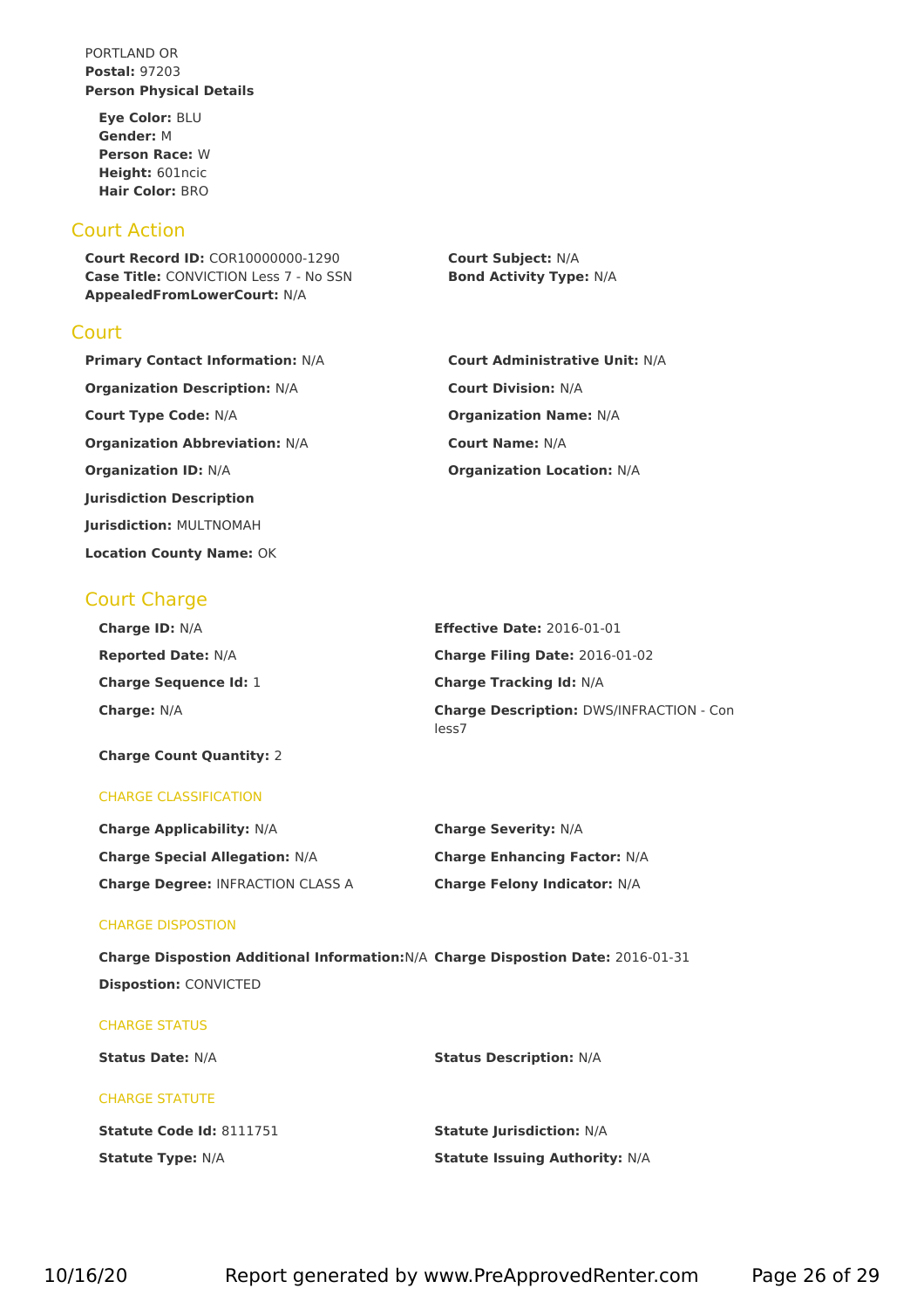PORTLAND OR
**Postal:** 97203
**Person Physical Details**

**Eye Color:** BLU
**Gender:** M
**Person Race:** W
**Height:** 601ncic
**Hair Color:** BRO

## Court Action

**Court Record ID:** COR10000000-1290
**Case Title:** CONVICTION Less 7 - No SSN
**AppealedFromLowerCourt:** N/A
**Court Subject:** N/A
**Bond Activity Type:** N/A

## Court

**Primary Contact Information:** N/A
**Court Administrative Unit:** N/A
**Organization Description:** N/A
**Court Division:** N/A
**Court Type Code:** N/A
**Organization Name:** N/A
**Organization Abbreviation:** N/A
**Court Name:** N/A
**Organization ID:** N/A
**Organization Location:** N/A
**Jurisdiction Description**
**Jurisdiction:** MULTNOMAH
**Location County Name:** OK

## Court Charge

**Charge ID:** N/A
**Effective Date:** 2016-01-01
**Reported Date:** N/A
**Charge Filing Date:** 2016-01-02
**Charge Sequence Id:** 1
**Charge Tracking Id:** N/A
**Charge:** N/A
**Charge Description:** DWS/INFRACTION - Con less7
**Charge Count Quantity:** 2

### CHARGE CLASSIFICATION

**Charge Applicability:** N/A
**Charge Severity:** N/A
**Charge Special Allegation:** N/A
**Charge Enhancing Factor:** N/A
**Charge Degree:** INFRACTION CLASS A
**Charge Felony Indicator:** N/A

### CHARGE DISPOSTION

**Charge Dispostion Additional Information:**N/A
**Charge Dispostion Date:** 2016-01-31
**Dispostion:** CONVICTED

### CHARGE STATUS

**Status Date:** N/A
**Status Description:** N/A

### CHARGE STATUTE

**Statute Code Id:** 8111751
**Statute Jurisdiction:** N/A
**Statute Type:** N/A
**Statute Issuing Authority:** N/A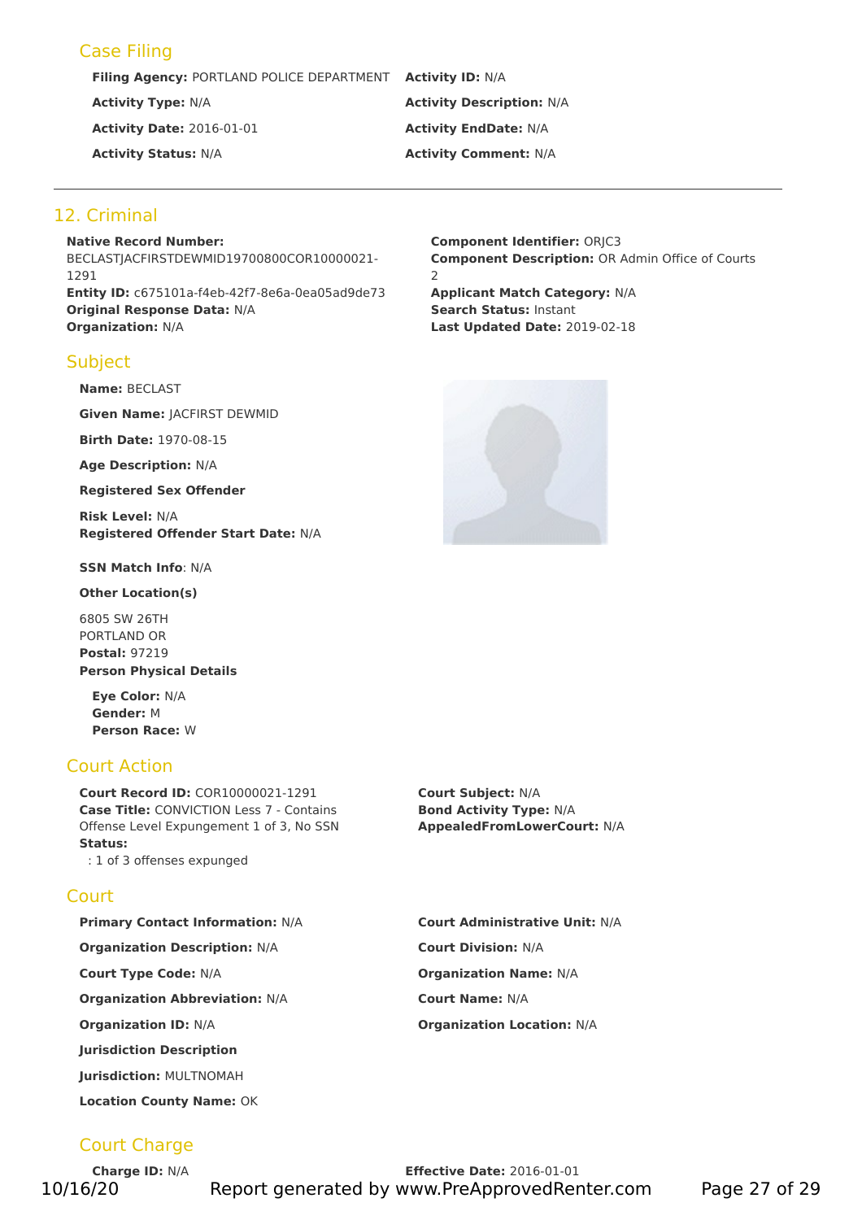### Case Filing

**Filing Agency:** PORTLAND POLICE DEPARTMENT

**Activity ID:** N/A

**Activity Type:** N/A

**Activity Description:** N/A

**Activity Date:** 2016-01-01

**Activity EndDate:** N/A

**Activity Status:** N/A

**Activity Comment:** N/A

---

## 12. Criminal

**Native Record Number:** BECLASTJACFIRSTDEWMID19700800COR10000021-1291
**Entity ID:** c675101a-f4eb-42f7-8e6a-0ea05ad9de73
**Original Response Data:** N/A
**Organization:** N/A

**Component Identifier:** ORJC3
**Component Description:** OR Admin Office of Courts 2
**Applicant Match Category:** N/A
**Search Status:** Instant
**Last Updated Date:** 2019-02-18

### Subject

**Name:** BECLAST

**Given Name:** JACFIRST DEWMID

**Birth Date:** 1970-08-15

**Age Description:** N/A

**Registered Sex Offender**

**Risk Level:** N/A
**Registered Offender Start Date:** N/A

**SSN Match Info**: N/A

**Other Location(s)**

6805 SW 26TH
PORTLAND OR
**Postal:** 97219
**Person Physical Details**

**Eye Color:** N/A
**Gender:** M
**Person Race:** W

### Court Action

**Court Record ID:** COR10000021-1291
**Case Title:** CONVICTION Less 7 - Contains Offense Level Expungement 1 of 3, No SSN
**Status:**
: 1 of 3 offenses expunged

**Court Subject:** N/A
**Bond Activity Type:** N/A
**AppealedFromLowerCourt:** N/A

### Court

**Primary Contact Information:** N/A

**Organization Description:** N/A

**Court Type Code:** N/A

**Organization Abbreviation:** N/A

**Organization ID:** N/A

**Jurisdiction Description**

**Jurisdiction:** MULTNOMAH

**Location County Name:** OK

**Court Administrative Unit:** N/A

**Court Division:** N/A

**Organization Name:** N/A

**Court Name:** N/A

**Organization Location:** N/A

### Court Charge

**Charge ID:** N/A

**Effective Date:** 2016-01-01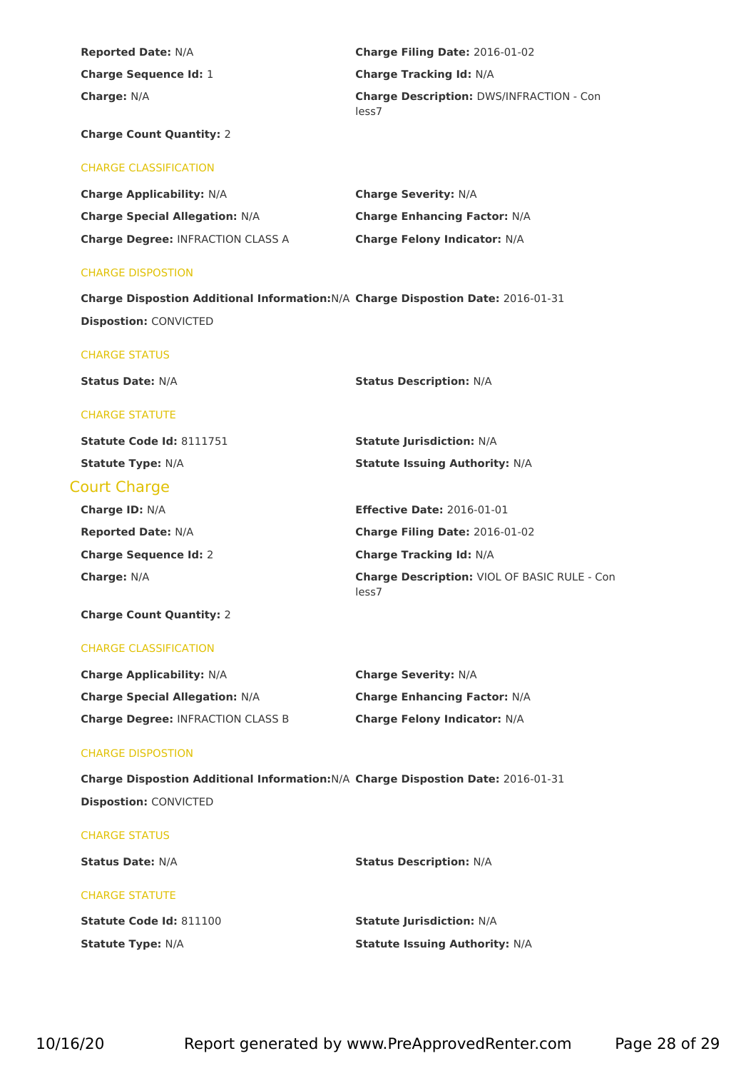**Reported Date:** N/A

**Charge Filing Date:** 2016-01-02

**Charge Sequence Id:** 1

**Charge Tracking Id:** N/A

**Charge:** N/A

**Charge Description:** DWS/INFRACTION - Con less7

**Charge Count Quantity:** 2

CHARGE CLASSIFICATION

**Charge Applicability:** N/A

**Charge Severity:** N/A

**Charge Special Allegation:** N/A

**Charge Enhancing Factor:** N/A

**Charge Degree:** INFRACTION CLASS A

**Charge Felony Indicator:** N/A

CHARGE DISPOSTION

**Charge Dispostion Additional Information:** N/A

**Charge Dispostion Date:** 2016-01-31

**Dispostion:** CONVICTED

CHARGE STATUS

**Status Date:** N/A

**Status Description:** N/A

CHARGE STATUTE

**Statute Code Id:** 8111751

**Statute Jurisdiction:** N/A

**Statute Type:** N/A

**Statute Issuing Authority:** N/A

## Court Charge

**Charge ID:** N/A

**Effective Date:** 2016-01-01

**Reported Date:** N/A

**Charge Filing Date:** 2016-01-02

**Charge Sequence Id:** 2

**Charge Tracking Id:** N/A

**Charge:** N/A

**Charge Description:** VIOL OF BASIC RULE - Con less7

**Charge Count Quantity:** 2

CHARGE CLASSIFICATION

**Charge Applicability:** N/A

**Charge Severity:** N/A

**Charge Special Allegation:** N/A

**Charge Enhancing Factor:** N/A

**Charge Degree:** INFRACTION CLASS B

**Charge Felony Indicator:** N/A

CHARGE DISPOSTION

**Charge Dispostion Additional Information:** N/A

**Charge Dispostion Date:** 2016-01-31

**Dispostion:** CONVICTED

CHARGE STATUS

**Status Date:** N/A

**Status Description:** N/A

CHARGE STATUTE

**Statute Code Id:** 811100

**Statute Jurisdiction:** N/A

**Statute Type:** N/A

**Statute Issuing Authority:** N/A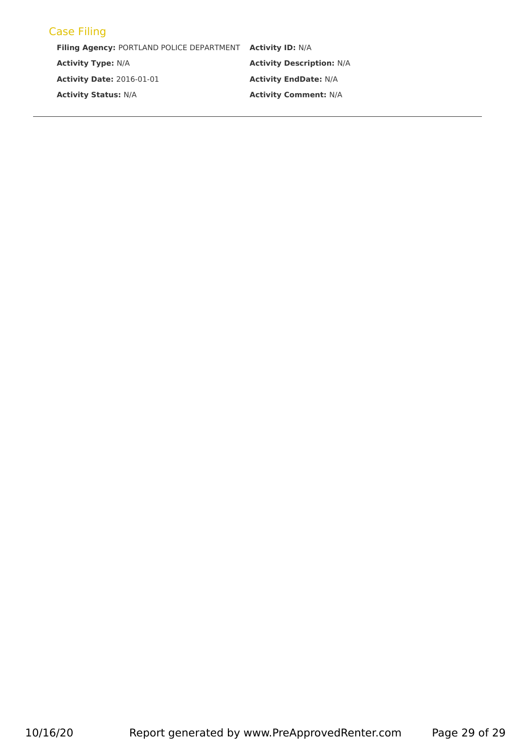## Case Filing

**Filing Agency:** PORTLAND POLICE DEPARTMENT

**Activity ID:** N/A

**Activity Type:** N/A

**Activity Description:** N/A

**Activity Date:** 2016-01-01

**Activity EndDate:** N/A

**Activity Status:** N/A

**Activity Comment:** N/A

---